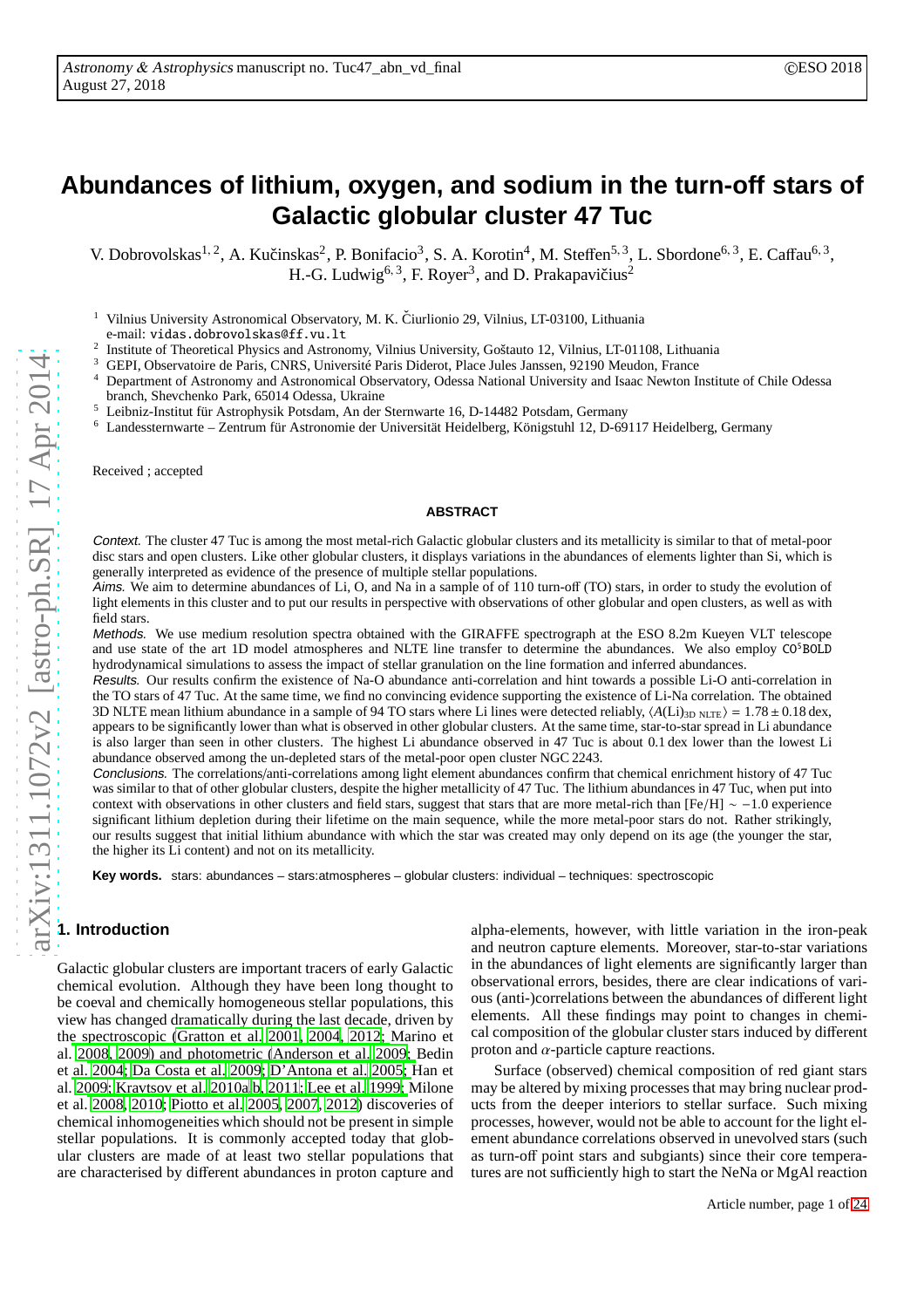# Abundances of lithium, oxygen, and sodium in the turn-off stars of Galactic globular cluster 47 Tuc

V. Dobrovolskas[1,2], A. Kučinskas[2], P. Bonifacio[3], S. A. Korotin[4], M. Steffen[5,3], L. Sbordone[6,3], E. Caffau[6,3], H.-G. Ludwig[6,3], F. Royer[3], and D. Prakapavičius[2]

[1] Vilnius University Astronomical Observatory, M. K. Čiurlionio 29, Vilnius, LT-03100, Lithuania
e-mail: vidas.dobrovolskas@ff.vu.lt

[2] Institute of Theoretical Physics and Astronomy, Vilnius University, Goštauto 12, Vilnius, LT-01108, Lithuania

[3] GEPI, Observatoire de Paris, CNRS, Université Paris Diderot, Place Jules Janssen, 92190 Meudon, France

[4] Department of Astronomy and Astronomical Observatory, Odessa National University and Isaac Newton Institute of Chile Odessa branch, Shevchenko Park, 65014 Odessa, Ukraine

[5] Leibniz-Institut für Astrophysik Potsdam, An der Sternwarte 16, D-14482 Potsdam, Germany

[6] Landessternwarte – Zentrum für Astronomie der Universität Heidelberg, Königstuhl 12, D-69117 Heidelberg, Germany

Received ; accepted

## ABSTRACT

*Context.* The cluster 47 Tuc is among the most metal-rich Galactic globular clusters and its metallicity is similar to that of metal-poor disc stars and open clusters. Like other globular clusters, it displays variations in the abundances of elements lighter than Si, which is generally interpreted as evidence of the presence of multiple stellar populations.

*Aims.* We aim to determine abundances of Li, O, and Na in a sample of of 110 turn-off (TO) stars, in order to study the evolution of light elements in this cluster and to put our results in perspective with observations of other globular and open clusters, as well as with field stars.

*Methods.* We use medium resolution spectra obtained with the GIRAFFE spectrograph at the ESO 8.2m Kueyen VLT telescope and use state of the art 1D model atmospheres and NLTE line transfer to determine the abundances. We also employ CO[5]BOLD hydrodynamical simulations to assess the impact of stellar granulation on the line formation and inferred abundances.

*Results.* Our results confirm the existence of Na-O abundance anti-correlation and hint towards a possible Li-O anti-correlation in the TO stars of 47 Tuc. At the same time, we find no convincing evidence supporting the existence of Li-Na correlation. The obtained 3D NLTE mean lithium abundance in a sample of 94 TO stars where Li lines were detected reliably, $\langle A(\mathrm{Li})_{\mathrm{3D\ NLTE}}\rangle = 1.78 \pm 0.18$ dex, appears to be significantly lower than what is observed in other globular clusters. At the same time, star-to-star spread in Li abundance is also larger than seen in other clusters. The highest Li abundance observed in 47 Tuc is about 0.1 dex lower than the lowest Li abundance observed among the un-depleted stars of the metal-poor open cluster NGC 2243.

*Conclusions.* The correlations/anti-correlations among light element abundances confirm that chemical enrichment history of 47 Tuc was similar to that of other globular clusters, despite the higher metallicity of 47 Tuc. The lithium abundances in 47 Tuc, when put into context with observations in other clusters and field stars, suggest that stars that are more metal-rich than $[\mathrm{Fe/H}] \sim -1.0$ experience significant lithium depletion during their lifetime on the main sequence, while the more metal-poor stars do not. Rather strikingly, our results suggest that initial lithium abundance with which the star was created may only depend on its age (the younger the star, the higher its Li content) and not on its metallicity.

**Key words.** stars: abundances – stars:atmospheres – globular clusters: individual – techniques: spectroscopic

## 1. Introduction

Galactic globular clusters are important tracers of early Galactic chemical evolution. Although they have been long thought to be coeval and chemically homogeneous stellar populations, this view has changed dramatically during the last decade, driven by the spectroscopic (Gratton et al. 2001, 2004, 2012; Marino et al. 2008, 2009) and photometric (Anderson et al. 2009; Bedin et al. 2004; Da Costa et al. 2009; D'Antona et al. 2005; Han et al. 2009; Kravtsov et al. 2010a,b, 2011; Lee et al. 1999; Milone et al. 2008, 2010; Piotto et al. 2005, 2007, 2012) discoveries of chemical inhomogeneities which should not be present in simple stellar populations. It is commonly accepted today that globular clusters are made of at least two stellar populations that are characterised by different abundances in proton capture and alpha-elements, however, with little variation in the iron-peak and neutron capture elements. Moreover, star-to-star variations in the abundances of light elements are significantly larger than observational errors, besides, there are clear indications of various (anti-)correlations between the abundances of different light elements. All these findings may point to changes in chemical composition of the globular cluster stars induced by different proton and $\alpha$-particle capture reactions.

Surface (observed) chemical composition of red giant stars may be altered by mixing processes that may bring nuclear products from the deeper interiors to stellar surface. Such mixing processes, however, would not be able to account for the light element abundance correlations observed in unevolved stars (such as turn-off point stars and subgiants) since their core temperatures are not sufficiently high to start the NeNa or MgAl reaction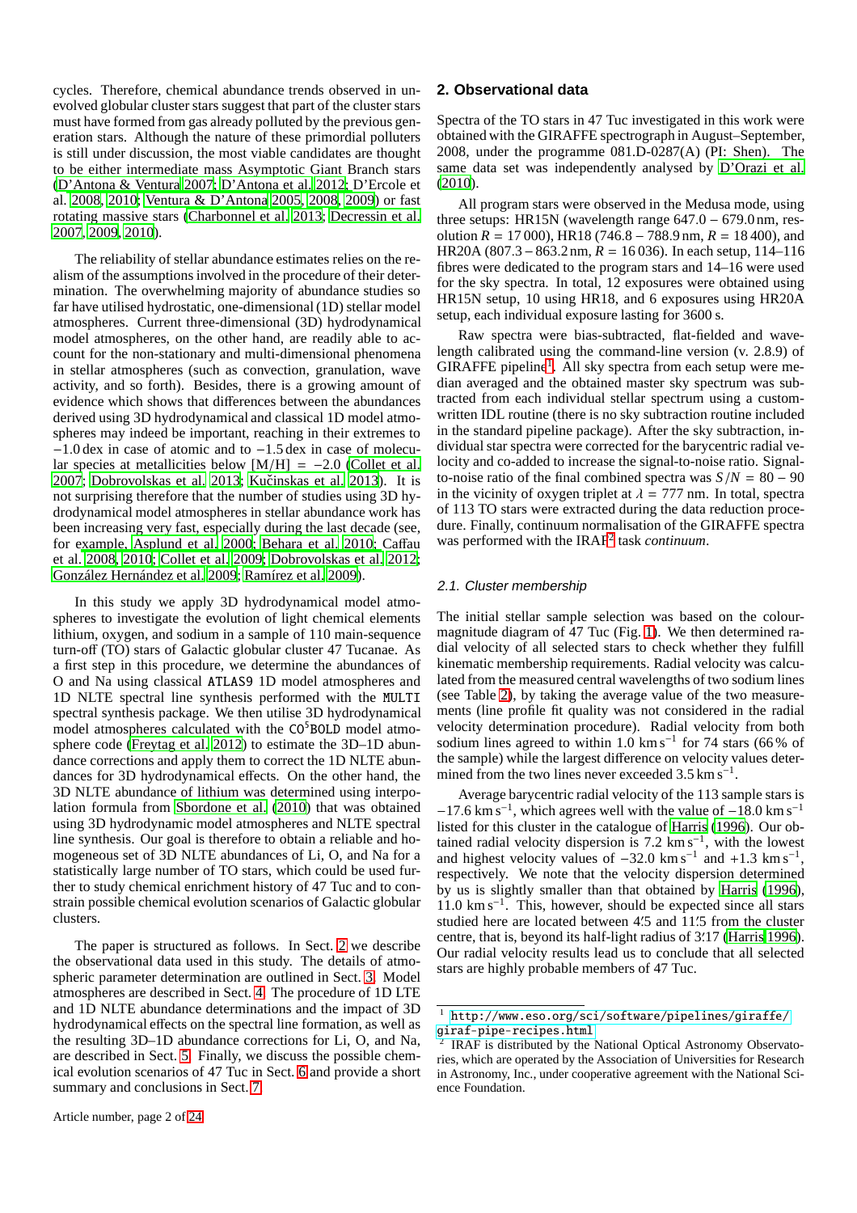cycles. Therefore, chemical abundance trends observed in unevolved globular cluster stars suggest that part of the cluster stars must have formed from gas already polluted by the previous generation stars. Although the nature of these primordial polluters is still under discussion, the most viable candidates are thought to be either intermediate mass Asymptotic Giant Branch stars (D'Antona & Ventura 2007; D'Antona et al. 2012; D'Ercole et al. 2008, 2010; Ventura & D'Antona 2005, 2008, 2009) or fast rotating massive stars (Charbonnel et al. 2013; Decressin et al. 2007, 2009, 2010).

The reliability of stellar abundance estimates relies on the realism of the assumptions involved in the procedure of their determination. The overwhelming majority of abundance studies so far have utilised hydrostatic, one-dimensional (1D) stellar model atmospheres. Current three-dimensional (3D) hydrodynamical model atmospheres, on the other hand, are readily able to account for the non-stationary and multi-dimensional phenomena in stellar atmospheres (such as convection, granulation, wave activity, and so forth). Besides, there is a growing amount of evidence which shows that differences between the abundances derived using 3D hydrodynamical and classical 1D model atmospheres may indeed be important, reaching in their extremes to $-1.0$ dex in case of atomic and to $-1.5$ dex in case of molecular species at metallicities below $[\mathrm{M/H}] = -2.0$ (Collet et al. 2007; Dobrovolskas et al. 2013; Kučinskas et al. 2013). It is not surprising therefore that the number of studies using 3D hydrodynamical model atmospheres in stellar abundance work has been increasing very fast, especially during the last decade (see, for example, Asplund et al. 2000; Behara et al. 2010; Caffau et al. 2008, 2010; Collet et al. 2009; Dobrovolskas et al. 2012; González Hernández et al. 2009; Ramírez et al. 2009).

In this study we apply 3D hydrodynamical model atmospheres to investigate the evolution of light chemical elements lithium, oxygen, and sodium in a sample of 110 main-sequence turn-off (TO) stars of Galactic globular cluster 47 Tucanae. As a first step in this procedure, we determine the abundances of O and Na using classical `ATLAS9` 1D model atmospheres and 1D NLTE spectral line synthesis performed with the `MULTI` spectral synthesis package. We then utilise 3D hydrodynamical model atmospheres calculated with the $\mathrm{CO^5BOLD}$ model atmosphere code (Freytag et al. 2012) to estimate the 3D–1D abundance corrections and apply them to correct the 1D NLTE abundances for 3D hydrodynamical effects. On the other hand, the 3D NLTE abundance of lithium was determined using interpolation formula from Sbordone et al. (2010) that was obtained using 3D hydrodynamic model atmospheres and NLTE spectral line synthesis. Our goal is therefore to obtain a reliable and homogeneous set of 3D NLTE abundances of Li, O, and Na for a statistically large number of TO stars, which could be used further to study chemical enrichment history of 47 Tuc and to constrain possible chemical evolution scenarios of Galactic globular clusters.

The paper is structured as follows. In Sect. 2 we describe the observational data used in this study. The details of atmospheric parameter determination are outlined in Sect. 3. Model atmospheres are described in Sect. 4. The procedure of 1D LTE and 1D NLTE abundance determinations and the impact of 3D hydrodynamical effects on the spectral line formation, as well as the resulting 3D–1D abundance corrections for Li, O, and Na, are described in Sect. 5. Finally, we discuss the possible chemical evolution scenarios of 47 Tuc in Sect. 6 and provide a short summary and conclusions in Sect. 7.

## 2. Observational data

Spectra of the TO stars in 47 Tuc investigated in this work were obtained with the GIRAFFE spectrograph in August–September, 2008, under the programme 081.D-0287(A) (PI: Shen). The same data set was independently analysed by D'Orazi et al. (2010).

All program stars were observed in the Medusa mode, using three setups: HR15N (wavelength range 647.0 − 679.0 nm, resolution $R = 17\,000$), HR18 (746.8 − 788.9 nm, $R = 18\,400$), and HR20A (807.3 − 863.2 nm, $R = 16\,036$). In each setup, 114–116 fibres were dedicated to the program stars and 14–16 were used for the sky spectra. In total, 12 exposures were obtained using HR15N setup, 10 using HR18, and 6 exposures using HR20A setup, each individual exposure lasting for 3600 s.

Raw spectra were bias-subtracted, flat-fielded and wavelength calibrated using the command-line version (v. 2.8.9) of GIRAFFE pipeline[1]. All sky spectra from each setup were median averaged and the obtained master sky spectrum was subtracted from each individual stellar spectrum using a custom-written IDL routine (there is no sky subtraction routine included in the standard pipeline package). After the sky subtraction, individual star spectra were corrected for the barycentric radial velocity and co-added to increase the signal-to-noise ratio. Signal-to-noise ratio of the final combined spectra was $S/N = 80 - 90$ in the vicinity of oxygen triplet at $\lambda = 777$ nm. In total, spectra of 113 TO stars were extracted during the data reduction procedure. Finally, continuum normalisation of the GIRAFFE spectra was performed with the IRAF[2] task *continuum*.

### 2.1. Cluster membership

The initial stellar sample selection was based on the colour-magnitude diagram of 47 Tuc (Fig. 1). We then determined radial velocity of all selected stars to check whether they fulfill kinematic membership requirements. Radial velocity was calculated from the measured central wavelengths of two sodium lines (see Table 2), by taking the average value of the two measurements (line profile fit quality was not considered in the radial velocity determination procedure). Radial velocity from both sodium lines agreed to within 1.0 km s$^{-1}$ for 74 stars (66 % of the sample) while the largest difference on velocity values determined from the two lines never exceeded 3.5 km s$^{-1}$.

Average barycentric radial velocity of the 113 sample stars is $-17.6$ km s$^{-1}$, which agrees well with the value of $-18.0$ km s$^{-1}$ listed for this cluster in the catalogue of Harris (1996). Our obtained radial velocity dispersion is 7.2 km s$^{-1}$, with the lowest and highest velocity values of $-32.0$ km s$^{-1}$ and $+1.3$ km s$^{-1}$, respectively. We note that the velocity dispersion determined by us is slightly smaller than that obtained by Harris (1996), 11.0 km s$^{-1}$. This, however, should be expected since all stars studied here are located between 4.′5 and 11.′5 from the cluster centre, that is, beyond its half-light radius of 3.′17 (Harris 1996). Our radial velocity results lead us to conclude that all selected stars are highly probable members of 47 Tuc.

[1] http://www.eso.org/sci/software/pipelines/giraffe/giraf-pipe-recipes.html

[2] IRAF is distributed by the National Optical Astronomy Observatories, which are operated by the Association of Universities for Research in Astronomy, Inc., under cooperative agreement with the National Science Foundation.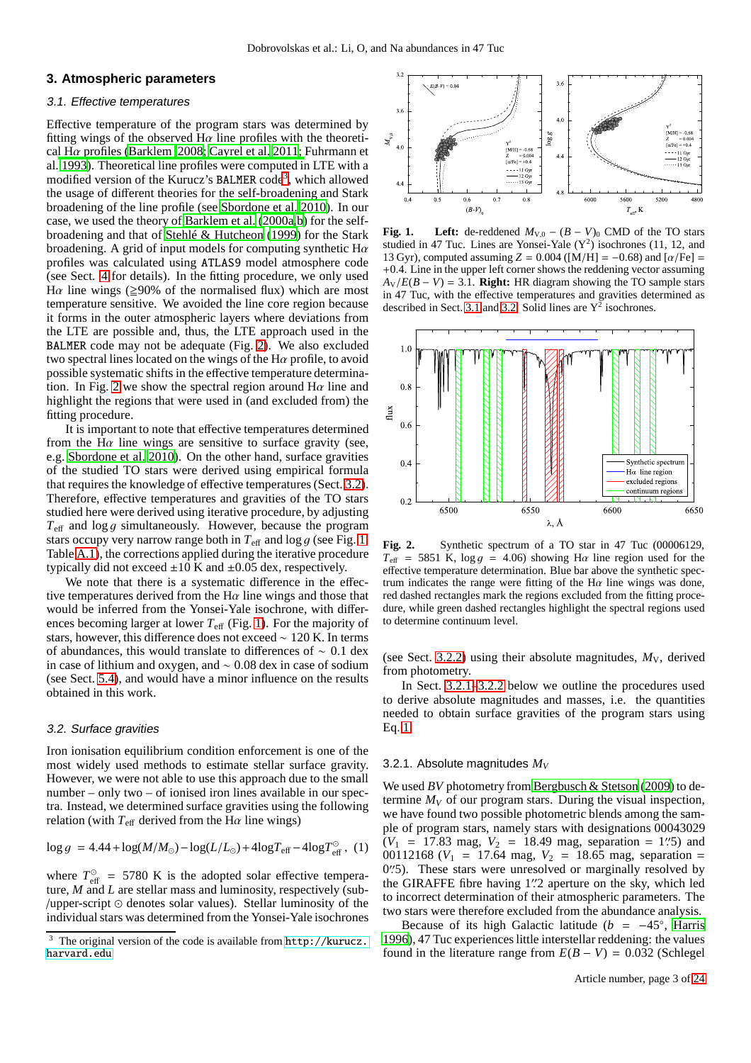## 3. Atmospheric parameters

### 3.1. Effective temperatures

Effective temperature of the program stars was determined by fitting wings of the observed Hα line profiles with the theoretical Hα profiles (Barklem 2008; Cayrel et al. 2011; Fuhrmann et al. 1993). Theoretical line profiles were computed in LTE with a modified version of the Kurucz's BALMER code[3], which allowed the usage of different theories for the self-broadening and Stark broadening of the line profile (see Sbordone et al. 2010). In our case, we used the theory of Barklem et al. (2000a,b) for the self-broadening and that of Stehlé & Hutcheon (1999) for the Stark broadening. A grid of input models for computing synthetic Hα profiles was calculated using ATLAS9 model atmosphere code (see Sect. 4 for details). In the fitting procedure, we only used Hα line wings (≧90% of the normalised flux) which are most temperature sensitive. We avoided the line core region because it forms in the outer atmospheric layers where deviations from the LTE are possible and, thus, the LTE approach used in the BALMER code may not be adequate (Fig. 2). We also excluded two spectral lines located on the wings of the Hα profile, to avoid possible systematic shifts in the effective temperature determination. In Fig. 2 we show the spectral region around Hα line and highlight the regions that were used in (and excluded from) the fitting procedure.

It is important to note that effective temperatures determined from the Hα line wings are sensitive to surface gravity (see, e.g. Sbordone et al. 2010). On the other hand, surface gravities of the studied TO stars were derived using empirical formula that requires the knowledge of effective temperatures (Sect. 3.2). Therefore, effective temperatures and gravities of the TO stars studied here were derived using iterative procedure, by adjusting $T_{\rm eff}$ and $\log g$ simultaneously. However, because the program stars occupy very narrow range both in $T_{\rm eff}$ and $\log g$ (see Fig. 1, Table A.1), the corrections applied during the iterative procedure typically did not exceed ±10 K and ±0.05 dex, respectively.

We note that there is a systematic difference in the effective temperatures derived from the Hα line wings and those that would be inferred from the Yonsei-Yale isochrone, with differences becoming larger at lower $T_{\rm eff}$ (Fig. 1). For the majority of stars, however, this difference does not exceed ∼ 120 K. In terms of abundances, this would translate to differences of ∼ 0.1 dex in case of lithium and oxygen, and ∼ 0.08 dex in case of sodium (see Sect. 5.4), and would have a minor influence on the results obtained in this work.

### 3.2. Surface gravities

Iron ionisation equilibrium condition enforcement is one of the most widely used methods to estimate stellar surface gravity. However, we were not able to use this approach due to the small number – only two – of ionised iron lines available in our spectra. Instead, we determined surface gravities using the following relation (with $T_{\rm eff}$ derived from the Hα line wings)

$$\log g = 4.44 + \log(M/M_{\odot}) - \log(L/L_{\odot}) + 4\log T_{\rm eff} - 4\log T_{\rm eff}^{\odot}, \quad (1)$$

where $T_{\rm eff}^{\odot} = 5780$ K is the adopted solar effective temperature, $M$ and $L$ are stellar mass and luminosity, respectively (sub-/upper-script ⊙ denotes solar values). Stellar luminosity of the individual stars was determined from the Yonsei-Yale isochrones (see Sect. 3.2.2) using their absolute magnitudes, $M_{\rm V}$, derived from photometry.

[3] The original version of the code is available from http://kurucz.harvard.edu

**Fig. 1.** **Left:** de-reddened $M_{\rm V,0} - (B-V)_0$ CMD of the TO stars studied in 47 Tuc. Lines are Yonsei-Yale ($Y^2$) isochrones (11, 12, and 13 Gyr), computed assuming $Z = 0.004$ ([M/H] = −0.68) and [α/Fe] = +0.4. Line in the upper left corner shows the reddening vector assuming $A_{\rm V}/E(B-V) = 3.1$. **Right:** HR diagram showing the TO sample stars in 47 Tuc, with the effective temperatures and gravities determined as described in Sect. 3.1 and 3.2. Solid lines are $Y^2$ isochrones.

**Fig. 2.** Synthetic spectrum of a TO star in 47 Tuc (00006129, $T_{\rm eff}$ = 5851 K, $\log g$ = 4.06) showing Hα line region used for the effective temperature determination. Blue bar above the synthetic spectrum indicates the range were fitting of the Hα line wings was done, red dashed rectangles mark the regions excluded from the fitting procedure, while green dashed rectangles highlight the spectral regions used to determine continuum level.

In Sect. 3.2.1–3.2.2 below we outline the procedures used to derive absolute magnitudes and masses, i.e. the quantities needed to obtain surface gravities of the program stars using Eq. 1.

#### 3.2.1. Absolute magnitudes $M_V$

We used *BV* photometry from Bergbusch & Stetson (2009) to determine $M_V$ of our program stars. During the visual inspection, we have found two possible photometric blends among the sample of program stars, namely stars with designations 00043029 ($V_1$ = 17.83 mag, $V_2$ = 18.49 mag, separation = 1″.5) and 00112168 ($V_1$ = 17.64 mag, $V_2$ = 18.65 mag, separation = 0″.5). These stars were unresolved or marginally resolved by the GIRAFFE fibre having 1″.2 aperture on the sky, which led to incorrect determination of their atmospheric parameters. The two stars were therefore excluded from the abundance analysis.

Because of its high Galactic latitude ($b = -45°$, Harris 1996), 47 Tuc experiences little interstellar reddening: the values found in the literature range from $E(B-V) = 0.032$ (Schlegel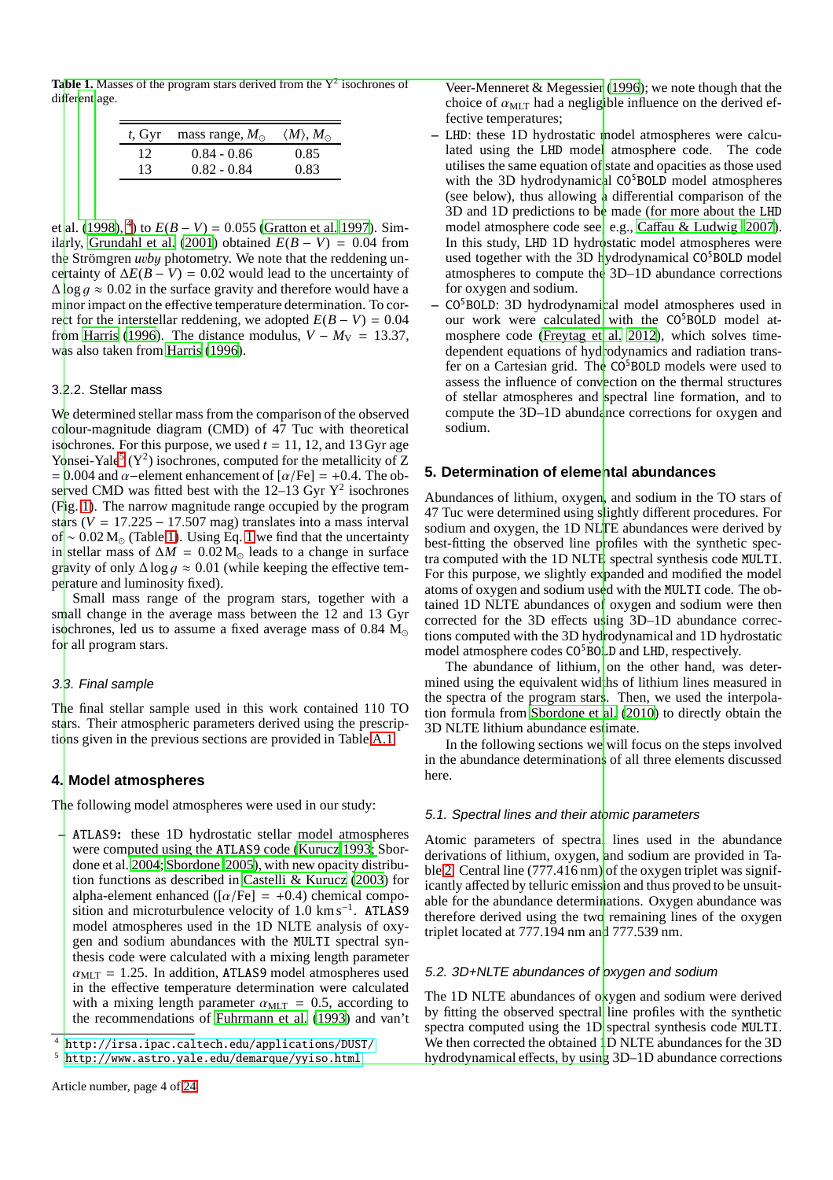**Table 1.** Masses of the program stars derived from the $Y^2$ isochrones of different age.

| $t$, Gyr | mass range, $M_\odot$ | $\langle M \rangle$, $M_\odot$ |
|---|---|---|
| 12 | 0.84 - 0.86 | 0.85 |
| 13 | 0.82 - 0.84 | 0.83 |

et al. (1998),[4]) to $E(B-V) = 0.055$ (Gratton et al. 1997). Similarly, Grundahl et al. (2001) obtained $E(B-V) = 0.04$ from the Strömgren *uvby* photometry. We note that the reddening uncertainty of $\Delta E(B-V) = 0.02$ would lead to the uncertainty of $\Delta \log g \approx 0.02$ in the surface gravity and therefore would have a minor impact on the effective temperature determination. To correct for the interstellar reddening, we adopted $E(B-V) = 0.04$ from Harris (1996). The distance modulus, $V - M_{\rm V} = 13.37$, was also taken from Harris (1996).

#### 3.2.2. Stellar mass

We determined stellar mass from the comparison of the observed colour-magnitude diagram (CMD) of 47 Tuc with theoretical isochrones. For this purpose, we used $t = 11$, 12, and 13 Gyr age Yonsei-Yale[5] ($Y^2$) isochrones, computed for the metallicity of Z = 0.004 and $\alpha$–element enhancement of [$\alpha$/Fe] = +0.4. The observed CMD was fitted best with the 12–13 Gyr $Y^2$ isochrones (Fig. 1). The narrow magnitude range occupied by the program stars ($V = 17.225 - 17.507$ mag) translates into a mass interval of $\sim 0.02\,{\rm M}_\odot$ (Table 1). Using Eq. 1 we find that the uncertainty in stellar mass of $\Delta M = 0.02\,{\rm M}_\odot$ leads to a change in surface gravity of only $\Delta \log g \approx 0.01$ (while keeping the effective temperature and luminosity fixed).

Small mass range of the program stars, together with a small change in the average mass between the 12 and 13 Gyr isochrones, led us to assume a fixed average mass of 0.84 ${\rm M}_\odot$ for all program stars.

### 3.3. Final sample

The final stellar sample used in this work contained 110 TO stars. Their atmospheric parameters derived using the prescriptions given in the previous sections are provided in Table A.1.

## 4. Model atmospheres

The following model atmospheres were used in our study:

- `ATLAS9`: these 1D hydrostatic stellar model atmospheres were computed using the `ATLAS9` code (Kurucz 1993; Sbordone et al. 2004; Sbordone 2005), with new opacity distribution functions as described in Castelli & Kurucz (2003) for alpha-element enhanced ([$\alpha$/Fe] = +0.4) chemical composition and microturbulence velocity of 1.0 km s$^{-1}$. `ATLAS9` model atmospheres used in the 1D NLTE analysis of oxygen and sodium abundances with the `MULTI` spectral synthesis code were calculated with a mixing length parameter $\alpha_{\rm MLT} = 1.25$. In addition, `ATLAS9` model atmospheres used in the effective temperature determination were calculated with a mixing length parameter $\alpha_{\rm MLT} = 0.5$, according to the recommendations of Fuhrmann et al. (1993) and van't Veer-Menneret & Megessier (1996); we note though that the choice of $\alpha_{\rm MLT}$ had a negligible influence on the derived effective temperatures;
- `LHD`: these 1D hydrostatic model atmospheres were calculated using the `LHD` model atmosphere code. The code utilises the same equation of state and opacities as those used with the 3D hydrodynamical `CO`$^5$`BOLD` model atmospheres (see below), thus allowing a differential comparison of the 3D and 1D predictions to be made (for more about the `LHD` model atmosphere code see, e.g., Caffau & Ludwig 2007). In this study, `LHD` 1D hydrostatic model atmospheres were used together with the 3D hydrodynamical `CO`$^5$`BOLD` model atmospheres to compute the 3D–1D abundance corrections for oxygen and sodium.
- `CO`$^5$`BOLD`: 3D hydrodynamical model atmospheres used in our work were calculated with the `CO`$^5$`BOLD` model atmosphere code (Freytag et al. 2012), which solves time-dependent equations of hydrodynamics and radiation transfer on a Cartesian grid. The `CO`$^5$`BOLD` models were used to assess the influence of convection on the thermal structures of stellar atmospheres and spectral line formation, and to compute the 3D–1D abundance corrections for oxygen and sodium.

## 5. Determination of elemental abundances

Abundances of lithium, oxygen, and sodium in the TO stars of 47 Tuc were determined using slightly different procedures. For sodium and oxygen, the 1D NLTE abundances were derived by best-fitting the observed line profiles with the synthetic spectra computed with the 1D NLTE spectral synthesis code `MULTI`. For this purpose, we slightly expanded and modified the model atoms of oxygen and sodium used with the `MULTI` code. The obtained 1D NLTE abundances of oxygen and sodium were then corrected for the 3D effects using 3D–1D abundance corrections computed with the 3D hydrodynamical and 1D hydrostatic model atmosphere codes `CO`$^5$`BOLD` and `LHD`, respectively.

The abundance of lithium, on the other hand, was determined using the equivalent widths of lithium lines measured in the spectra of the program stars. Then, we used the interpolation formula from Sbordone et al. (2010) to directly obtain the 3D NLTE lithium abundance estimate.

In the following sections we will focus on the steps involved in the abundance determinations of all three elements discussed here.

### 5.1. Spectral lines and their atomic parameters

Atomic parameters of spectral lines used in the abundance derivations of lithium, oxygen, and sodium are provided in Table 2. Central line (777.416 nm) of the oxygen triplet was significantly affected by telluric emission and thus proved to be unsuitable for the abundance determinations. Oxygen abundance was therefore derived using the two remaining lines of the oxygen triplet located at 777.194 nm and 777.539 nm.

### 5.2. 3D+NLTE abundances of oxygen and sodium

The 1D NLTE abundances of oxygen and sodium were derived by fitting the observed spectral line profiles with the synthetic spectra computed using the 1D spectral synthesis code `MULTI`. We then corrected the obtained 1D NLTE abundances for the 3D hydrodynamical effects, by using 3D–1D abundance corrections

[4] http://irsa.ipac.caltech.edu/applications/DUST/

[5] http://www.astro.yale.edu/demarque/yyiso.html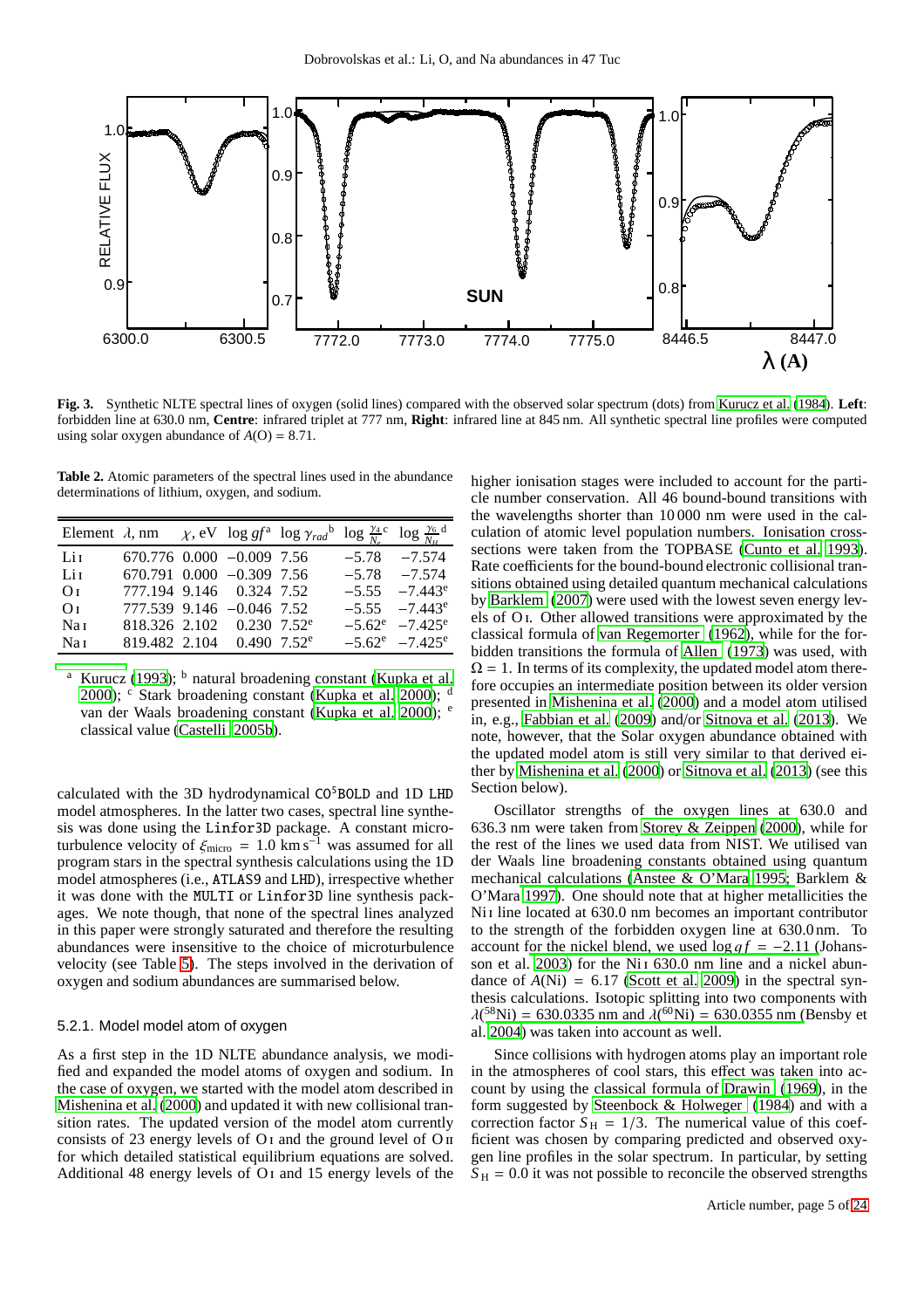**Fig. 3.** Synthetic NLTE spectral lines of oxygen (solid lines) compared with the observed solar spectrum (dots) from Kurucz et al. (1984). **Left**: forbidden line at 630.0 nm, **Centre**: infrared triplet at 777 nm, **Right**: infrared line at 845 nm. All synthetic spectral line profiles were computed using solar oxygen abundance of $A(\mathrm{O}) = 8.71$.

**Table 2.** Atomic parameters of the spectral lines used in the abundance determinations of lithium, oxygen, and sodium.

| Element | $\lambda$, nm | $\chi$, eV | $\log gf$[a] | $\log \gamma_{rad}$[b] | $\log \frac{\gamma_4}{N_e}$[c] | $\log \frac{\gamma_6}{N_H}$[d] |
|---|---|---|---|---|---|---|
| Li I | 670.776 | 0.000 | −0.009 | 7.56 | −5.78 | −7.574 |
| Li I | 670.791 | 0.000 | −0.309 | 7.56 | −5.78 | −7.574 |
| O I | 777.194 | 9.146 | 0.324 | 7.52 | −5.55 | −7.443[e] |
| O I | 777.539 | 9.146 | −0.046 | 7.52 | −5.55 | −7.443[e] |
| Na I | 818.326 | 2.102 | 0.230 | 7.52[e] | −5.62[e] | −7.425[e] |
| Na I | 819.482 | 2.104 | 0.490 | 7.52[e] | −5.62[e] | −7.425[e] |

[a] Kurucz (1993); [b] natural broadening constant (Kupka et al. 2000); [c] Stark broadening constant (Kupka et al. 2000); [d] van der Waals broadening constant (Kupka et al. 2000); [e] classical value (Castelli 2005b).

calculated with the 3D hydrodynamical CO$^5$BOLD and 1D LHD model atmospheres. In the latter two cases, spectral line synthesis was done using the Linfor3D package. A constant microturbulence velocity of $\xi_{\mathrm{micro}} = 1.0$ km s$^{-1}$ was assumed for all program stars in the spectral synthesis calculations using the 1D model atmospheres (i.e., ATLAS9 and LHD), irrespective whether it was done with the MULTI or Linfor3D line synthesis packages. We note though, that none of the spectral lines analyzed in this paper were strongly saturated and therefore the resulting abundances were insensitive to the choice of microturbulence velocity (see Table 5). The steps involved in the derivation of oxygen and sodium abundances are summarised below.

### 5.2.1. Model model atom of oxygen

As a first step in the 1D NLTE abundance analysis, we modified and expanded the model atoms of oxygen and sodium. In the case of oxygen, we started with the model atom described in Mishenina et al. (2000) and updated it with new collisional transition rates. The updated version of the model atom currently consists of 23 energy levels of O I and the ground level of O II for which detailed statistical equilibrium equations are solved. Additional 48 energy levels of O I and 15 energy levels of the higher ionisation stages were included to account for the particle number conservation. All 46 bound-bound transitions with the wavelengths shorter than 10 000 nm were used in the calculation of atomic level population numbers. Ionisation cross-sections were taken from the TOPBASE (Cunto et al. 1993). Rate coefficients for the bound-bound electronic collisional transitions obtained using detailed quantum mechanical calculations by Barklem (2007) were used with the lowest seven energy levels of O I. Other allowed transitions were approximated by the classical formula of van Regemorter (1962), while for the forbidden transitions the formula of Allen (1973) was used, with $\Omega = 1$. In terms of its complexity, the updated model atom therefore occupies an intermediate position between its older version presented in Mishenina et al. (2000) and a model atom utilised in, e.g., Fabbian et al. (2009) and/or Sitnova et al. (2013). We note, however, that the Solar oxygen abundance obtained with the updated model atom is still very similar to that derived either by Mishenina et al. (2000) or Sitnova et al. (2013) (see this Section below).

Oscillator strengths of the oxygen lines at 630.0 and 636.3 nm were taken from Storey & Zeippen (2000), while for the rest of the lines we used data from NIST. We utilised van der Waals line broadening constants obtained using quantum mechanical calculations (Anstee & O'Mara 1995; Barklem & O'Mara 1997). One should note that at higher metallicities the Ni I line located at 630.0 nm becomes an important contributor to the strength of the forbidden oxygen line at 630.0 nm. To account for the nickel blend, we used $\log gf = -2.11$ (Johansson et al. 2003) for the Ni I 630.0 nm line and a nickel abundance of $A(\mathrm{Ni}) = 6.17$ (Scott et al. 2009) in the spectral synthesis calculations. Isotopic splitting into two components with $\lambda(^{58}\mathrm{Ni}) = 630.0335$ nm and $\lambda(^{60}\mathrm{Ni}) = 630.0355$ nm (Bensby et al. 2004) was taken into account as well.

Since collisions with hydrogen atoms play an important role in the atmospheres of cool stars, this effect was taken into account by using the classical formula of Drawin (1969), in the form suggested by Steenbock & Holweger (1984) and with a correction factor $S_{\mathrm{H}} = 1/3$. The numerical value of this coefficient was chosen by comparing predicted and observed oxygen line profiles in the solar spectrum. In particular, by setting $S_{\mathrm{H}} = 0.0$ it was not possible to reconcile the observed strengths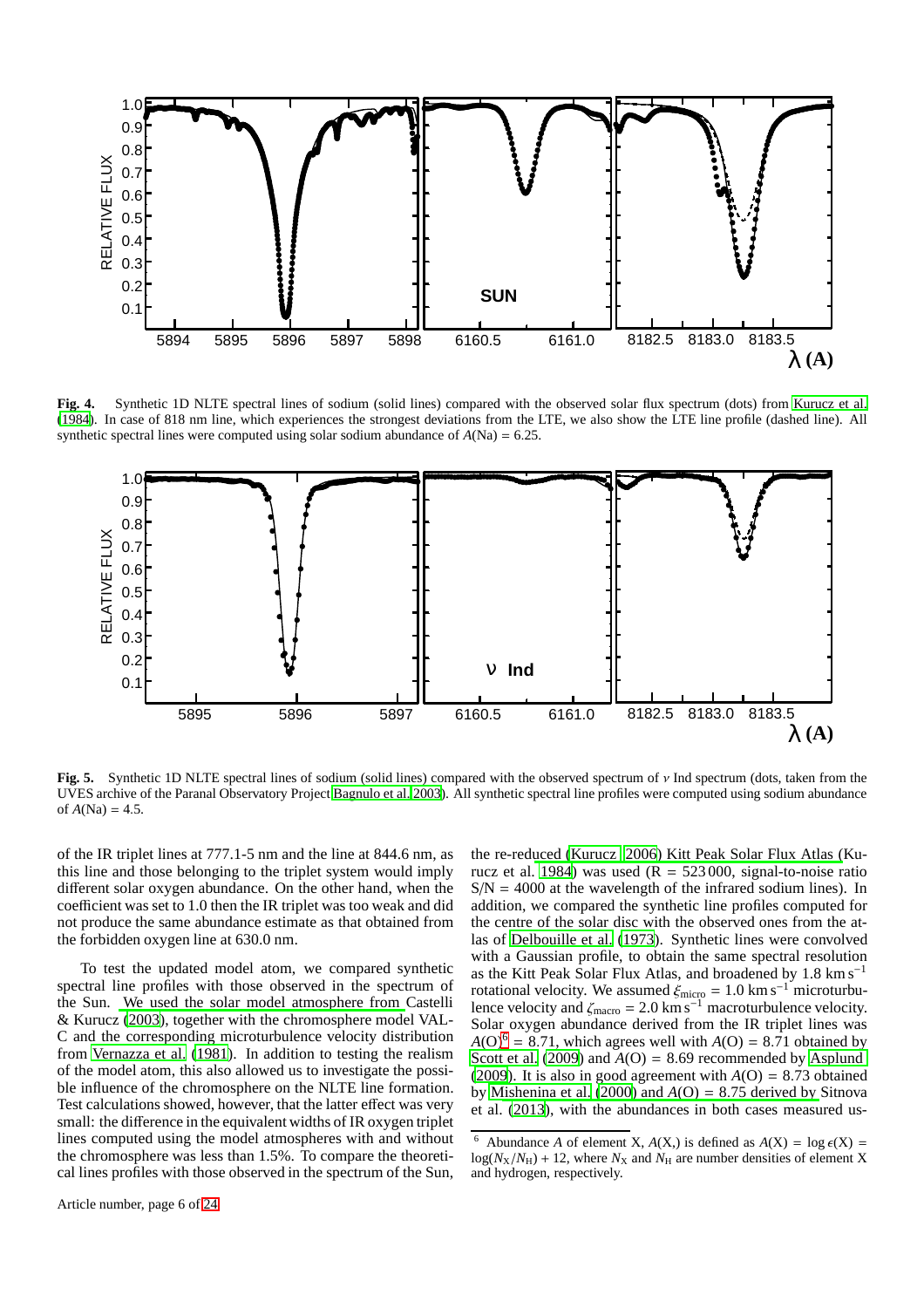**Fig. 4.** Synthetic 1D NLTE spectral lines of sodium (solid lines) compared with the observed solar flux spectrum (dots) from Kurucz et al. (1984). In case of 818 nm line, which experiences the strongest deviations from the LTE, we also show the LTE line profile (dashed line). All synthetic spectral lines were computed using solar sodium abundance of $A(\mathrm{Na}) = 6.25$.

**Fig. 5.** Synthetic 1D NLTE spectral lines of sodium (solid lines) compared with the observed spectrum of $\nu$ Ind spectrum (dots, taken from the UVES archive of the Paranal Observatory Project Bagnulo et al. 2003). All synthetic spectral line profiles were computed using sodium abundance of $A(\mathrm{Na}) = 4.5$.

of the IR triplet lines at 777.1-5 nm and the line at 844.6 nm, as this line and those belonging to the triplet system would imply different solar oxygen abundance. On the other hand, when the coefficient was set to 1.0 then the IR triplet was too weak and did not produce the same abundance estimate as that obtained from the forbidden oxygen line at 630.0 nm.

To test the updated model atom, we compared synthetic spectral line profiles with those observed in the spectrum of the Sun. We used the solar model atmosphere from Castelli & Kurucz (2003), together with the chromosphere model VAL-C and the corresponding microturbulence velocity distribution from Vernazza et al. (1981). In addition to testing the realism of the model atom, this also allowed us to investigate the possible influence of the chromosphere on the NLTE line formation. Test calculations showed, however, that the latter effect was very small: the difference in the equivalent widths of IR oxygen triplet lines computed using the model atmospheres with and without the chromosphere was less than 1.5%. To compare the theoretical lines profiles with those observed in the spectrum of the Sun, the re-reduced (Kurucz 2006) Kitt Peak Solar Flux Atlas (Kurucz et al. 1984) was used (R = 523 000, signal-to-noise ratio S/N = 4000 at the wavelength of the infrared sodium lines). In addition, we compared the synthetic line profiles computed for the centre of the solar disc with the observed ones from the atlas of Delbouille et al. (1973). Synthetic lines were convolved with a Gaussian profile, to obtain the same spectral resolution as the Kitt Peak Solar Flux Atlas, and broadened by 1.8 $\mathrm{km\,s^{-1}}$ rotational velocity. We assumed $\xi_{\mathrm{micro}} = 1.0\ \mathrm{km\,s^{-1}}$ microturbulence velocity and $\zeta_{\mathrm{macro}} = 2.0\ \mathrm{km\,s^{-1}}$ macroturbulence velocity. Solar oxygen abundance derived from the IR triplet lines was $A(\mathrm{O})$[6] = 8.71, which agrees well with $A(\mathrm{O}) = 8.71$ obtained by Scott et al. (2009) and $A(\mathrm{O}) = 8.69$ recommended by Asplund (2009). It is also in good agreement with $A(\mathrm{O}) = 8.73$ obtained by Mishenina et al. (2000) and $A(\mathrm{O}) = 8.75$ derived by Sitnova et al. (2013), with the abundances in both cases measured us-

[6] Abundance $A$ of element X, $A(\mathrm{X})$, is defined as $A(\mathrm{X}) = \log \epsilon(\mathrm{X}) = \log(N_{\mathrm{X}}/N_{\mathrm{H}}) + 12$, where $N_{\mathrm{X}}$ and $N_{\mathrm{H}}$ are number densities of element X and hydrogen, respectively.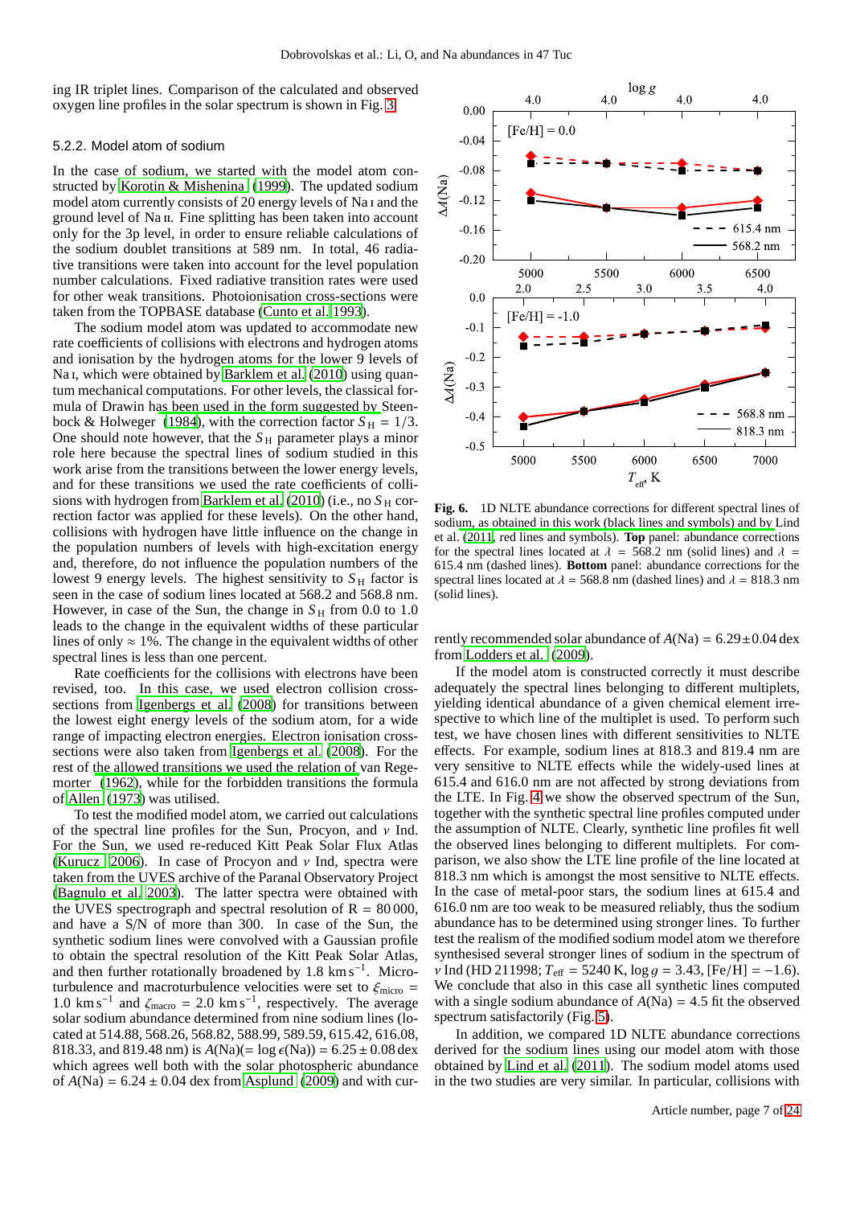ing IR triplet lines. Comparison of the calculated and observed oxygen line profiles in the solar spectrum is shown in Fig. 3.

#### 5.2.2. Model atom of sodium

In the case of sodium, we started with the model atom constructed by Korotin & Mishenina (1999). The updated sodium model atom currently consists of 20 energy levels of Na I and the ground level of Na II. Fine splitting has been taken into account only for the 3p level, in order to ensure reliable calculations of the sodium doublet transitions at 589 nm. In total, 46 radiative transitions were taken into account for the level population number calculations. Fixed radiative transition rates were used for other weak transitions. Photoionisation cross-sections were taken from the TOPBASE database (Cunto et al. 1993).

The sodium model atom was updated to accommodate new rate coefficients of collisions with electrons and hydrogen atoms and ionisation by the hydrogen atoms for the lower 9 levels of Na I, which were obtained by Barklem et al. (2010) using quantum mechanical computations. For other levels, the classical formula of Drawin has been used in the form suggested by Steenbock & Holweger (1984), with the correction factor $S_{\rm H} = 1/3$. One should note however, that the $S_{\rm H}$ parameter plays a minor role here because the spectral lines of sodium studied in this work arise from the transitions between the lower energy levels, and for these transitions we used the rate coefficients of collisions with hydrogen from Barklem et al. (2010) (i.e., no $S_{\rm H}$ correction factor was applied for these levels). On the other hand, collisions with hydrogen have little influence on the change in the population numbers of levels with high-excitation energy and, therefore, do not influence the population numbers of the lowest 9 energy levels. The highest sensitivity to $S_{\rm H}$ factor is seen in the case of sodium lines located at 568.2 and 568.8 nm. However, in case of the Sun, the change in $S_{\rm H}$ from 0.0 to 1.0 leads to the change in the equivalent widths of these particular lines of only $\approx 1\%$. The change in the equivalent widths of other spectral lines is less than one percent.

Rate coefficients for the collisions with electrons have been revised, too. In this case, we used electron collision cross-sections from Igenbergs et al. (2008) for transitions between the lowest eight energy levels of the sodium atom, for a wide range of impacting electron energies. Electron ionisation cross-sections were also taken from Igenbergs et al. (2008). For the rest of the allowed transitions we used the relation of van Regemorter (1962), while for the forbidden transitions the formula of Allen (1973) was utilised.

To test the modified model atom, we carried out calculations of the spectral line profiles for the Sun, Procyon, and $\nu$ Ind. For the Sun, we used re-reduced Kitt Peak Solar Flux Atlas (Kurucz 2006). In case of Procyon and $\nu$ Ind, spectra were taken from the UVES archive of the Paranal Observatory Project (Bagnulo et al. 2003). The latter spectra were obtained with the UVES spectrograph and spectral resolution of R = 80 000, and have a S/N of more than 300. In case of the Sun, the synthetic sodium lines were convolved with a Gaussian profile to obtain the spectral resolution of the Kitt Peak Solar Atlas, and then further rotationally broadened by 1.8 km s$^{-1}$. Microturbulence and macroturbulence velocities were set to $\xi_{\rm micro}$ = 1.0 km s$^{-1}$ and $\zeta_{\rm macro}$ = 2.0 km s$^{-1}$, respectively. The average solar sodium abundance determined from nine sodium lines (located at 514.88, 568.26, 568.82, 588.99, 589.59, 615.42, 616.08, 818.33, and 819.48 nm) is $A({\rm Na})(= \log \epsilon({\rm Na})) = 6.25 \pm 0.08$ dex which agrees well both with the solar photospheric abundance of $A({\rm Na}) = 6.24 \pm 0.04$ dex from Asplund (2009) and with currently recommended solar abundance of $A({\rm Na}) = 6.29 \pm 0.04$ dex from Lodders et al. (2009).

If the model atom is constructed correctly it must describe adequately the spectral lines belonging to different multiplets, yielding identical abundance of a given chemical element irrespective to which line of the multiplet is used. To perform such test, we have chosen lines with different sensitivities to NLTE effects. For example, sodium lines at 818.3 and 819.4 nm are very sensitive to NLTE effects while the widely-used lines at 615.4 and 616.0 nm are not affected by strong deviations from the LTE. In Fig. 4 we show the observed spectrum of the Sun, together with the synthetic spectral line profiles computed under the assumption of NLTE. Clearly, synthetic line profiles fit well the observed lines belonging to different multiplets. For comparison, we also show the LTE line profile of the line located at 818.3 nm which is amongst the most sensitive to NLTE effects. In the case of metal-poor stars, the sodium lines at 615.4 and 616.0 nm are too weak to be measured reliably, thus the sodium abundance has to be determined using stronger lines. To further test the realism of the modified sodium model atom we therefore synthesised several stronger lines of sodium in the spectrum of $\nu$ Ind (HD 211998; $T_{\rm eff}$ = 5240 K, $\log g$ = 3.43, [Fe/H] = −1.6). We conclude that also in this case all synthetic lines computed with a single sodium abundance of $A({\rm Na})$ = 4.5 fit the observed spectrum satisfactorily (Fig. 5).

In addition, we compared 1D NLTE abundance corrections derived for the sodium lines using our model atom with those obtained by Lind et al. (2011). The sodium model atoms used in the two studies are very similar. In particular, collisions with

**Fig. 6.** 1D NLTE abundance corrections for different spectral lines of sodium, as obtained in this work (black lines and symbols) and by Lind et al. (2011, red lines and symbols). **Top** panel: abundance corrections for the spectral lines located at $\lambda$ = 568.2 nm (solid lines) and $\lambda$ = 615.4 nm (dashed lines). **Bottom** panel: abundance corrections for the spectral lines located at $\lambda$ = 568.8 nm (dashed lines) and $\lambda$ = 818.3 nm (solid lines).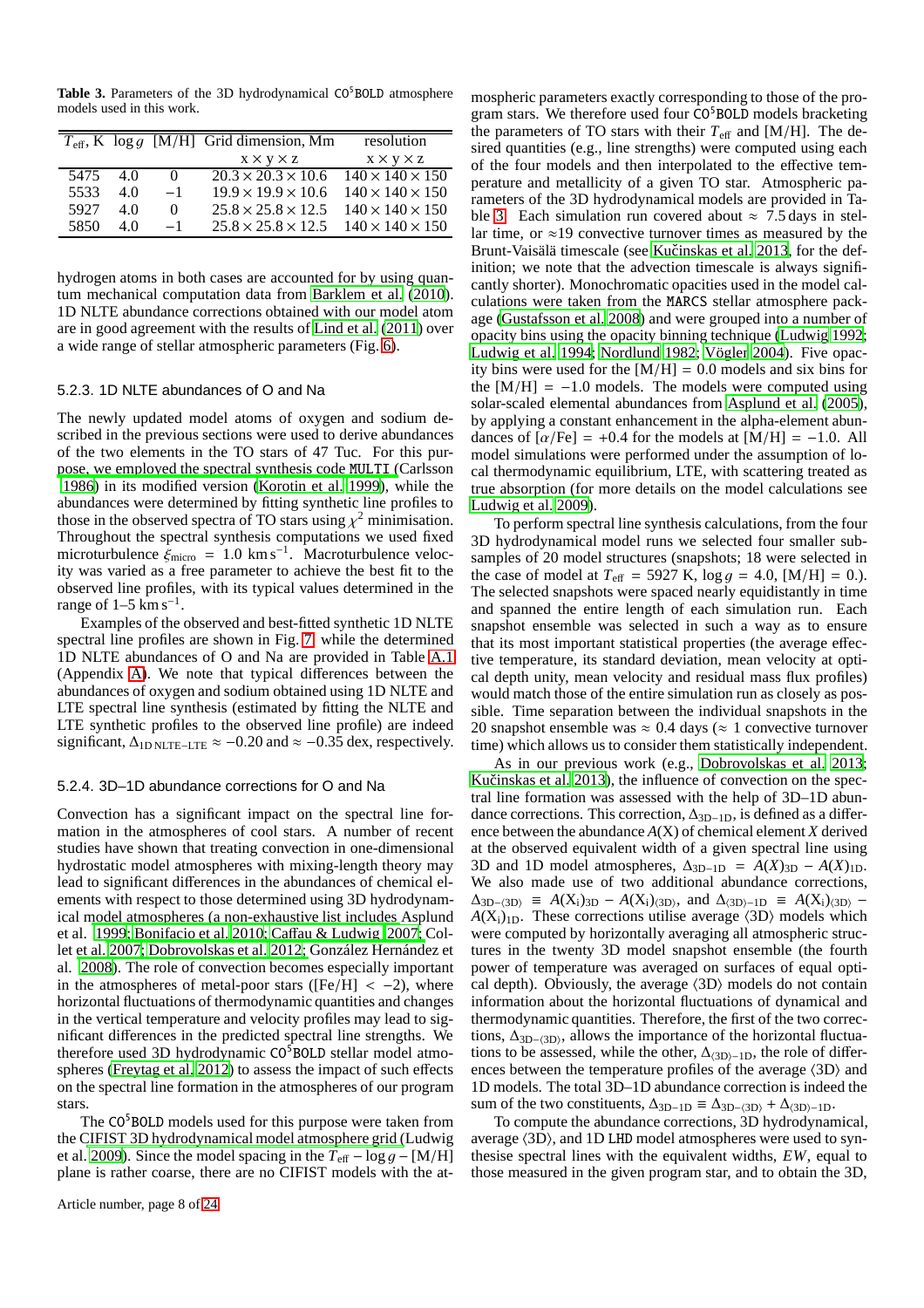**Table 3.** Parameters of the 3D hydrodynamical CO$^5$BOLD atmosphere models used in this work.

| $T_{\rm eff}$, K | $\log g$ | [M/H] | Grid dimension, Mm | resolution |
|---|---|---|---|---|
| | | | x × y × z | x × y × z |
| 5475 | 4.0 | 0 | $20.3 \times 20.3 \times 10.6$ | $140 \times 140 \times 150$ |
| 5533 | 4.0 | −1 | $19.9 \times 19.9 \times 10.6$ | $140 \times 140 \times 150$ |
| 5927 | 4.0 | 0 | $25.8 \times 25.8 \times 12.5$ | $140 \times 140 \times 150$ |
| 5850 | 4.0 | −1 | $25.8 \times 25.8 \times 12.5$ | $140 \times 140 \times 150$ |

hydrogen atoms in both cases are accounted for by using quantum mechanical computation data from Barklem et al. (2010). 1D NLTE abundance corrections obtained with our model atom are in good agreement with the results of Lind et al. (2011) over a wide range of stellar atmospheric parameters (Fig. 6).

#### 5.2.3. 1D NLTE abundances of O and Na

The newly updated model atoms of oxygen and sodium described in the previous sections were used to derive abundances of the two elements in the TO stars of 47 Tuc. For this purpose, we employed the spectral synthesis code MULTI (Carlsson 1986) in its modified version (Korotin et al. 1999), while the abundances were determined by fitting synthetic line profiles to those in the observed spectra of TO stars using $\chi^2$ minimisation. Throughout the spectral synthesis computations we used fixed microturbulence $\xi_{\rm micro} = 1.0$ km s$^{-1}$. Macroturbulence velocity was varied as a free parameter to achieve the best fit to the observed line profiles, with its typical values determined in the range of 1–5 km s$^{-1}$.

Examples of the observed and best-fitted synthetic 1D NLTE spectral line profiles are shown in Fig. 7, while the determined 1D NLTE abundances of O and Na are provided in Table A.1 (Appendix A). We note that typical differences between the abundances of oxygen and sodium obtained using 1D NLTE and LTE spectral line synthesis (estimated by fitting the NLTE and LTE synthetic profiles to the observed line profile) are indeed significant, $\Delta_{\rm 1D\,NLTE-LTE} \approx -0.20$ and $\approx -0.35$ dex, respectively.

#### 5.2.4. 3D–1D abundance corrections for O and Na

Convection has a significant impact on the spectral line formation in the atmospheres of cool stars. A number of recent studies have shown that treating convection in one-dimensional hydrostatic model atmospheres with mixing-length theory may lead to significant differences in the abundances of chemical elements with respect to those determined using 3D hydrodynamical model atmospheres (a non-exhaustive list includes Asplund et al. 1999; Bonifacio et al. 2010; Caffau & Ludwig 2007; Collet et al. 2007; Dobrovolskas et al. 2012; González Hernández et al. 2008). The role of convection becomes especially important in the atmospheres of metal-poor stars ([Fe/H] $< -2$), where horizontal fluctuations of thermodynamic quantities and changes in the vertical temperature and velocity profiles may lead to significant differences in the predicted spectral line strengths. We therefore used 3D hydrodynamic CO$^5$BOLD stellar model atmospheres (Freytag et al. 2012) to assess the impact of such effects on the spectral line formation in the atmospheres of our program stars.

The CO$^5$BOLD models used for this purpose were taken from the CIFIST 3D hydrodynamical model atmosphere grid (Ludwig et al. 2009). Since the model spacing in the $T_{\rm eff} - \log g -$ [M/H] plane is rather coarse, there are no CIFIST models with the atmospheric parameters exactly corresponding to those of the program stars. We therefore used four CO$^5$BOLD models bracketing the parameters of TO stars with their $T_{\rm eff}$ and [M/H]. The desired quantities (e.g., line strengths) were computed using each of the four models and then interpolated to the effective temperature and metallicity of a given TO star. Atmospheric parameters of the 3D hydrodynamical models are provided in Table 3. Each simulation run covered about $\approx 7.5$ days in stellar time, or $\approx$19 convective turnover times as measured by the Brunt-Vaisälä timescale (see Kučinskas et al. 2013, for the definition; we note that the advection timescale is always significantly shorter). Monochromatic opacities used in the model calculations were taken from the MARCS stellar atmosphere package (Gustafsson et al. 2008) and were grouped into a number of opacity bins using the opacity binning technique (Ludwig 1992; Ludwig et al. 1994; Nordlund 1982; Vögler 2004). Five opacity bins were used for the [M/H] = 0.0 models and six bins for the [M/H] = −1.0 models. The models were computed using solar-scaled elemental abundances from Asplund et al. (2005), by applying a constant enhancement in the alpha-element abundances of [$\alpha$/Fe] = +0.4 for the models at [M/H] = −1.0. All model simulations were performed under the assumption of local thermodynamic equilibrium, LTE, with scattering treated as true absorption (for more details on the model calculations see Ludwig et al. 2009).

To perform spectral line synthesis calculations, from the four 3D hydrodynamical model runs we selected four smaller subsamples of 20 model structures (snapshots; 18 were selected in the case of model at $T_{\rm eff} = 5927$ K, $\log g = 4.0$, [M/H] = 0.). The selected snapshots were spaced nearly equidistantly in time and spanned the entire length of each simulation run. Each snapshot ensemble was selected in such a way as to ensure that its most important statistical properties (the average effective temperature, its standard deviation, mean velocity at optical depth unity, mean velocity and residual mass flux profiles) would match those of the entire simulation run as closely as possible. Time separation between the individual snapshots in the 20 snapshot ensemble was $\approx 0.4$ days ($\approx 1$ convective turnover time) which allows us to consider them statistically independent.

As in our previous work (e.g., Dobrovolskas et al. 2013; Kučinskas et al. 2013), the influence of convection on the spectral line formation was assessed with the help of 3D–1D abundance corrections. This correction, $\Delta_{\rm 3D-1D}$, is defined as a difference between the abundance $A$(X) of chemical element $X$ derived at the observed equivalent width of a given spectral line using 3D and 1D model atmospheres, $\Delta_{\rm 3D-1D} = A(X)_{\rm 3D} - A(X)_{\rm 1D}$. We also made use of two additional abundance corrections, $\Delta_{\rm 3D-\langle 3D\rangle} \equiv A({\rm X_i})_{\rm 3D} - A({\rm X_i})_{\langle{\rm 3D}\rangle}$, and $\Delta_{\langle{\rm 3D}\rangle-{\rm 1D}} \equiv A({\rm X_i})_{\langle{\rm 3D}\rangle} - A({\rm X_i})_{\rm 1D}$. These corrections utilise average $\langle$3D$\rangle$ models which were computed by horizontally averaging all atmospheric structures in the twenty 3D model snapshot ensemble (the fourth power of temperature was averaged on surfaces of equal optical depth). Obviously, the average $\langle$3D$\rangle$ models do not contain information about the horizontal fluctuations of dynamical and thermodynamic quantities. Therefore, the first of the two corrections, $\Delta_{\rm 3D-\langle 3D\rangle}$, allows the importance of the horizontal fluctuations to be assessed, while the other, $\Delta_{\langle{\rm 3D}\rangle-{\rm 1D}}$, the role of differences between the temperature profiles of the average $\langle$3D$\rangle$ and 1D models. The total 3D–1D abundance correction is indeed the sum of the two constituents, $\Delta_{\rm 3D-1D} \equiv \Delta_{\rm 3D-\langle 3D\rangle} + \Delta_{\langle{\rm 3D}\rangle-{\rm 1D}}$.

To compute the abundance corrections, 3D hydrodynamical, average $\langle$3D$\rangle$, and 1D LHD model atmospheres were used to synthesise spectral lines with the equivalent widths, $EW$, equal to those measured in the given program star, and to obtain the 3D,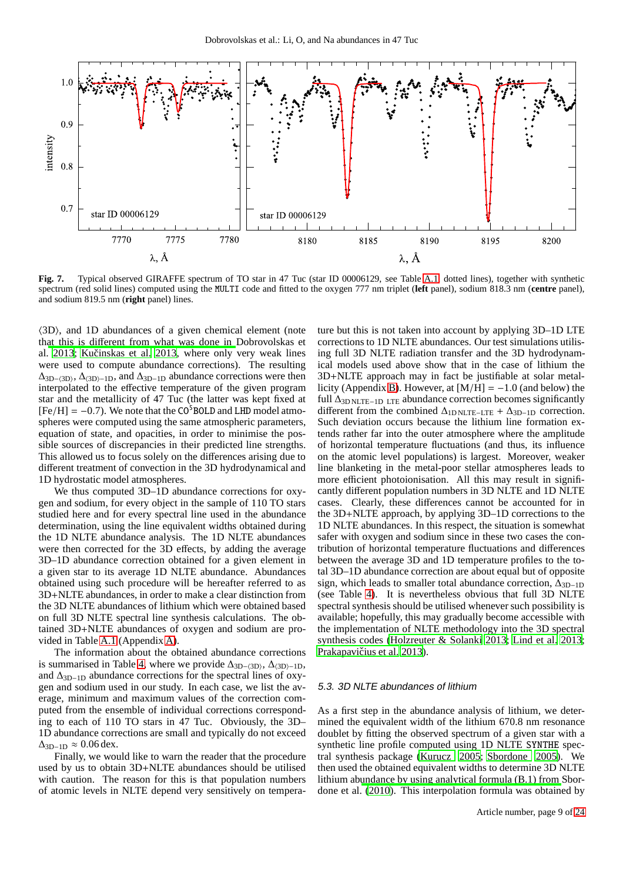Fig. 7. Typical observed GIRAFFE spectrum of TO star in 47 Tuc (star ID 00006129, see Table A.1, dotted lines), together with synthetic spectrum (red solid lines) computed using the MULTI code and fitted to the oxygen 777 nm triplet (**left** panel), sodium 818.3 nm (**centre** panel), and sodium 819.5 nm (**right** panel) lines.

⟨3D⟩, and 1D abundances of a given chemical element (note that this is different from what was done in Dobrovolskas et al. 2013; Kučinskas et al. 2013, where only very weak lines were used to compute abundance corrections). The resulting $\Delta_{\rm 3D-\langle 3D\rangle}$, $\Delta_{\rm \langle 3D\rangle-1D}$, and $\Delta_{\rm 3D-1D}$ abundance corrections were then interpolated to the effective temperature of the given program star and the metallicity of 47 Tuc (the latter was kept fixed at $[\rm Fe/H] = -0.7$). We note that the CO$^5$BOLD and LHD model atmospheres were computed using the same atmospheric parameters, equation of state, and opacities, in order to minimise the possible sources of discrepancies in their predicted line strengths. This allowed us to focus solely on the differences arising due to different treatment of convection in the 3D hydrodynamical and 1D hydrostatic model atmospheres.

We thus computed 3D–1D abundance corrections for oxygen and sodium, for every object in the sample of 110 TO stars studied here and for every spectral line used in the abundance determination, using the line equivalent widths obtained during the 1D NLTE abundance analysis. The 1D NLTE abundances were then corrected for the 3D effects, by adding the average 3D–1D abundance correction obtained for a given element in a given star to its average 1D NLTE abundance. Abundances obtained using such procedure will be hereafter referred to as 3D+NLTE abundances, in order to make a clear distinction from the 3D NLTE abundances of lithium which were obtained based on full 3D NLTE spectral line synthesis calculations. The obtained 3D+NLTE abundances of oxygen and sodium are provided in Table A.1 (Appendix A).

The information about the obtained abundance corrections is summarised in Table 4, where we provide $\Delta_{\rm 3D-\langle 3D\rangle}$, $\Delta_{\rm \langle 3D\rangle-1D}$, and $\Delta_{\rm 3D-1D}$ abundance corrections for the spectral lines of oxygen and sodium used in our study. In each case, we list the average, minimum and maximum values of the correction computed from the ensemble of individual corrections corresponding to each of 110 TO stars in 47 Tuc. Obviously, the 3D–1D abundance corrections are small and typically do not exceed $\Delta_{\rm 3D-1D} \approx 0.06$ dex.

Finally, we would like to warn the reader that the procedure used by us to obtain 3D+NLTE abundances should be utilised with caution. The reason for this is that population numbers of atomic levels in NLTE depend very sensitively on temperature but this is not taken into account by applying 3D–1D LTE corrections to 1D NLTE abundances. Our test simulations utilising full 3D NLTE radiation transfer and the 3D hydrodynamical models used above show that in the case of lithium the 3D+NLTE approach may in fact be justifiable at solar metallicity (Appendix B). However, at $[\rm M/H] = -1.0$ (and below) the full $\Delta_{\rm 3D\,NLTE-1D\ LTE}$ abundance correction becomes significantly different from the combined $\Delta_{\rm 1D\,NLTE-LTE} + \Delta_{\rm 3D-1D}$ correction. Such deviation occurs because the lithium line formation extends rather far into the outer atmosphere where the amplitude of horizontal temperature fluctuations (and thus, its influence on the atomic level populations) is largest. Moreover, weaker line blanketing in the metal-poor stellar atmospheres leads to more efficient photoionisation. All this may result in significantly different population numbers in 3D NLTE and 1D NLTE cases. Clearly, these differences cannot be accounted for in the 3D+NLTE approach, by applying 3D–1D corrections to the 1D NLTE abundances. In this respect, the situation is somewhat safer with oxygen and sodium since in these two cases the contribution of horizontal temperature fluctuations and differences between the average 3D and 1D temperature profiles to the total 3D–1D abundance correction are about equal but of opposite sign, which leads to smaller total abundance correction, $\Delta_{\rm 3D-1D}$ (see Table 4). It is nevertheless obvious that full 3D NLTE spectral synthesis should be utilised whenever such possibility is available; hopefully, this may gradually become accessible with the implementation of NLTE methodology into the 3D spectral synthesis codes (Holzreuter & Solanki 2013; Lind et al. 2013; Prakapavičius et al. 2013).

### 5.3. 3D NLTE abundances of lithium

As a first step in the abundance analysis of lithium, we determined the equivalent width of the lithium 670.8 nm resonance doublet by fitting the observed spectrum of a given star with a synthetic line profile computed using 1D NLTE SYNTHE spectral synthesis package (Kurucz 2005; Sbordone 2005). We then used the obtained equivalent widths to determine 3D NLTE lithium abundance by using analytical formula (B.1) from Sbordone et al. (2010). This interpolation formula was obtained by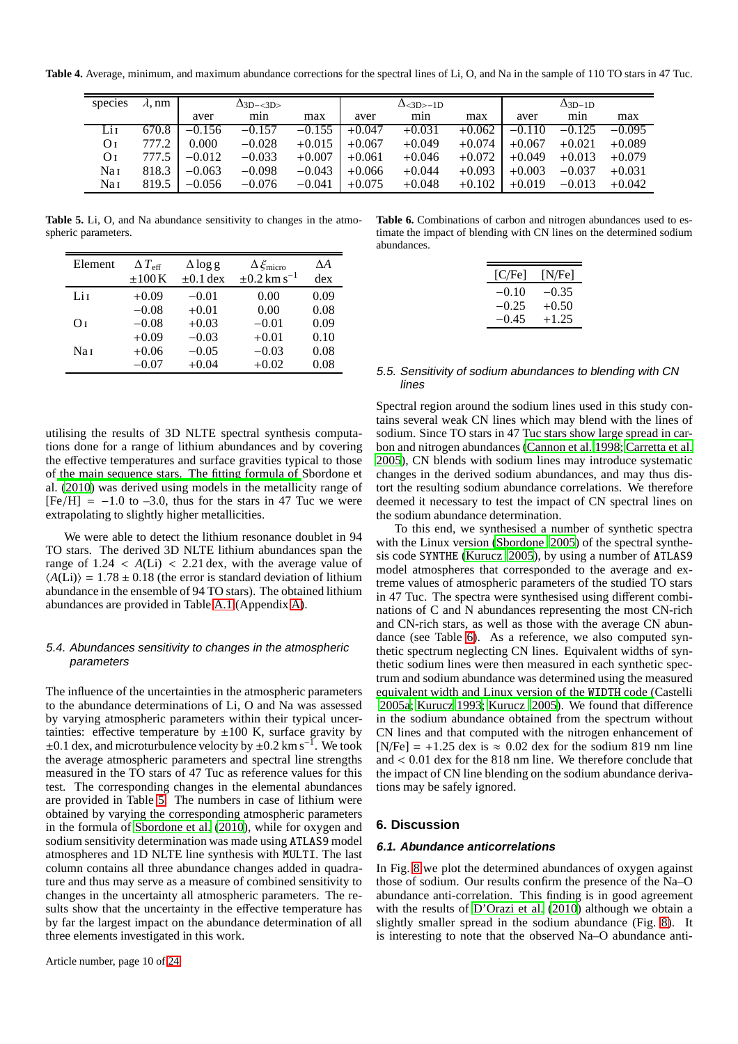**Table 4.** Average, minimum, and maximum abundance corrections for the spectral lines of Li, O, and Na in the sample of 110 TO stars in 47 Tuc.

| species | $\lambda$, nm | $\Delta_{\rm 3D-<3D>}$ | | | $\Delta_{\rm <3D>-1D}$ | | | $\Delta_{\rm 3D-1D}$ | | |
|---|---|---|---|---|---|---|---|---|---|---|
| | | aver | min | max | aver | min | max | aver | min | max |
| Li I | 670.8 | −0.156 | −0.157 | −0.155 | +0.047 | +0.031 | +0.062 | −0.110 | −0.125 | −0.095 |
| O I | 777.2 | 0.000 | −0.028 | +0.015 | +0.067 | +0.049 | +0.074 | +0.067 | +0.021 | +0.089 |
| O I | 777.5 | −0.012 | −0.033 | +0.007 | +0.061 | +0.046 | +0.072 | +0.049 | +0.013 | +0.079 |
| Na I | 818.3 | −0.063 | −0.098 | −0.043 | +0.066 | +0.044 | +0.093 | +0.003 | −0.037 | +0.031 |
| Na I | 819.5 | −0.056 | −0.076 | −0.041 | +0.075 | +0.048 | +0.102 | +0.019 | −0.013 | +0.042 |

**Table 5.** Li, O, and Na abundance sensitivity to changes in the atmospheric parameters.

| Element | $\Delta\,T_{\rm eff}$ $\pm 100$ K | $\Delta \log g$ $\pm 0.1$ dex | $\Delta\,\xi_{\rm micro}$ $\pm 0.2$ km s$^{-1}$ | $\Delta A$ dex |
|---|---|---|---|---|
| Li I | +0.09 | −0.01 | 0.00 | 0.09 |
| | −0.08 | +0.01 | 0.00 | 0.08 |
| O I | −0.08 | +0.03 | −0.01 | 0.09 |
| | +0.09 | −0.03 | +0.01 | 0.10 |
| Na I | +0.06 | −0.05 | −0.03 | 0.08 |
| | −0.07 | +0.04 | +0.02 | 0.08 |

**Table 6.** Combinations of carbon and nitrogen abundances used to estimate the impact of blending with CN lines on the determined sodium abundances.

| [C/Fe] | [N/Fe] |
|---|---|
| −0.10 | −0.35 |
| −0.25 | +0.50 |
| −0.45 | +1.25 |

utilising the results of 3D NLTE spectral synthesis computations done for a range of lithium abundances and by covering the effective temperatures and surface gravities typical to those of the main sequence stars. The fitting formula of Sbordone et al. (2010) was derived using models in the metallicity range of [Fe/H] = −1.0 to −3.0, thus for the stars in 47 Tuc we were extrapolating to slightly higher metallicities.

We were able to detect the lithium resonance doublet in 94 TO stars. The derived 3D NLTE lithium abundances span the range of $1.24 < A(\rm Li) < 2.21$ dex, with the average value of $\langle A(\rm Li)\rangle = 1.78 \pm 0.18$ (the error is standard deviation of lithium abundance in the ensemble of 94 TO stars). The obtained lithium abundances are provided in Table A.1 (Appendix A).

### 5.4. Abundances sensitivity to changes in the atmospheric parameters

The influence of the uncertainties in the atmospheric parameters to the abundance determinations of Li, O and Na was assessed by varying atmospheric parameters within their typical uncertainties: effective temperature by ±100 K, surface gravity by ±0.1 dex, and microturbulence velocity by ±0.2 km s$^{-1}$. We took the average atmospheric parameters and spectral line strengths measured in the TO stars of 47 Tuc as reference values for this test. The corresponding changes in the elemental abundances are provided in Table 5. The numbers in case of lithium were obtained by varying the corresponding atmospheric parameters in the formula of Sbordone et al. (2010), while for oxygen and sodium sensitivity determination was made using ATLAS9 model atmospheres and 1D NLTE line synthesis with MULTI. The last column contains all three abundance changes added in quadrature and thus may serve as a measure of combined sensitivity to changes in the uncertainty all atmospheric parameters. The results show that the uncertainty in the effective temperature has by far the largest impact on the abundance determination of all three elements investigated in this work.

### 5.5. Sensitivity of sodium abundances to blending with CN lines

Spectral region around the sodium lines used in this study contains several weak CN lines which may blend with the lines of sodium. Since TO stars in 47 Tuc stars show large spread in carbon and nitrogen abundances (Cannon et al. 1998; Carretta et al. 2005), CN blends with sodium lines may introduce systematic changes in the derived sodium abundances, and may thus distort the resulting sodium abundance correlations. We therefore deemed it necessary to test the impact of CN spectral lines on the sodium abundance determination.

To this end, we synthesised a number of synthetic spectra with the Linux version (Sbordone 2005) of the spectral synthesis code SYNTHE (Kurucz 2005), by using a number of ATLAS9 model atmospheres that corresponded to the average and extreme values of atmospheric parameters of the studied TO stars in 47 Tuc. The spectra were synthesised using different combinations of C and N abundances representing the most CN-rich and CN-rich stars, as well as those with the average CN abundance (see Table 6). As a reference, we also computed synthetic spectrum neglecting CN lines. Equivalent widths of synthetic sodium lines were then measured in each synthetic spectrum and sodium abundance was determined using the measured equivalent width and Linux version of the WIDTH code (Castelli 2005a; Kurucz 1993; Kurucz 2005). We found that difference in the sodium abundance obtained from the spectrum without CN lines and that computed with the nitrogen enhancement of [N/Fe] = +1.25 dex is ≈ 0.02 dex for the sodium 819 nm line and < 0.01 dex for the 818 nm line. We therefore conclude that the impact of CN line blending on the sodium abundance derivations may be safely ignored.

## 6. Discussion

### 6.1. Abundance anticorrelations

In Fig. 8 we plot the determined abundances of oxygen against those of sodium. Our results confirm the presence of the Na–O abundance anti-correlation. This finding is in good agreement with the results of D'Orazi et al. (2010) although we obtain a slightly smaller spread in the sodium abundance (Fig. 8). It is interesting to note that the observed Na–O abundance anti-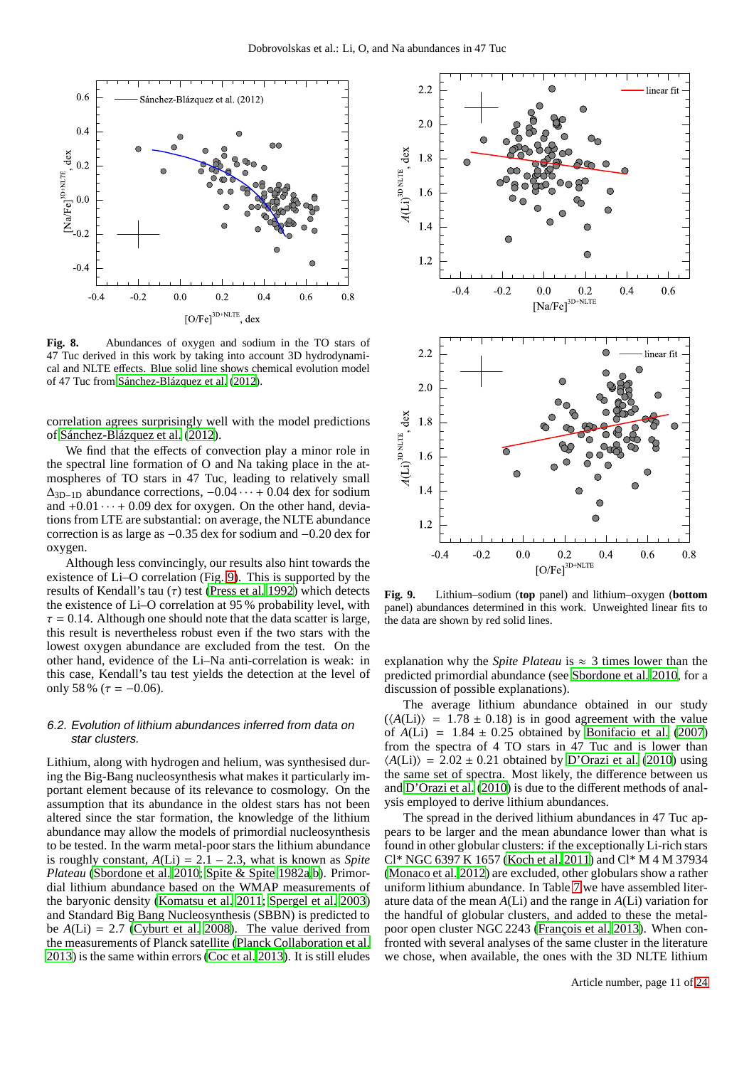Fig. 8. Abundances of oxygen and sodium in the TO stars of 47 Tuc derived in this work by taking into account 3D hydrodynamical and NLTE effects. Blue solid line shows chemical evolution model of 47 Tuc from Sánchez-Blázquez et al. (2012).

correlation agrees surprisingly well with the model predictions of Sánchez-Blázquez et al. (2012).

We find that the effects of convection play a minor role in the spectral line formation of O and Na taking place in the atmospheres of TO stars in 47 Tuc, leading to relatively small $\Delta_{3D-1D}$ abundance corrections, $-0.04 \cdots +0.04$ dex for sodium and $+0.01 \cdots +0.09$ dex for oxygen. On the other hand, deviations from LTE are substantial: on average, the NLTE abundance correction is as large as $-0.35$ dex for sodium and $-0.20$ dex for oxygen.

Although less convincingly, our results also hint towards the existence of Li–O correlation (Fig. 9). This is supported by the results of Kendall's tau ($\tau$) test (Press et al. 1992) which detects the existence of Li–O correlation at 95 % probability level, with $\tau = 0.14$. Although one should note that the data scatter is large, this result is nevertheless robust even if the two stars with the lowest oxygen abundance are excluded from the test. On the other hand, evidence of the Li–Na anti-correlation is weak: in this case, Kendall's tau test yields the detection at the level of only 58 % ($\tau = -0.06$).

### 6.2. Evolution of lithium abundances inferred from data on star clusters.

Lithium, along with hydrogen and helium, was synthesised during the Big-Bang nucleosynthesis what makes it particularly important element because of its relevance to cosmology. On the assumption that its abundance in the oldest stars has not been altered since the star formation, the knowledge of the lithium abundance may allow the models of primordial nucleosynthesis to be tested. In the warm metal-poor stars the lithium abundance is roughly constant, $A(\mathrm{Li}) = 2.1 - 2.3$, what is known as *Spite Plateau* (Sbordone et al. 2010; Spite & Spite 1982a,b). Primordial lithium abundance based on the WMAP measurements of the baryonic density (Komatsu et al. 2011; Spergel et al. 2003) and Standard Big Bang Nucleosynthesis (SBBN) is predicted to be $A(\mathrm{Li}) = 2.7$ (Cyburt et al. 2008). The value derived from the measurements of Planck satellite (Planck Collaboration et al. 2013) is the same within errors (Coc et al. 2013). It is still eludes explanation why the *Spite Plateau* is $\approx 3$ times lower than the predicted primordial abundance (see Sbordone et al. 2010, for a discussion of possible explanations).

Fig. 9. Lithium–sodium (**top** panel) and lithium–oxygen (**bottom** panel) abundances determined in this work. Unweighted linear fits to the data are shown by red solid lines.

The average lithium abundance obtained in our study ($\langle A(\mathrm{Li})\rangle = 1.78 \pm 0.18$) is in good agreement with the value of $A(\mathrm{Li}) = 1.84 \pm 0.25$ obtained by Bonifacio et al. (2007) from the spectra of 4 TO stars in 47 Tuc and is lower than $\langle A(\mathrm{Li})\rangle = 2.02 \pm 0.21$ obtained by D'Orazi et al. (2010) using the same set of spectra. Most likely, the difference between us and D'Orazi et al. (2010) is due to the different methods of analysis employed to derive lithium abundances.

The spread in the derived lithium abundances in 47 Tuc appears to be larger and the mean abundance lower than what is found in other globular clusters: if the exceptionally Li-rich stars Cl* NGC 6397 K 1657 (Koch et al. 2011) and Cl* M 4 M 37934 (Monaco et al. 2012) are excluded, other globulars show a rather uniform lithium abundance. In Table 7 we have assembled literature data of the mean $A(\mathrm{Li})$ and the range in $A(\mathrm{Li})$ variation for the handful of globular clusters, and added to these the metal-poor open cluster NGC 2243 (François et al. 2013). When confronted with several analyses of the same cluster in the literature we chose, when available, the ones with the 3D NLTE lithium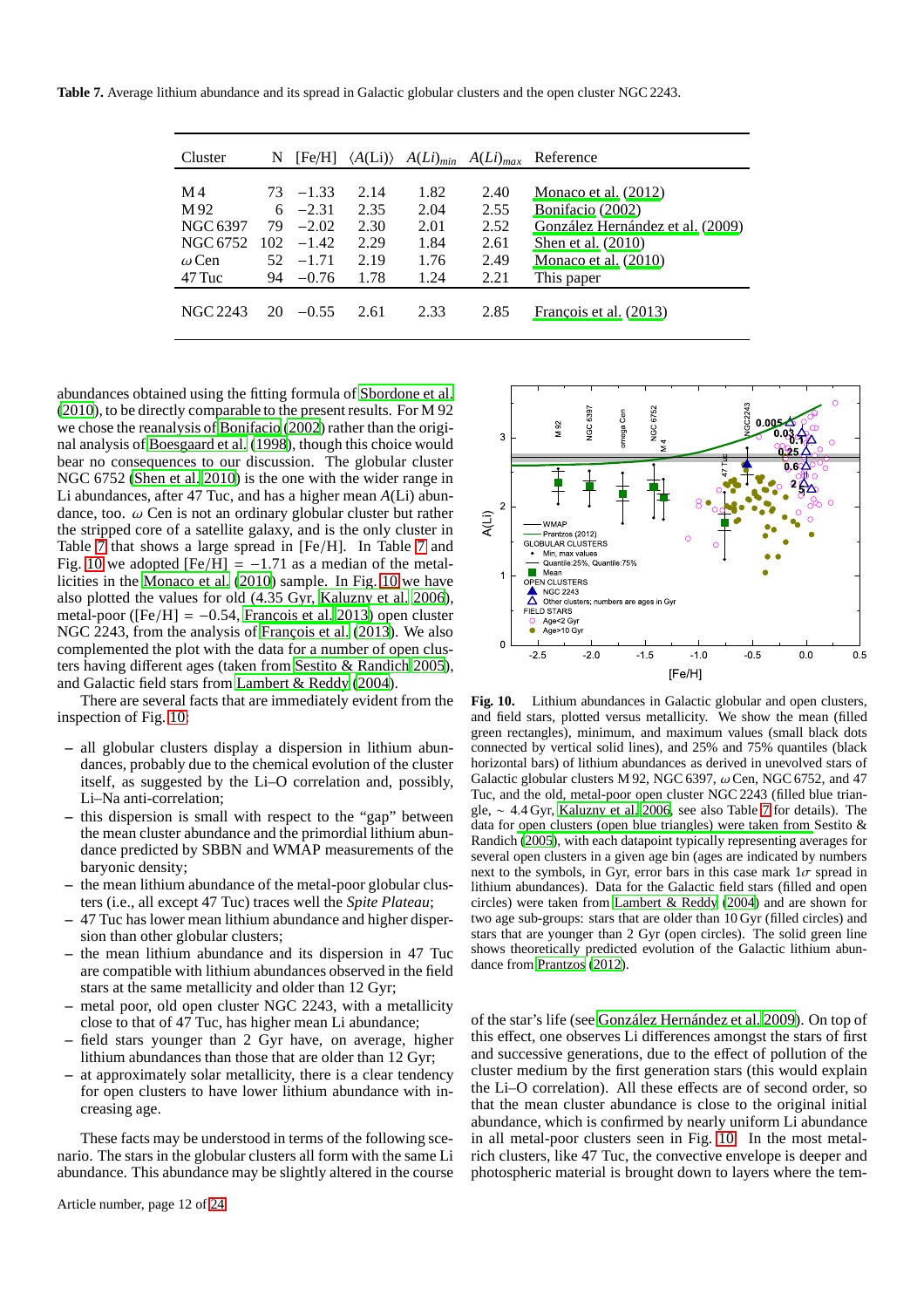**Table 7.** Average lithium abundance and its spread in Galactic globular clusters and the open cluster NGC 2243.

| Cluster | N | [Fe/H] | $\langle A(\mathrm{Li})\rangle$ | $A(Li)_{min}$ | $A(Li)_{max}$ | Reference |
|---|---|---|---|---|---|---|
| M 4 | 73 | −1.33 | 2.14 | 1.82 | 2.40 | Monaco et al. (2012) |
| M 92 | 6 | −2.31 | 2.35 | 2.04 | 2.55 | Bonifacio (2002) |
| NGC 6397 | 79 | −2.02 | 2.30 | 2.01 | 2.52 | González Hernández et al. (2009) |
| NGC 6752 | 102 | −1.42 | 2.29 | 1.84 | 2.61 | Shen et al. (2010) |
| $\omega$ Cen | 52 | −1.71 | 2.19 | 1.76 | 2.49 | Monaco et al. (2010) |
| 47 Tuc | 94 | −0.76 | 1.78 | 1.24 | 2.21 | This paper |
| NGC 2243 | 20 | −0.55 | 2.61 | 2.33 | 2.85 | François et al. (2013) |

abundances obtained using the fitting formula of Sbordone et al. (2010), to be directly comparable to the present results. For M 92 we chose the reanalysis of Bonifacio (2002) rather than the original analysis of Boesgaard et al. (1998), though this choice would bear no consequences to our discussion. The globular cluster NGC 6752 (Shen et al. 2010) is the one with the wider range in Li abundances, after 47 Tuc, and has a higher mean $A$(Li) abundance, too. $\omega$ Cen is not an ordinary globular cluster but rather the stripped core of a satellite galaxy, and is the only cluster in Table 7 that shows a large spread in [Fe/H]. In Table 7 and Fig. 10 we adopted [Fe/H] $= -1.71$ as a median of the metallicities in the Monaco et al. (2010) sample. In Fig. 10 we have also plotted the values for old (4.35 Gyr, Kaluzny et al. 2006), metal-poor ([Fe/H] $= -0.54$, François et al. 2013) open cluster NGC 2243, from the analysis of François et al. (2013). We also complemented the plot with the data for a number of open clusters having different ages (taken from Sestito & Randich 2005), and Galactic field stars from Lambert & Reddy (2004).

There are several facts that are immediately evident from the inspection of Fig. 10:

– all globular clusters display a dispersion in lithium abundances, probably due to the chemical evolution of the cluster itself, as suggested by the Li–O correlation and, possibly, Li–Na anti-correlation;
– this dispersion is small with respect to the "gap" between the mean cluster abundance and the primordial lithium abundance predicted by SBBN and WMAP measurements of the baryonic density;
– the mean lithium abundance of the metal-poor globular clusters (i.e., all except 47 Tuc) traces well the *Spite Plateau*;
– 47 Tuc has lower mean lithium abundance and higher dispersion than other globular clusters;
– the mean lithium abundance and its dispersion in 47 Tuc are compatible with lithium abundances observed in the field stars at the same metallicity and older than 12 Gyr;
– metal poor, old open cluster NGC 2243, with a metallicity close to that of 47 Tuc, has higher mean Li abundance;
– field stars younger than 2 Gyr have, on average, higher lithium abundances than those that are older than 12 Gyr;
– at approximately solar metallicity, there is a clear tendency for open clusters to have lower lithium abundance with increasing age.

These facts may be understood in terms of the following scenario. The stars in the globular clusters all form with the same Li abundance. This abundance may be slightly altered in the course of the star's life (see González Hernández et al. 2009). On top of this effect, one observes Li differences amongst the stars of first and successive generations, due to the effect of pollution of the cluster medium by the first generation stars (this would explain the Li–O correlation). All these effects are of second order, so that the mean cluster abundance is close to the original initial abundance, which is confirmed by nearly uniform Li abundance in all metal-poor clusters seen in Fig. 10. In the most metal-rich clusters, like 47 Tuc, the convective envelope is deeper and photospheric material is brought down to layers where the tem-

**Fig. 10.** Lithium abundances in Galactic globular and open clusters, and field stars, plotted versus metallicity. We show the mean (filled green rectangles), minimum, and maximum values (small black dots connected by vertical solid lines), and 25% and 75% quantiles (black horizontal bars) of lithium abundances as derived in unevolved stars of Galactic globular clusters M 92, NGC 6397, $\omega$ Cen, NGC 6752, and 47 Tuc, and the old, metal-poor open cluster NGC 2243 (filled blue triangle, ~ 4.4 Gyr, Kaluzny et al. 2006, see also Table 7 for details). The data for open clusters (open blue triangles) were taken from Sestito & Randich (2005), with each datapoint typically representing averages for several open clusters in a given age bin (ages are indicated by numbers next to the symbols, in Gyr, error bars in this case mark $1\sigma$ spread in lithium abundances). Data for the Galactic field stars (filled and open circles) were taken from Lambert & Reddy (2004) and are shown for two age sub-groups: stars that are older than 10 Gyr (filled circles) and stars that are younger than 2 Gyr (open circles). The solid green line shows theoretically predicted evolution of the Galactic lithium abundance from Prantzos (2012).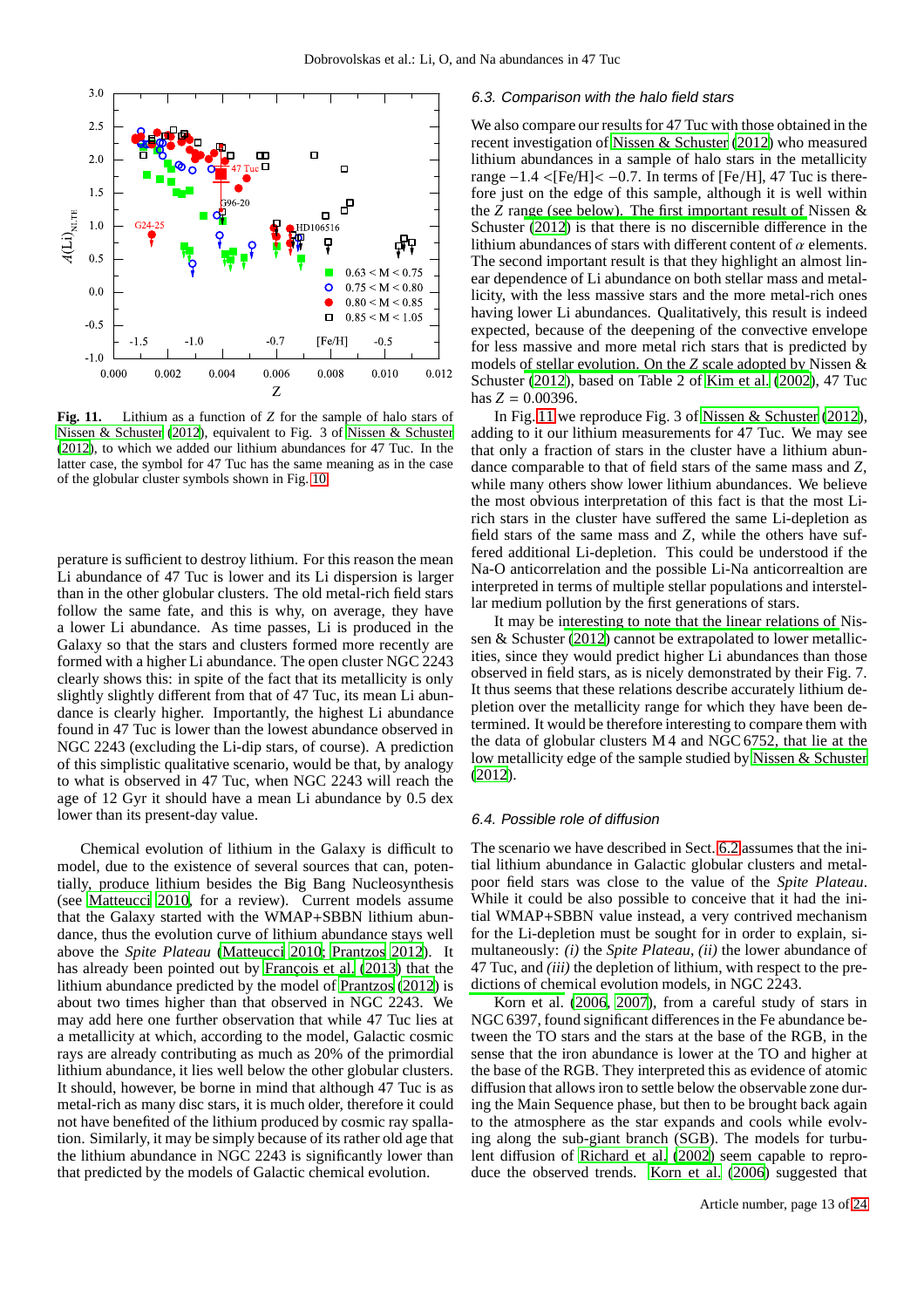**Fig. 11.** Lithium as a function of $Z$ for the sample of halo stars of Nissen & Schuster (2012), equivalent to Fig. 3 of Nissen & Schuster (2012), to which we added our lithium abundances for 47 Tuc. In the latter case, the symbol for 47 Tuc has the same meaning as in the case of the globular cluster symbols shown in Fig. 10.

perature is sufficient to destroy lithium. For this reason the mean Li abundance of 47 Tuc is lower and its Li dispersion is larger than in the other globular clusters. The old metal-rich field stars follow the same fate, and this is why, on average, they have a lower Li abundance. As time passes, Li is produced in the Galaxy so that the stars and clusters formed more recently are formed with a higher Li abundance. The open cluster NGC 2243 clearly shows this: in spite of the fact that its metallicity is only slightly slightly different from that of 47 Tuc, its mean Li abundance is clearly higher. Importantly, the highest Li abundance found in 47 Tuc is lower than the lowest abundance observed in NGC 2243 (excluding the Li-dip stars, of course). A prediction of this simplistic qualitative scenario, would be that, by analogy to what is observed in 47 Tuc, when NGC 2243 will reach the age of 12 Gyr it should have a mean Li abundance by 0.5 dex lower than its present-day value.

Chemical evolution of lithium in the Galaxy is difficult to model, due to the existence of several sources that can, potentially, produce lithium besides the Big Bang Nucleosynthesis (see Matteucci 2010, for a review). Current models assume that the Galaxy started with the WMAP+SBBN lithium abundance, thus the evolution curve of lithium abundance stays well above the *Spite Plateau* (Matteucci 2010; Prantzos 2012). It has already been pointed out by François et al. (2013) that the lithium abundance predicted by the model of Prantzos (2012) is about two times higher than that observed in NGC 2243. We may add here one further observation that while 47 Tuc lies at a metallicity at which, according to the model, Galactic cosmic rays are already contributing as much as 20% of the primordial lithium abundance, it lies well below the other globular clusters. It should, however, be borne in mind that although 47 Tuc is as metal-rich as many disc stars, it is much older, therefore it could not have benefited of the lithium produced by cosmic ray spallation. Similarly, it may be simply because of its rather old age that the lithium abundance in NGC 2243 is significantly lower than that predicted by the models of Galactic chemical evolution.

### 6.3. Comparison with the halo field stars

We also compare our results for 47 Tuc with those obtained in the recent investigation of Nissen & Schuster (2012) who measured lithium abundances in a sample of halo stars in the metallicity range $-1.4 <$[Fe/H]$< -0.7$. In terms of [Fe/H], 47 Tuc is therefore just on the edge of this sample, although it is well within the $Z$ range (see below). The first important result of Nissen & Schuster (2012) is that there is no discernible difference in the lithium abundances of stars with different content of $\alpha$ elements. The second important result is that they highlight an almost linear dependence of Li abundance on both stellar mass and metallicity, with the less massive stars and the more metal-rich ones having lower Li abundances. Qualitatively, this result is indeed expected, because of the deepening of the convective envelope for less massive and more metal rich stars that is predicted by models of stellar evolution. On the $Z$ scale adopted by Nissen & Schuster (2012), based on Table 2 of Kim et al. (2002), 47 Tuc has $Z = 0.00396$.

In Fig. 11 we reproduce Fig. 3 of Nissen & Schuster (2012), adding to it our lithium measurements for 47 Tuc. We may see that only a fraction of stars in the cluster have a lithium abundance comparable to that of field stars of the same mass and $Z$, while many others show lower lithium abundances. We believe the most obvious interpretation of this fact is that the most Li-rich stars in the cluster have suffered the same Li-depletion as field stars of the same mass and $Z$, while the others have suffered additional Li-depletion. This could be understood if the Na-O anticorrelation and the possible Li-Na anticorrealtion are interpreted in terms of multiple stellar populations and interstellar medium pollution by the first generations of stars.

It may be interesting to note that the linear relations of Nissen & Schuster (2012) cannot be extrapolated to lower metallicities, since they would predict higher Li abundances than those observed in field stars, as is nicely demonstrated by their Fig. 7. It thus seems that these relations describe accurately lithium depletion over the metallicity range for which they have been determined. It would be therefore interesting to compare them with the data of globular clusters M 4 and NGC 6752, that lie at the low metallicity edge of the sample studied by Nissen & Schuster (2012).

### 6.4. Possible role of diffusion

The scenario we have described in Sect. 6.2 assumes that the initial lithium abundance in Galactic globular clusters and metal-poor field stars was close to the value of the *Spite Plateau*. While it could be also possible to conceive that it had the initial WMAP+SBBN value instead, a very contrived mechanism for the Li-depletion must be sought for in order to explain, simultaneously: *(i)* the *Spite Plateau*, *(ii)* the lower abundance of 47 Tuc, and *(iii)* the depletion of lithium, with respect to the predictions of chemical evolution models, in NGC 2243.

Korn et al. (2006, 2007), from a careful study of stars in NGC 6397, found significant differences in the Fe abundance between the TO stars and the stars at the base of the RGB, in the sense that the iron abundance is lower at the TO and higher at the base of the RGB. They interpreted this as evidence of atomic diffusion that allows iron to settle below the observable zone during the Main Sequence phase, but then to be brought back again to the atmosphere as the star expands and cools while evolving along the sub-giant branch (SGB). The models for turbulent diffusion of Richard et al. (2002) seem capable to reproduce the observed trends. Korn et al. (2006) suggested that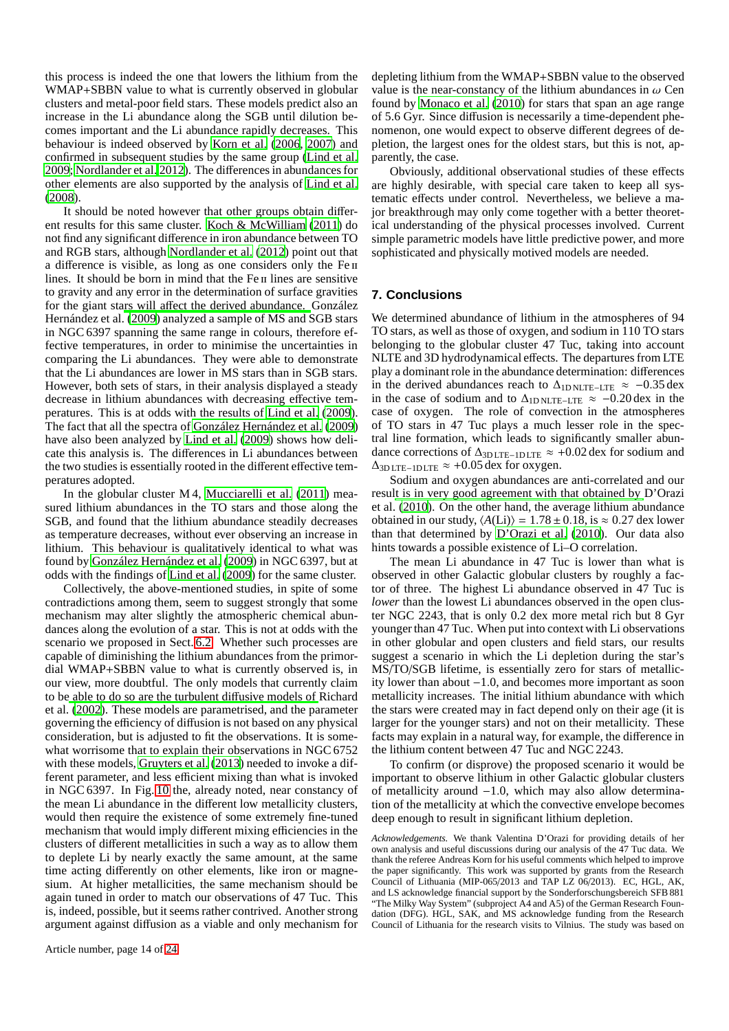this process is indeed the one that lowers the lithium from the WMAP+SBBN value to what is currently observed in globular clusters and metal-poor field stars. These models predict also an increase in the Li abundance along the SGB until dilution becomes important and the Li abundance rapidly decreases. This behaviour is indeed observed by Korn et al. (2006, 2007) and confirmed in subsequent studies by the same group (Lind et al. 2009; Nordlander et al. 2012). The differences in abundances for other elements are also supported by the analysis of Lind et al. (2008).

It should be noted however that other groups obtain different results for this same cluster. Koch & McWilliam (2011) do not find any significant difference in iron abundance between TO and RGB stars, although Nordlander et al. (2012) point out that a difference is visible, as long as one considers only the Fe II lines. It should be born in mind that the Fe II lines are sensitive to gravity and any error in the determination of surface gravities for the giant stars will affect the derived abundance. González Hernández et al. (2009) analyzed a sample of MS and SGB stars in NGC 6397 spanning the same range in colours, therefore effective temperatures, in order to minimise the uncertainties in comparing the Li abundances. They were able to demonstrate that the Li abundances are lower in MS stars than in SGB stars. However, both sets of stars, in their analysis displayed a steady decrease in lithium abundances with decreasing effective temperatures. This is at odds with the results of Lind et al. (2009). The fact that all the spectra of González Hernández et al. (2009) have also been analyzed by Lind et al. (2009) shows how delicate this analysis is. The differences in Li abundances between the two studies is essentially rooted in the different effective temperatures adopted.

In the globular cluster M 4, Mucciarelli et al. (2011) measured lithium abundances in the TO stars and those along the SGB, and found that the lithium abundance steadily decreases as temperature decreases, without ever observing an increase in lithium. This behaviour is qualitatively identical to what was found by González Hernández et al. (2009) in NGC 6397, but at odds with the findings of Lind et al. (2009) for the same cluster.

Collectively, the above-mentioned studies, in spite of some contradictions among them, seem to suggest strongly that some mechanism may alter slightly the atmospheric chemical abundances along the evolution of a star. This is not at odds with the scenario we proposed in Sect. 6.2. Whether such processes are capable of diminishing the lithium abundances from the primordial WMAP+SBBN value to what is currently observed is, in our view, more doubtful. The only models that currently claim to be able to do so are the turbulent diffusive models of Richard et al. (2002). These models are parametrised, and the parameter governing the efficiency of diffusion is not based on any physical consideration, but is adjusted to fit the observations. It is somewhat worrisome that to explain their observations in NGC 6752 with these models, Gruyters et al. (2013) needed to invoke a different parameter, and less efficient mixing than what is invoked in NGC 6397. In Fig. 10 the, already noted, near constancy of the mean Li abundance in the different low metallicity clusters, would then require the existence of some extremely fine-tuned mechanism that would imply different mixing efficiencies in the clusters of different metallicities in such a way as to allow them to deplete Li by nearly exactly the same amount, at the same time acting differently on other elements, like iron or magnesium. At higher metallicities, the same mechanism should be again tuned in order to match our observations of 47 Tuc. This is, indeed, possible, but it seems rather contrived. Another strong argument against diffusion as a viable and only mechanism for depleting lithium from the WMAP+SBBN value to the observed value is the near-constancy of the lithium abundances in $\omega$ Cen found by Monaco et al. (2010) for stars that span an age range of 5.6 Gyr. Since diffusion is necessarily a time-dependent phenomenon, one would expect to observe different degrees of depletion, the largest ones for the oldest stars, but this is not, apparently, the case.

Obviously, additional observational studies of these effects are highly desirable, with special care taken to keep all systematic effects under control. Nevertheless, we believe a major breakthrough may only come together with a better theoretical understanding of the physical processes involved. Current simple parametric models have little predictive power, and more sophisticated and physically motived models are needed.

## 7. Conclusions

We determined abundance of lithium in the atmospheres of 94 TO stars, as well as those of oxygen, and sodium in 110 TO stars belonging to the globular cluster 47 Tuc, taking into account NLTE and 3D hydrodynamical effects. The departures from LTE play a dominant role in the abundance determination: differences in the derived abundances reach to $\Delta_{\rm 1D\,NLTE-LTE} \approx -0.35$ dex in the case of sodium and to $\Delta_{\rm 1D\,NLTE-LTE} \approx -0.20$ dex in the case of oxygen. The role of convection in the atmospheres of TO stars in 47 Tuc plays a much lesser role in the spectral line formation, which leads to significantly smaller abundance corrections of $\Delta_{\rm 3D\,LTE-1D\,LTE} \approx +0.02$ dex for sodium and $\Delta_{\rm 3D\,LTE-1D\,LTE} \approx +0.05$ dex for oxygen.

Sodium and oxygen abundances are anti-correlated and our result is in very good agreement with that obtained by D'Orazi et al. (2010). On the other hand, the average lithium abundance obtained in our study, $\langle A({\rm Li})\rangle = 1.78 \pm 0.18$, is $\approx 0.27$ dex lower than that determined by D'Orazi et al. (2010). Our data also hints towards a possible existence of Li–O correlation.

The mean Li abundance in 47 Tuc is lower than what is observed in other Galactic globular clusters by roughly a factor of three. The highest Li abundance observed in 47 Tuc is *lower* than the lowest Li abundances observed in the open cluster NGC 2243, that is only 0.2 dex more metal rich but 8 Gyr younger than 47 Tuc. When put into context with Li observations in other globular and open clusters and field stars, our results suggest a scenario in which the Li depletion during the star's MS/TO/SGB lifetime, is essentially zero for stars of metallicity lower than about $-1.0$, and becomes more important as soon metallicity increases. The initial lithium abundance with which the stars were created may in fact depend only on their age (it is larger for the younger stars) and not on their metallicity. These facts may explain in a natural way, for example, the difference in the lithium content between 47 Tuc and NGC 2243.

To confirm (or disprove) the proposed scenario it would be important to observe lithium in other Galactic globular clusters of metallicity around $-1.0$, which may also allow determination of the metallicity at which the convective envelope becomes deep enough to result in significant lithium depletion.

*Acknowledgements.* We thank Valentina D'Orazi for providing details of her own analysis and useful discussions during our analysis of the 47 Tuc data. We thank the referee Andreas Korn for his useful comments which helped to improve the paper significantly. This work was supported by grants from the Research Council of Lithuania (MIP-065/2013 and TAP LZ 06/2013). EC, HGL, AK, and LS acknowledge financial support by the Sonderforschungsbereich SFB 881 "The Milky Way System" (subproject A4 and A5) of the German Research Foundation (DFG). HGL, SAK, and MS acknowledge funding from the Research Council of Lithuania for the research visits to Vilnius. The study was based on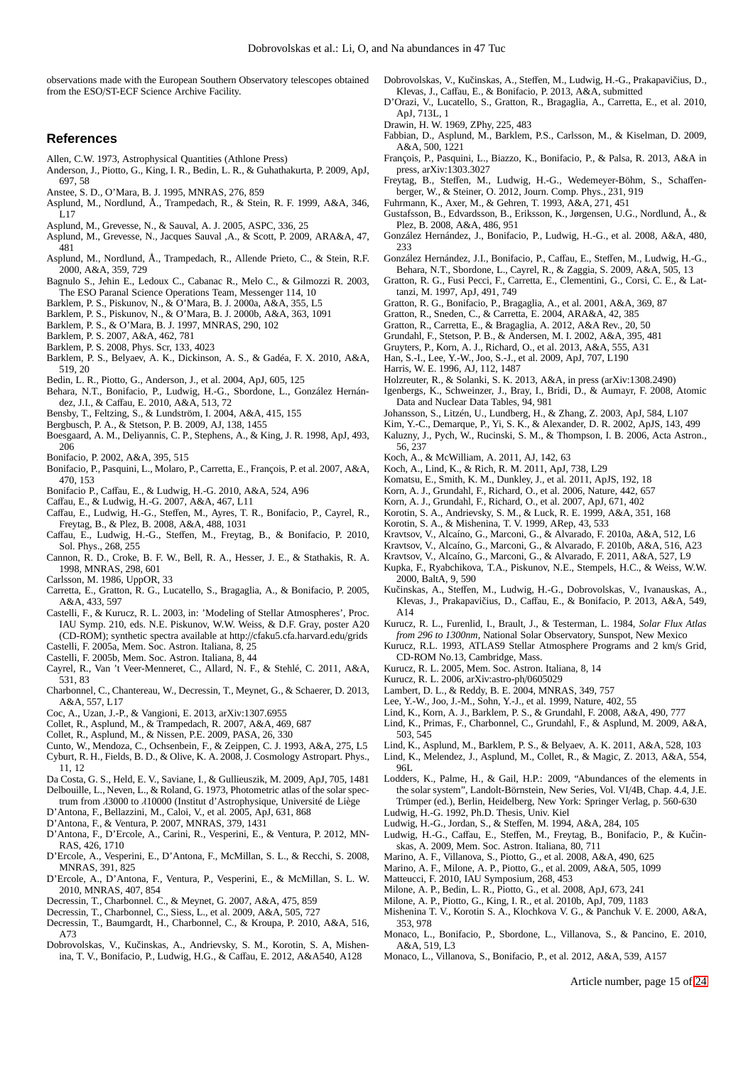observations made with the European Southern Observatory telescopes obtained from the ESO/ST-ECF Science Archive Facility.

## References

Allen, C.W. 1973, Astrophysical Quantities (Athlone Press)
Anderson, J., Piotto, G., King, I. R., Bedin, L. R., & Guhathakurta, P. 2009, ApJ, 697, 58
Anstee, S. D., O'Mara, B. J. 1995, MNRAS, 276, 859
Asplund, M., Nordlund, Å., Trampedach, R., & Stein, R. F. 1999, A&A, 346, L17
Asplund, M., Grevesse, N., & Sauval, A. J. 2005, ASPC, 336, 25
Asplund, M., Grevesse, N., Jacques Sauval ,A., & Scott, P. 2009, ARA&A, 47, 481
Asplund, M., Nordlund, Å., Trampedach, R., Allende Prieto, C., & Stein, R.F. 2000, A&A, 359, 729
Bagnulo S., Jehin E., Ledoux C., Cabanac R., Melo C., & Gilmozzi R. 2003, The ESO Paranal Science Operations Team, Messenger 114, 10
Barklem, P. S., Piskunov, N., & O'Mara, B. J. 2000a, A&A, 355, L5
Barklem, P. S., Piskunov, N., & O'Mara, B. J. 2000b, A&A, 363, 1091
Barklem, P. S., & O'Mara, B. J. 1997, MNRAS, 290, 102
Barklem, P. S. 2007, A&A, 462, 781
Barklem, P. S. 2008, Phys. Scr, 133, 4023
Barklem, P. S., Belyaev, A. K., Dickinson, A. S., & Gadéa, F. X. 2010, A&A, 519, 20
Bedin, L. R., Piotto, G., Anderson, J., et al. 2004, ApJ, 605, 125
Behara, N.T., Bonifacio, P., Ludwig, H.-G., Sbordone, L., González Hernández, J.I., & Caffau, E. 2010, A&A, 513, 72
Bensby, T., Feltzing, S., & Lundström, I. 2004, A&A, 415, 155
Bergbusch, P. A., & Stetson, P. B. 2009, AJ, 138, 1455
Boesgaard, A. M., Deliyannis, C. P., Stephens, A., & King, J. R. 1998, ApJ, 493, 206
Bonifacio, P. 2002, A&A, 395, 515
Bonifacio, P., Pasquini, L., Molaro, P., Carretta, E., François, P. et al. 2007, A&A, 470, 153
Bonifacio P., Caffau, E., & Ludwig, H.-G. 2010, A&A, 524, A96
Caffau, E., & Ludwig, H.-G. 2007, A&A, 467, L11
Caffau, E., Ludwig, H.-G., Steffen, M., Ayres, T. R., Bonifacio, P., Cayrel, R., Freytag, B., & Plez, B. 2008, A&A, 488, 1031
Caffau, E., Ludwig, H.-G., Steffen, M., Freytag, B., & Bonifacio, P. 2010, Sol. Phys., 268, 255
Cannon, R. D., Croke, B. F. W., Bell, R. A., Hesser, J. E., & Stathakis, R. A. 1998, MNRAS, 298, 601
Carlsson, M. 1986, UppOR, 33
Carretta, E., Gratton, R. G., Lucatello, S., Bragaglia, A., & Bonifacio, P. 2005, A&A, 433, 597
Castelli, F., & Kurucz, R. L. 2003, in: 'Modeling of Stellar Atmospheres', Proc. IAU Symp. 210, eds. N.E. Piskunov, W.W. Weiss, & D.F. Gray, poster A20 (CD-ROM); synthetic spectra available at http://cfaku5.cfa.harvard.edu/grids
Castelli, F. 2005a, Mem. Soc. Astron. Italiana, 8, 25
Castelli, F. 2005b, Mem. Soc. Astron. Italiana, 8, 44
Cayrel, R., Van 't Veer-Menneret, C., Allard, N. F., & Stehlé, C. 2011, A&A, 531, 83
Charbonnel, C., Chantereau, W., Decressin, T., Meynet, G., & Schaerer, D. 2013, A&A, 557, L17
Coc, A., Uzan, J.-P., & Vangioni, E. 2013, arXiv:1307.6955
Collet, R., Asplund, M., & Trampedach, R. 2007, A&A, 469, 687
Collet, R., Asplund, M., & Nissen, P.E. 2009, PASA, 26, 330
Cunto, W., Mendoza, C., Ochsenbein, F., & Zeippen, C. J. 1993, A&A, 275, L5
Cyburt, R. H., Fields, B. D., & Olive, K. A. 2008, J. Cosmology Astropart. Phys., 11, 12
Da Costa, G. S., Held, E. V., Saviane, I., & Gullieuszik, M. 2009, ApJ, 705, 1481
Delbouille, L., Neven, L., & Roland, G. 1973, Photometric atlas of the solar spectrum from $\lambda$3000 to $\lambda$10000 (Institut d'Astrophysique, Université de Liège
D'Antona, F., Bellazzini, M., Caloi, V., et al. 2005, ApJ, 631, 868
D'Antona, F., & Ventura, P. 2007, MNRAS, 379, 1431
D'Antona, F., D'Ercole, A., Carini, R., Vesperini, E., & Ventura, P. 2012, MNRAS, 426, 1710
D'Ercole, A., Vesperini, E., D'Antona, F., McMillan, S. L., & Recchi, S. 2008, MNRAS, 391, 825
D'Ercole, A., D'Antona, F., Ventura, P., Vesperini, E., & McMillan, S. L. W. 2010, MNRAS, 407, 854
Decressin, T., Charbonnel. C., & Meynet, G. 2007, A&A, 475, 859
Decressin, T., Charbonnel, C., Siess, L., et al. 2009, A&A, 505, 727
Decressin, T., Baumgardt, H., Charbonnel, C., & Kroupa, P. 2010, A&A, 516, A73
Dobrovolskas, V., Kučinskas, A., Andrievsky, S. M., Korotin, S. A, Mishenina, T. V., Bonifacio, P., Ludwig, H.G., & Caffau, E. 2012, A&A540, A128
Dobrovolskas, V., Kučinskas, A., Steffen, M., Ludwig, H.-G., Prakapavičius, D., Klevas, J., Caffau, E., & Bonifacio, P. 2013, A&A, submitted
D'Orazi, V., Lucatello, S., Gratton, R., Bragaglia, A., Carretta, E., et al. 2010, ApJ, 713L, 1
Drawin, H. W. 1969, ZPhy, 225, 483
Fabbian, D., Asplund, M., Barklem, P.S., Carlsson, M., & Kiselman, D. 2009, A&A, 500, 1221
François, P., Pasquini, L., Biazzo, K., Bonifacio, P., & Palsa, R. 2013, A&A in press, arXiv:1303.3027
Freytag, B., Steffen, M., Ludwig, H.-G., Wedemeyer-Böhm, S., Schaffenberger, W., & Steiner, O. 2012, Journ. Comp. Phys., 231, 919
Fuhrmann, K., Axer, M., & Gehren, T. 1993, A&A, 271, 451
Gustafsson, B., Edvardsson, B., Eriksson, K., Jørgensen, U.G., Nordlund, Å., & Plez, B. 2008, A&A, 486, 951
González Hernández, J., Bonifacio, P., Ludwig, H.-G., et al. 2008, A&A, 480, 233
González Hernández, J.I., Bonifacio, P., Caffau, E., Steffen, M., Ludwig, H.-G., Behara, N.T., Sbordone, L., Cayrel, R., & Zaggia, S. 2009, A&A, 505, 13
Gratton, R. G., Fusi Pecci, F., Carretta, E., Clementini, G., Corsi, C. E., & Lattanzi, M. 1997, ApJ, 491, 749
Gratton, R. G., Bonifacio, P., Bragaglia, A., et al. 2001, A&A, 369, 87
Gratton, R., Sneden, C., & Carretta, E. 2004, ARA&A, 42, 385
Gratton, R., Carretta, E., & Bragaglia, A. 2012, A&A Rev., 20, 50
Grundahl, F., Stetson, P. B., & Andersen, M. I. 2002, A&A, 395, 481
Gruyters, P., Korn, A. J., Richard, O., et al. 2013, A&A, 555, A31
Han, S.-I., Lee, Y.-W., Joo, S.-J., et al. 2009, ApJ, 707, L190
Harris, W. E. 1996, AJ, 112, 1487
Holzreuter, R., & Solanki, S. K. 2013, A&A, in press (arXiv:1308.2490)
Igenbergs, K., Schweinzer, J., Bray, I., Bridi, D., & Aumayr, F. 2008, Atomic Data and Nuclear Data Tables, 94, 981
Johansson, S., Litzén, U., Lundberg, H., & Zhang, Z. 2003, ApJ, 584, L107
Kim, Y.-C., Demarque, P., Yi, S. K., & Alexander, D. R. 2002, ApJS, 143, 499
Kaluzny, J., Pych, W., Rucinski, S. M., & Thompson, I. B. 2006, Acta Astron., 56, 237
Koch, A., & McWilliam, A. 2011, AJ, 142, 63
Koch, A., Lind, K., & Rich, R. M. 2011, ApJ, 738, L29
Komatsu, E., Smith, K. M., Dunkley, J., et al. 2011, ApJS, 192, 18
Korn, A. J., Grundahl, F., Richard, O., et al. 2006, Nature, 442, 657
Korn, A. J., Grundahl, F., Richard, O., et al. 2007, ApJ, 671, 402
Korotin, S. A., Andrievsky, S. M., & Luck, R. E. 1999, A&A, 351, 168
Korotin, S. A., & Mishenina, T. V. 1999, ARep, 43, 533
Kravtsov, V., Alcaíno, G., Marconi, G., & Alvarado, F. 2010a, A&A, 512, L6
Kravtsov, V., Alcaíno, G., Marconi, G., & Alvarado, F. 2010b, A&A, 516, A23
Kravtsov, V., Alcaíno, G., Marconi, G., & Alvarado, F. 2011, A&A, 527, L9
Kupka, F., Ryabchikova, T.A., Piskunov, N.E., Stempels, H.C., & Weiss, W.W. 2000, BaltA, 9, 590
Kučinskas, A., Steffen, M., Ludwig, H.-G., Dobrovolskas, V., Ivanauskas, A., Klevas, J., Prakapavičius, D., Caffau, E., & Bonifacio, P. 2013, A&A, 549, A14
Kurucz, R. L., Furenlid, I., Brault, J., & Testerman, L. 1984, *Solar Flux Atlas from 296 to 1300nm*, National Solar Observatory, Sunspot, New Mexico
Kurucz, R.L. 1993, ATLAS9 Stellar Atmosphere Programs and 2 km/s Grid, CD-ROM No.13, Cambridge, Mass.
Kurucz, R. L. 2005, Mem. Soc. Astron. Italiana, 8, 14
Kurucz, R. L. 2006, arXiv:astro-ph/0605029
Lambert, D. L., & Reddy, B. E. 2004, MNRAS, 349, 757
Lee, Y.-W., Joo, J.-M., Sohn, Y.-J., et al. 1999, Nature, 402, 55
Lind, K., Korn, A. J., Barklem, P. S., & Grundahl, F. 2008, A&A, 490, 777
Lind, K., Primas, F., Charbonnel, C., Grundahl, F., & Asplund, M. 2009, A&A, 503, 545
Lind, K., Asplund, M., Barklem, P. S., & Belyaev, A. K. 2011, A&A, 528, 103
Lind, K., Melendez, J., Asplund, M., Collet, R., & Magic, Z. 2013, A&A, 554, 96L
Lodders, K., Palme, H., & Gail, H.P.: 2009, "Abundances of the elements in the solar system", Landolt-Börnstein, New Series, Vol. VI/4B, Chap. 4.4, J.E. Trümper (ed.), Berlin, Heidelberg, New York: Springer Verlag, p. 560-630
Ludwig, H.-G. 1992, Ph.D. Thesis, Univ. Kiel
Ludwig, H.-G., Jordan, S., & Steffen, M. 1994, A&A, 284, 105
Ludwig, H.-G., Caffau, E., Steffen, M., Freytag, B., Bonifacio, P., & Kučinskas, A. 2009, Mem. Soc. Astron. Italiana, 80, 711
Marino, A. F., Villanova, S., Piotto, G., et al. 2008, A&A, 490, 625
Marino, A. F., Milone, A. P., Piotto, G., et al. 2009, A&A, 505, 1099
Matteucci, F. 2010, IAU Symposium, 268, 453
Milone, A. P., Bedin, L. R., Piotto, G., et al. 2008, ApJ, 673, 241
Milone, A. P., Piotto, G., King, I. R., et al. 2010b, ApJ, 709, 1183
Mishenina T. V., Korotin S. A., Klochkova V. G., & Panchuk V. E. 2000, A&A, 353, 978
Monaco, L., Bonifacio, P., Sbordone, L., Villanova, S., & Pancino, E. 2010, A&A, 519, L3
Monaco, L., Villanova, S., Bonifacio, P., et al. 2012, A&A, 539, A157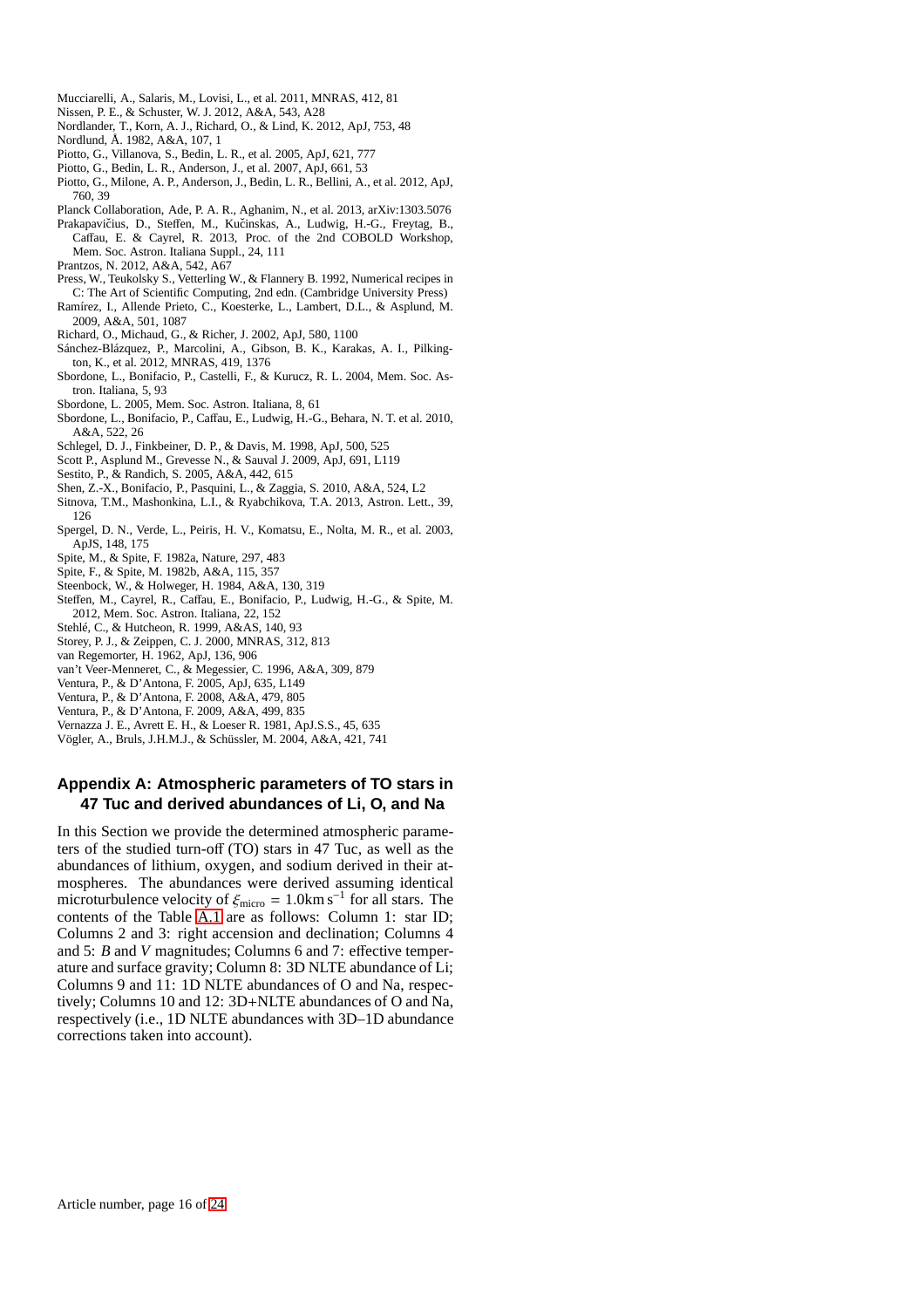Mucciarelli, A., Salaris, M., Lovisi, L., et al. 2011, MNRAS, 412, 81
Nissen, P. E., & Schuster, W. J. 2012, A&A, 543, A28
Nordlander, T., Korn, A. J., Richard, O., & Lind, K. 2012, ApJ, 753, 48
Nordlund, Å. 1982, A&A, 107, 1
Piotto, G., Villanova, S., Bedin, L. R., et al. 2005, ApJ, 621, 777
Piotto, G., Bedin, L. R., Anderson, J., et al. 2007, ApJ, 661, 53
Piotto, G., Milone, A. P., Anderson, J., Bedin, L. R., Bellini, A., et al. 2012, ApJ, 760, 39
Planck Collaboration, Ade, P. A. R., Aghanim, N., et al. 2013, arXiv:1303.5076
Prakapavičius, D., Steffen, M., Kučinskas, A., Ludwig, H.-G., Freytag, B., Caffau, E. & Cayrel, R. 2013, Proc. of the 2nd COBOLD Workshop, Mem. Soc. Astron. Italiana Suppl., 24, 111
Prantzos, N. 2012, A&A, 542, A67
Press, W., Teukolsky S., Vetterling W., & Flannery B. 1992, Numerical recipes in C: The Art of Scientific Computing, 2nd edn. (Cambridge University Press)
Ramírez, I., Allende Prieto, C., Koesterke, L., Lambert, D.L., & Asplund, M. 2009, A&A, 501, 1087
Richard, O., Michaud, G., & Richer, J. 2002, ApJ, 580, 1100
Sánchez-Blázquez, P., Marcolini, A., Gibson, B. K., Karakas, A. I., Pilkington, K., et al. 2012, MNRAS, 419, 1376
Sbordone, L., Bonifacio, P., Castelli, F., & Kurucz, R. L. 2004, Mem. Soc. Astron. Italiana, 5, 93
Sbordone, L. 2005, Mem. Soc. Astron. Italiana, 8, 61
Sbordone, L., Bonifacio, P., Caffau, E., Ludwig, H.-G., Behara, N. T. et al. 2010, A&A, 522, 26
Schlegel, D. J., Finkbeiner, D. P., & Davis, M. 1998, ApJ, 500, 525
Scott P., Asplund M., Grevesse N., & Sauval J. 2009, ApJ, 691, L119
Sestito, P., & Randich, S. 2005, A&A, 442, 615
Shen, Z.-X., Bonifacio, P., Pasquini, L., & Zaggia, S. 2010, A&A, 524, L2
Sitnova, T.M., Mashonkina, L.I., & Ryabchikova, T.A. 2013, Astron. Lett., 39, 126
Spergel, D. N., Verde, L., Peiris, H. V., Komatsu, E., Nolta, M. R., et al. 2003, ApJS, 148, 175
Spite, M., & Spite, F. 1982a, Nature, 297, 483
Spite, F., & Spite, M. 1982b, A&A, 115, 357
Steenbock, W., & Holweger, H. 1984, A&A, 130, 319
Steffen, M., Cayrel, R., Caffau, E., Bonifacio, P., Ludwig, H.-G., & Spite, M. 2012, Mem. Soc. Astron. Italiana, 22, 152
Stehlé, C., & Hutcheon, R. 1999, A&AS, 140, 93
Storey, P. J., & Zeippen, C. J. 2000, MNRAS, 312, 813
van Regemorter, H. 1962, ApJ, 136, 906
van't Veer-Menneret, C., & Megessier, C. 1996, A&A, 309, 879
Ventura, P., & D'Antona, F. 2005, ApJ, 635, L149
Ventura, P., & D'Antona, F. 2008, A&A, 479, 805
Ventura, P., & D'Antona, F. 2009, A&A, 499, 835
Vernazza J. E., Avrett E. H., & Loeser R. 1981, ApJ.S.S., 45, 635
Vögler, A., Bruls, J.H.M.J., & Schüssler, M. 2004, A&A, 421, 741

## Appendix A: Atmospheric parameters of TO stars in 47 Tuc and derived abundances of Li, O, and Na

In this Section we provide the determined atmospheric parameters of the studied turn-off (TO) stars in 47 Tuc, as well as the abundances of lithium, oxygen, and sodium derived in their atmospheres. The abundances were derived assuming identical microturbulence velocity of $\xi_{\rm micro} = 1.0 {\rm km\,s^{-1}}$ for all stars. The contents of the Table A.1 are as follows: Column 1: star ID; Columns 2 and 3: right accension and declination; Columns 4 and 5: *B* and *V* magnitudes; Columns 6 and 7: effective temperature and surface gravity; Column 8: 3D NLTE abundance of Li; Columns 9 and 11: 1D NLTE abundances of O and Na, respectively; Columns 10 and 12: 3D+NLTE abundances of O and Na, respectively (i.e., 1D NLTE abundances with 3D–1D abundance corrections taken into account).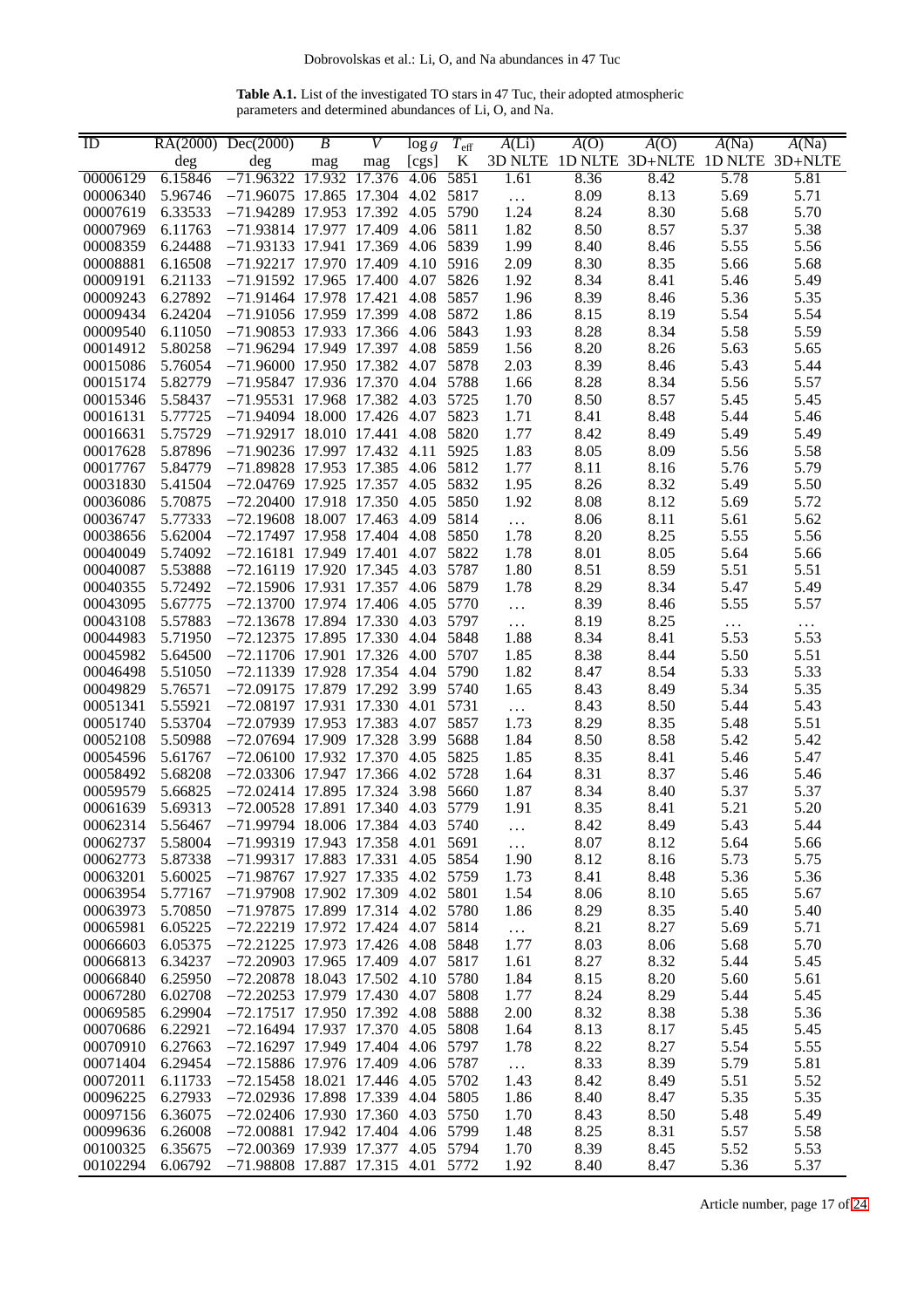**Table A.1.** List of the investigated TO stars in 47 Tuc, their adopted atmospheric parameters and determined abundances of Li, O, and Na.

| ID | RA(2000) | Dec(2000) | $B$ | $V$ | $\log g$ | $T_{\rm eff}$ | $A$(Li) | $A$(O) | $A$(O) | $A$(Na) | $A$(Na) |
|---|---|---|---|---|---|---|---|---|---|---|---|
| | deg | deg | mag | mag | [cgs] | K | 3D NLTE | 1D NLTE | 3D+NLTE | 1D NLTE | 3D+NLTE |
| 00006129 | 6.15846 | −71.96322 | 17.932 | 17.376 | 4.06 | 5851 | 1.61 | 8.36 | 8.42 | 5.78 | 5.81 |
| 00006340 | 5.96746 | −71.96075 | 17.865 | 17.304 | 4.02 | 5817 | … | 8.09 | 8.13 | 5.69 | 5.71 |
| 00007619 | 6.33533 | −71.94289 | 17.953 | 17.392 | 4.05 | 5790 | 1.24 | 8.24 | 8.30 | 5.68 | 5.70 |
| 00007969 | 6.11763 | −71.93814 | 17.977 | 17.409 | 4.06 | 5811 | 1.82 | 8.50 | 8.57 | 5.37 | 5.38 |
| 00008359 | 6.24488 | −71.93133 | 17.941 | 17.369 | 4.06 | 5839 | 1.99 | 8.40 | 8.46 | 5.55 | 5.56 |
| 00008881 | 6.16508 | −71.92217 | 17.970 | 17.409 | 4.10 | 5916 | 2.09 | 8.30 | 8.35 | 5.66 | 5.68 |
| 00009191 | 6.21133 | −71.91592 | 17.965 | 17.400 | 4.07 | 5826 | 1.92 | 8.34 | 8.41 | 5.46 | 5.49 |
| 00009243 | 6.27892 | −71.91464 | 17.978 | 17.421 | 4.08 | 5857 | 1.96 | 8.39 | 8.46 | 5.36 | 5.35 |
| 00009434 | 6.24204 | −71.91056 | 17.959 | 17.399 | 4.08 | 5872 | 1.86 | 8.15 | 8.19 | 5.54 | 5.54 |
| 00009540 | 6.11050 | −71.90853 | 17.933 | 17.366 | 4.06 | 5843 | 1.93 | 8.28 | 8.34 | 5.58 | 5.59 |
| 00014912 | 5.80258 | −71.96294 | 17.949 | 17.397 | 4.08 | 5859 | 1.56 | 8.20 | 8.26 | 5.63 | 5.65 |
| 00015086 | 5.76054 | −71.96000 | 17.950 | 17.382 | 4.07 | 5878 | 2.03 | 8.39 | 8.46 | 5.43 | 5.44 |
| 00015174 | 5.82779 | −71.95847 | 17.936 | 17.370 | 4.04 | 5788 | 1.66 | 8.28 | 8.34 | 5.56 | 5.57 |
| 00015346 | 5.58437 | −71.95531 | 17.968 | 17.382 | 4.03 | 5725 | 1.70 | 8.50 | 8.57 | 5.45 | 5.45 |
| 00016131 | 5.77725 | −71.94094 | 18.000 | 17.426 | 4.07 | 5823 | 1.71 | 8.41 | 8.48 | 5.44 | 5.46 |
| 00016631 | 5.75729 | −71.92917 | 18.010 | 17.441 | 4.08 | 5820 | 1.77 | 8.42 | 8.49 | 5.49 | 5.49 |
| 00017628 | 5.87896 | −71.90236 | 17.997 | 17.432 | 4.11 | 5925 | 1.83 | 8.05 | 8.09 | 5.56 | 5.58 |
| 00017767 | 5.84779 | −71.89828 | 17.953 | 17.385 | 4.06 | 5812 | 1.77 | 8.11 | 8.16 | 5.76 | 5.79 |
| 00031830 | 5.41504 | −72.04769 | 17.925 | 17.357 | 4.05 | 5832 | 1.95 | 8.26 | 8.32 | 5.49 | 5.50 |
| 00036086 | 5.70875 | −72.20400 | 17.918 | 17.350 | 4.05 | 5850 | 1.92 | 8.08 | 8.12 | 5.69 | 5.72 |
| 00036747 | 5.77333 | −72.19608 | 18.007 | 17.463 | 4.09 | 5814 | … | 8.06 | 8.11 | 5.61 | 5.62 |
| 00038656 | 5.62004 | −72.17497 | 17.958 | 17.404 | 4.08 | 5850 | 1.78 | 8.20 | 8.25 | 5.55 | 5.56 |
| 00040049 | 5.74092 | −72.16181 | 17.949 | 17.401 | 4.07 | 5822 | 1.78 | 8.01 | 8.05 | 5.64 | 5.66 |
| 00040087 | 5.53888 | −72.16119 | 17.920 | 17.345 | 4.03 | 5787 | 1.80 | 8.51 | 8.59 | 5.51 | 5.51 |
| 00040355 | 5.72492 | −72.15906 | 17.931 | 17.357 | 4.06 | 5879 | 1.78 | 8.29 | 8.34 | 5.47 | 5.49 |
| 00043095 | 5.67775 | −72.13700 | 17.974 | 17.406 | 4.05 | 5770 | … | 8.39 | 8.46 | 5.55 | 5.57 |
| 00043108 | 5.57883 | −72.13678 | 17.894 | 17.330 | 4.03 | 5797 | … | 8.19 | 8.25 | … | … |
| 00044983 | 5.71950 | −72.12375 | 17.895 | 17.330 | 4.04 | 5848 | 1.88 | 8.34 | 8.41 | 5.53 | 5.53 |
| 00045982 | 5.64500 | −72.11706 | 17.901 | 17.326 | 4.00 | 5707 | 1.85 | 8.38 | 8.44 | 5.50 | 5.51 |
| 00046498 | 5.51050 | −72.11339 | 17.928 | 17.354 | 4.04 | 5790 | 1.82 | 8.47 | 8.54 | 5.33 | 5.33 |
| 00049829 | 5.76571 | −72.09175 | 17.879 | 17.292 | 3.99 | 5740 | 1.65 | 8.43 | 8.49 | 5.34 | 5.35 |
| 00051341 | 5.55921 | −72.08197 | 17.931 | 17.330 | 4.01 | 5731 | … | 8.43 | 8.50 | 5.44 | 5.43 |
| 00051740 | 5.53704 | −72.07939 | 17.953 | 17.383 | 4.07 | 5857 | 1.73 | 8.29 | 8.35 | 5.48 | 5.51 |
| 00052108 | 5.50988 | −72.07694 | 17.909 | 17.328 | 3.99 | 5688 | 1.84 | 8.50 | 8.58 | 5.42 | 5.42 |
| 00054596 | 5.61767 | −72.06100 | 17.932 | 17.370 | 4.05 | 5825 | 1.85 | 8.35 | 8.41 | 5.46 | 5.47 |
| 00058492 | 5.68208 | −72.03306 | 17.947 | 17.366 | 4.02 | 5728 | 1.64 | 8.31 | 8.37 | 5.46 | 5.46 |
| 00059579 | 5.66825 | −72.02414 | 17.895 | 17.324 | 3.98 | 5660 | 1.87 | 8.34 | 8.40 | 5.37 | 5.37 |
| 00061639 | 5.69313 | −72.00528 | 17.891 | 17.340 | 4.03 | 5779 | 1.91 | 8.35 | 8.41 | 5.21 | 5.20 |
| 00062314 | 5.56467 | −71.99794 | 18.006 | 17.384 | 4.03 | 5740 | … | 8.42 | 8.49 | 5.43 | 5.44 |
| 00062737 | 5.58004 | −71.99319 | 17.943 | 17.358 | 4.01 | 5691 | … | 8.07 | 8.12 | 5.64 | 5.66 |
| 00062773 | 5.87338 | −71.99317 | 17.883 | 17.331 | 4.05 | 5854 | 1.90 | 8.12 | 8.16 | 5.73 | 5.75 |
| 00063201 | 5.60025 | −71.98767 | 17.927 | 17.335 | 4.02 | 5759 | 1.73 | 8.41 | 8.48 | 5.36 | 5.36 |
| 00063954 | 5.77167 | −71.97908 | 17.902 | 17.309 | 4.02 | 5801 | 1.54 | 8.06 | 8.10 | 5.65 | 5.67 |
| 00063973 | 5.70850 | −71.97875 | 17.899 | 17.314 | 4.02 | 5780 | 1.86 | 8.29 | 8.35 | 5.40 | 5.40 |
| 00065981 | 6.05225 | −72.22219 | 17.972 | 17.424 | 4.07 | 5814 | … | 8.21 | 8.27 | 5.69 | 5.71 |
| 00066603 | 6.05375 | −72.21225 | 17.973 | 17.426 | 4.08 | 5848 | 1.77 | 8.03 | 8.06 | 5.68 | 5.70 |
| 00066813 | 6.34237 | −72.20903 | 17.965 | 17.409 | 4.07 | 5817 | 1.61 | 8.27 | 8.32 | 5.44 | 5.45 |
| 00066840 | 6.25950 | −72.20878 | 18.043 | 17.502 | 4.10 | 5780 | 1.84 | 8.15 | 8.20 | 5.60 | 5.61 |
| 00067280 | 6.02708 | −72.20253 | 17.979 | 17.430 | 4.07 | 5808 | 1.77 | 8.24 | 8.29 | 5.44 | 5.45 |
| 00069585 | 6.29904 | −72.17517 | 17.950 | 17.392 | 4.08 | 5888 | 2.00 | 8.32 | 8.38 | 5.38 | 5.36 |
| 00070686 | 6.22921 | −72.16494 | 17.937 | 17.370 | 4.05 | 5808 | 1.64 | 8.13 | 8.17 | 5.45 | 5.45 |
| 00070910 | 6.27663 | −72.16297 | 17.949 | 17.404 | 4.06 | 5797 | 1.78 | 8.22 | 8.27 | 5.54 | 5.55 |
| 00071404 | 6.29454 | −72.15886 | 17.976 | 17.409 | 4.06 | 5787 | … | 8.33 | 8.39 | 5.79 | 5.81 |
| 00072011 | 6.11733 | −72.15458 | 18.021 | 17.446 | 4.05 | 5702 | 1.43 | 8.42 | 8.49 | 5.51 | 5.52 |
| 00096225 | 6.27933 | −72.02936 | 17.898 | 17.339 | 4.04 | 5805 | 1.86 | 8.40 | 8.47 | 5.35 | 5.35 |
| 00097156 | 6.36075 | −72.02406 | 17.930 | 17.360 | 4.03 | 5750 | 1.70 | 8.43 | 8.50 | 5.48 | 5.49 |
| 00099636 | 6.26008 | −72.00881 | 17.942 | 17.404 | 4.06 | 5799 | 1.48 | 8.25 | 8.31 | 5.57 | 5.58 |
| 00100325 | 6.35675 | −72.00369 | 17.939 | 17.377 | 4.05 | 5794 | 1.70 | 8.39 | 8.45 | 5.52 | 5.53 |
| 00102294 | 6.06792 | −71.98808 | 17.887 | 17.315 | 4.01 | 5772 | 1.92 | 8.40 | 8.47 | 5.36 | 5.37 |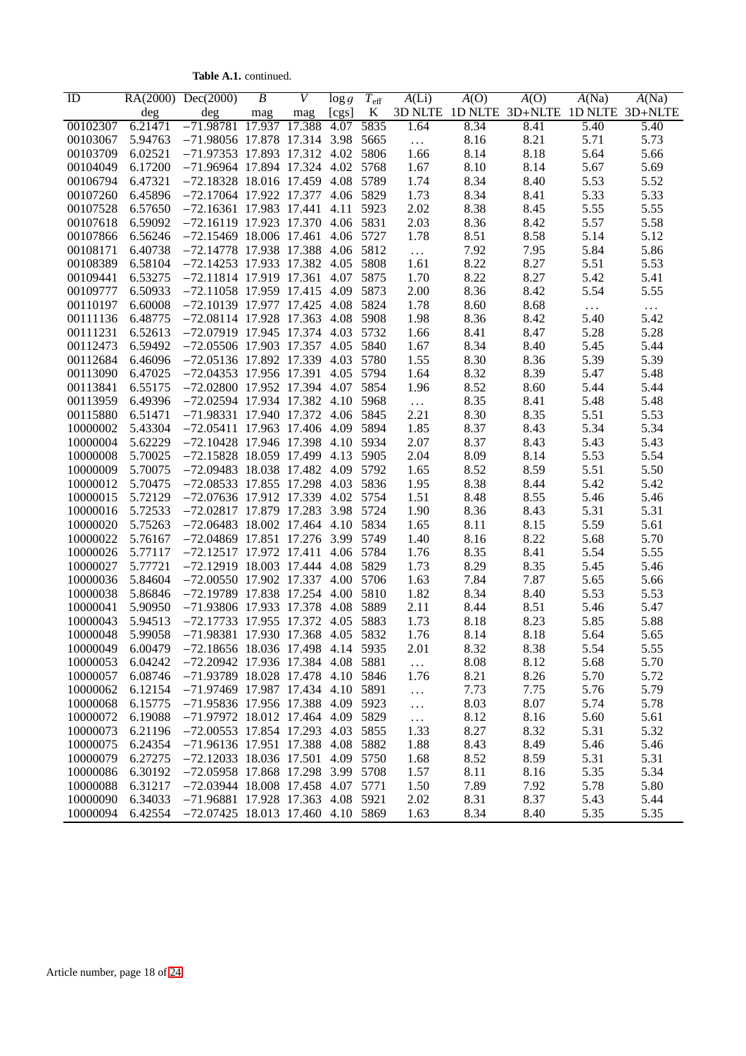**Table A.1.** continued.

| ID | RA(2000) | Dec(2000) | $B$ | $V$ | $\log g$ | $T_{\rm eff}$ | $A$(Li) | $A$(O) | $A$(O) | $A$(Na) | $A$(Na) |
|---|---|---|---|---|---|---|---|---|---|---|---|
| | deg | deg | mag | mag | [cgs] | K | 3D NLTE | 1D NLTE | 3D+NLTE | 1D NLTE | 3D+NLTE |
| 00102307 | 6.21471 | −71.98781 | 17.937 | 17.388 | 4.07 | 5835 | 1.64 | 8.34 | 8.41 | 5.40 | 5.40 |
| 00103067 | 5.94763 | −71.98056 | 17.878 | 17.314 | 3.98 | 5665 | … | 8.16 | 8.21 | 5.71 | 5.73 |
| 00103709 | 6.02521 | −71.97353 | 17.893 | 17.312 | 4.02 | 5806 | 1.66 | 8.14 | 8.18 | 5.64 | 5.66 |
| 00104049 | 6.17200 | −71.96964 | 17.894 | 17.324 | 4.02 | 5768 | 1.67 | 8.10 | 8.14 | 5.67 | 5.69 |
| 00106794 | 6.47321 | −72.18328 | 18.016 | 17.459 | 4.08 | 5789 | 1.74 | 8.34 | 8.40 | 5.53 | 5.52 |
| 00107260 | 6.45896 | −72.17064 | 17.922 | 17.377 | 4.06 | 5829 | 1.73 | 8.34 | 8.41 | 5.33 | 5.33 |
| 00107528 | 6.57650 | −72.16361 | 17.983 | 17.441 | 4.11 | 5923 | 2.02 | 8.38 | 8.45 | 5.55 | 5.55 |
| 00107618 | 6.59092 | −72.16119 | 17.923 | 17.370 | 4.06 | 5831 | 2.03 | 8.36 | 8.42 | 5.57 | 5.58 |
| 00107866 | 6.56246 | −72.15469 | 18.006 | 17.461 | 4.06 | 5727 | 1.78 | 8.51 | 8.58 | 5.14 | 5.12 |
| 00108171 | 6.40738 | −72.14778 | 17.938 | 17.388 | 4.06 | 5812 | … | 7.92 | 7.95 | 5.84 | 5.86 |
| 00108389 | 6.58104 | −72.14253 | 17.933 | 17.382 | 4.05 | 5808 | 1.61 | 8.22 | 8.27 | 5.51 | 5.53 |
| 00109441 | 6.53275 | −72.11814 | 17.919 | 17.361 | 4.07 | 5875 | 1.70 | 8.22 | 8.27 | 5.42 | 5.41 |
| 00109777 | 6.50933 | −72.11058 | 17.959 | 17.415 | 4.09 | 5873 | 2.00 | 8.36 | 8.42 | 5.54 | 5.55 |
| 00110197 | 6.60008 | −72.10139 | 17.977 | 17.425 | 4.08 | 5824 | 1.78 | 8.60 | 8.68 | … | … |
| 00111136 | 6.48775 | −72.08114 | 17.928 | 17.363 | 4.08 | 5908 | 1.98 | 8.36 | 8.42 | 5.40 | 5.42 |
| 00111231 | 6.52613 | −72.07919 | 17.945 | 17.374 | 4.03 | 5732 | 1.66 | 8.41 | 8.47 | 5.28 | 5.28 |
| 00112473 | 6.59492 | −72.05506 | 17.903 | 17.357 | 4.05 | 5840 | 1.67 | 8.34 | 8.40 | 5.45 | 5.44 |
| 00112684 | 6.46096 | −72.05136 | 17.892 | 17.339 | 4.03 | 5780 | 1.55 | 8.30 | 8.36 | 5.39 | 5.39 |
| 00113090 | 6.47025 | −72.04353 | 17.956 | 17.391 | 4.05 | 5794 | 1.64 | 8.32 | 8.39 | 5.47 | 5.48 |
| 00113841 | 6.55175 | −72.02800 | 17.952 | 17.394 | 4.07 | 5854 | 1.96 | 8.52 | 8.60 | 5.44 | 5.44 |
| 00113959 | 6.49396 | −72.02594 | 17.934 | 17.382 | 4.10 | 5968 | … | 8.35 | 8.41 | 5.48 | 5.48 |
| 00115880 | 6.51471 | −71.98331 | 17.940 | 17.372 | 4.06 | 5845 | 2.21 | 8.30 | 8.35 | 5.51 | 5.53 |
| 10000002 | 5.43304 | −72.05411 | 17.963 | 17.406 | 4.09 | 5894 | 1.85 | 8.37 | 8.43 | 5.34 | 5.34 |
| 10000004 | 5.62229 | −72.10428 | 17.946 | 17.398 | 4.10 | 5934 | 2.07 | 8.37 | 8.43 | 5.43 | 5.43 |
| 10000008 | 5.70025 | −72.15828 | 18.059 | 17.499 | 4.13 | 5905 | 2.04 | 8.09 | 8.14 | 5.53 | 5.54 |
| 10000009 | 5.70075 | −72.09483 | 18.038 | 17.482 | 4.09 | 5792 | 1.65 | 8.52 | 8.59 | 5.51 | 5.50 |
| 10000012 | 5.70475 | −72.08533 | 17.855 | 17.298 | 4.03 | 5836 | 1.95 | 8.38 | 8.44 | 5.42 | 5.42 |
| 10000015 | 5.72129 | −72.07636 | 17.912 | 17.339 | 4.02 | 5754 | 1.51 | 8.48 | 8.55 | 5.46 | 5.46 |
| 10000016 | 5.72533 | −72.02817 | 17.879 | 17.283 | 3.98 | 5724 | 1.90 | 8.36 | 8.43 | 5.31 | 5.31 |
| 10000020 | 5.75263 | −72.06483 | 18.002 | 17.464 | 4.10 | 5834 | 1.65 | 8.11 | 8.15 | 5.59 | 5.61 |
| 10000022 | 5.76167 | −72.04869 | 17.851 | 17.276 | 3.99 | 5749 | 1.40 | 8.16 | 8.22 | 5.68 | 5.70 |
| 10000026 | 5.77117 | −72.12517 | 17.972 | 17.411 | 4.06 | 5784 | 1.76 | 8.35 | 8.41 | 5.54 | 5.55 |
| 10000027 | 5.77721 | −72.12919 | 18.003 | 17.444 | 4.08 | 5829 | 1.73 | 8.29 | 8.35 | 5.45 | 5.46 |
| 10000036 | 5.84604 | −72.00550 | 17.902 | 17.337 | 4.00 | 5706 | 1.63 | 7.84 | 7.87 | 5.65 | 5.66 |
| 10000038 | 5.86846 | −72.19789 | 17.838 | 17.254 | 4.00 | 5810 | 1.82 | 8.34 | 8.40 | 5.53 | 5.53 |
| 10000041 | 5.90950 | −71.93806 | 17.933 | 17.378 | 4.08 | 5889 | 2.11 | 8.44 | 8.51 | 5.46 | 5.47 |
| 10000043 | 5.94513 | −72.17733 | 17.955 | 17.372 | 4.05 | 5883 | 1.73 | 8.18 | 8.23 | 5.85 | 5.88 |
| 10000048 | 5.99058 | −71.98381 | 17.930 | 17.368 | 4.05 | 5832 | 1.76 | 8.14 | 8.18 | 5.64 | 5.65 |
| 10000049 | 6.00479 | −72.18656 | 18.036 | 17.498 | 4.14 | 5935 | 2.01 | 8.32 | 8.38 | 5.54 | 5.55 |
| 10000053 | 6.04242 | −72.20942 | 17.936 | 17.384 | 4.08 | 5881 | … | 8.08 | 8.12 | 5.68 | 5.70 |
| 10000057 | 6.08746 | −71.93789 | 18.028 | 17.478 | 4.10 | 5846 | 1.76 | 8.21 | 8.26 | 5.70 | 5.72 |
| 10000062 | 6.12154 | −71.97469 | 17.987 | 17.434 | 4.10 | 5891 | … | 7.73 | 7.75 | 5.76 | 5.79 |
| 10000068 | 6.15775 | −71.95836 | 17.956 | 17.388 | 4.09 | 5923 | … | 8.03 | 8.07 | 5.74 | 5.78 |
| 10000072 | 6.19088 | −71.97972 | 18.012 | 17.464 | 4.09 | 5829 | … | 8.12 | 8.16 | 5.60 | 5.61 |
| 10000073 | 6.21196 | −72.00553 | 17.854 | 17.293 | 4.03 | 5855 | 1.33 | 8.27 | 8.32 | 5.31 | 5.32 |
| 10000075 | 6.24354 | −71.96136 | 17.951 | 17.388 | 4.08 | 5882 | 1.88 | 8.43 | 8.49 | 5.46 | 5.46 |
| 10000079 | 6.27275 | −72.12033 | 18.036 | 17.501 | 4.09 | 5750 | 1.68 | 8.52 | 8.59 | 5.31 | 5.31 |
| 10000086 | 6.30192 | −72.05958 | 17.868 | 17.298 | 3.99 | 5708 | 1.57 | 8.11 | 8.16 | 5.35 | 5.34 |
| 10000088 | 6.31217 | −72.03944 | 18.008 | 17.458 | 4.07 | 5771 | 1.50 | 7.89 | 7.92 | 5.78 | 5.80 |
| 10000090 | 6.34033 | −71.96881 | 17.928 | 17.363 | 4.08 | 5921 | 2.02 | 8.31 | 8.37 | 5.43 | 5.44 |
| 10000094 | 6.42554 | −72.07425 | 18.013 | 17.460 | 4.10 | 5869 | 1.63 | 8.34 | 8.40 | 5.35 | 5.35 |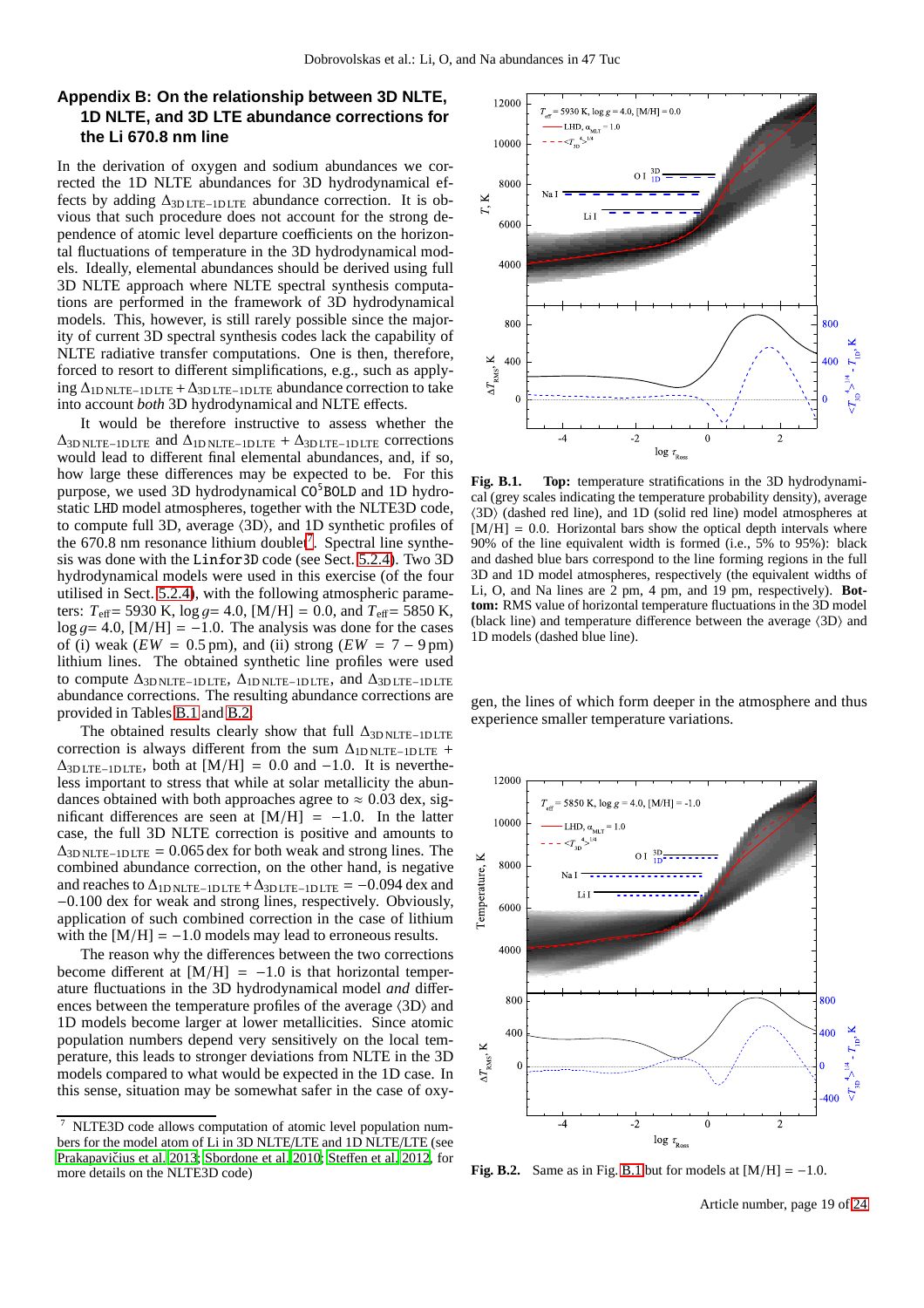## Appendix B: On the relationship between 3D NLTE, 1D NLTE, and 3D LTE abundance corrections for the Li 670.8 nm line

In the derivation of oxygen and sodium abundances we corrected the 1D NLTE abundances for 3D hydrodynamical effects by adding $\Delta_{\rm 3D\,LTE-1D\,LTE}$ abundance correction. It is obvious that such procedure does not account for the strong dependence of atomic level departure coefficients on the horizontal fluctuations of temperature in the 3D hydrodynamical models. Ideally, elemental abundances should be derived using full 3D NLTE approach where NLTE spectral synthesis computations are performed in the framework of 3D hydrodynamical models. This, however, is still rarely possible since the majority of current 3D spectral synthesis codes lack the capability of NLTE radiative transfer computations. One is then, therefore, forced to resort to different simplifications, e.g., such as applying $\Delta_{\rm 1D\,NLTE-1D\,LTE} + \Delta_{\rm 3D\,LTE-1D\,LTE}$ abundance correction to take into account *both* 3D hydrodynamical and NLTE effects.

It would be therefore instructive to assess whether the $\Delta_{\rm 3D\,NLTE-1D\,LTE}$ and $\Delta_{\rm 1D\,NLTE-1D\,LTE} + \Delta_{\rm 3D\,LTE-1D\,LTE}$ corrections would lead to different final elemental abundances, and, if so, how large these differences may be expected to be. For this purpose, we used 3D hydrodynamical CO[5]BOLD and 1D hydrostatic LHD model atmospheres, together with the NLTE3D code, to compute full 3D, average ⟨3D⟩, and 1D synthetic profiles of the 670.8 nm resonance lithium doublet[7]. Spectral line synthesis was done with the Linfor3D code (see Sect. 5.2.4). Two 3D hydrodynamical models were used in this exercise (of the four utilised in Sect. 5.2.4), with the following atmospheric parameters: $T_{\rm eff}$= 5930 K, $\log g$= 4.0, [M/H] = 0.0, and $T_{\rm eff}$= 5850 K, $\log g$= 4.0, [M/H] = −1.0. The analysis was done for the cases of (i) weak ($EW$ = 0.5 pm), and (ii) strong ($EW$ = 7 − 9 pm) lithium lines. The obtained synthetic line profiles were used to compute $\Delta_{\rm 3D\,NLTE-1D\,LTE}$, $\Delta_{\rm 1D\,NLTE-1D\,LTE}$, and $\Delta_{\rm 3D\,LTE-1D\,LTE}$ abundance corrections. The resulting abundance corrections are provided in Tables B.1 and B.2.

The obtained results clearly show that full $\Delta_{\rm 3D\,NLTE-1D\,LTE}$ correction is always different from the sum $\Delta_{\rm 1D\,NLTE-1D\,LTE} + \Delta_{\rm 3D\,LTE-1D\,LTE}$, both at [M/H] = 0.0 and −1.0. It is nevertheless important to stress that while at solar metallicity the abundances obtained with both approaches agree to ≈ 0.03 dex, significant differences are seen at [M/H] = −1.0. In the latter case, the full 3D NLTE correction is positive and amounts to $\Delta_{\rm 3D\,NLTE-1D\,LTE}$ = 0.065 dex for both weak and strong lines. The combined abundance correction, on the other hand, is negative and reaches to $\Delta_{\rm 1D\,NLTE-1D\,LTE}+\Delta_{\rm 3D\,LTE-1D\,LTE}$ = −0.094 dex and −0.100 dex for weak and strong lines, respectively. Obviously, application of such combined correction in the case of lithium with the [M/H] = −1.0 models may lead to erroneous results.

The reason why the differences between the two corrections become different at [M/H] = −1.0 is that horizontal temperature fluctuations in the 3D hydrodynamical model *and* differences between the temperature profiles of the average ⟨3D⟩ and 1D models become larger at lower metallicities. Since atomic population numbers depend very sensitively on the local temperature, this leads to stronger deviations from NLTE in the 3D models compared to what would be expected in the 1D case. In this sense, situation may be somewhat safer in the case of oxygen, the lines of which form deeper in the atmosphere and thus experience smaller temperature variations.

[7] NLTE3D code allows computation of atomic level population numbers for the model atom of Li in 3D NLTE/LTE and 1D NLTE/LTE (see Prakapavičius et al. 2013; Sbordone et al. 2010; Steffen et al. 2012, for more details on the NLTE3D code)

**Fig. B.1. Top:** temperature stratifications in the 3D hydrodynamical (grey scales indicating the temperature probability density), average ⟨3D⟩ (dashed red line), and 1D (solid red line) model atmospheres at [M/H] = 0.0. Horizontal bars show the optical depth intervals where 90% of the line equivalent width is formed (i.e., 5% to 95%): black and dashed blue bars correspond to the line forming regions in the full 3D and 1D model atmospheres, respectively (the equivalent widths of Li, O, and Na lines are 2 pm, 4 pm, and 19 pm, respectively). **Bottom:** RMS value of horizontal temperature fluctuations in the 3D model (black line) and temperature difference between the average ⟨3D⟩ and 1D models (dashed blue line).

**Fig. B.2.** Same as in Fig. B.1 but for models at [M/H] = −1.0.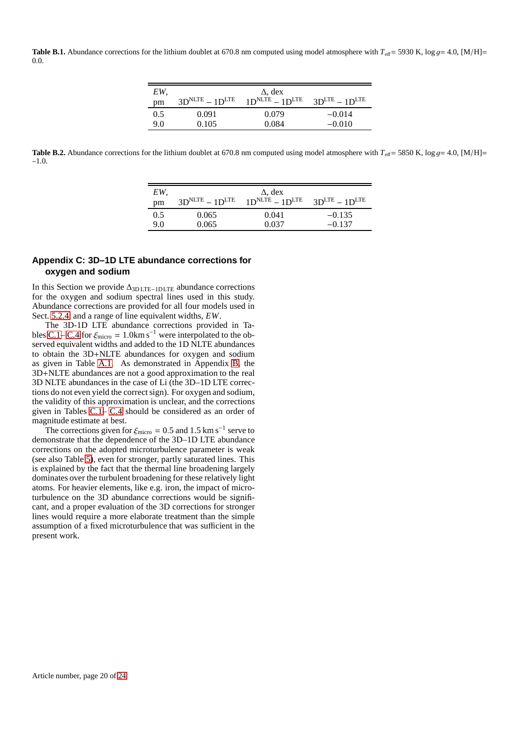**Table B.1.** Abundance corrections for the lithium doublet at 670.8 nm computed using model atmosphere with $T_{\rm eff}$= 5930 K, $\log g$= 4.0, [M/H]= 0.0.

| *EW*, pm | Δ, dex $3D^{NLTE} - 1D^{LTE}$ | $1D^{NLTE} - 1D^{LTE}$ | $3D^{LTE} - 1D^{LTE}$ |
|---|---|---|---|
| 0.5 | 0.091 | 0.079 | −0.014 |
| 9.0 | 0.105 | 0.084 | −0.010 |

**Table B.2.** Abundance corrections for the lithium doublet at 670.8 nm computed using model atmosphere with $T_{\rm eff}$= 5850 K, $\log g$= 4.0, [M/H]= –1.0.

| *EW*, pm | Δ, dex $3D^{NLTE} - 1D^{LTE}$ | $1D^{NLTE} - 1D^{LTE}$ | $3D^{LTE} - 1D^{LTE}$ |
|---|---|---|---|
| 0.5 | 0.065 | 0.041 | −0.135 |
| 9.0 | 0.065 | 0.037 | −0.137 |

## Appendix C: 3D–1D LTE abundance corrections for oxygen and sodium

In this Section we provide $\Delta_{\rm 3D\,LTE-1D\,LTE}$ abundance corrections for the oxygen and sodium spectral lines used in this study. Abundance corrections are provided for all four models used in Sect. 5.2.4 and a range of line equivalent widths, *EW*.

The 3D-1D LTE abundance corrections provided in Tables C.1– C.4 for $\xi_{\rm micro} = 1.0\,{\rm km\,s^{-1}}$ were interpolated to the observed equivalent widths and added to the 1D NLTE abundances to obtain the 3D+NLTE abundances for oxygen and sodium as given in Table A.1. As demonstrated in Appendix B, the 3D+NLTE abundances are not a good approximation to the real 3D NLTE abundances in the case of Li (the 3D–1D LTE corrections do not even yield the correct sign). For oxygen and sodium, the validity of this approximation is unclear, and the corrections given in Tables C.1– C.4 should be considered as an order of magnitude estimate at best.

The corrections given for $\xi_{\rm micro} = 0.5$ and $1.5\,{\rm km\,s^{-1}}$ serve to demonstrate that the dependence of the 3D–1D LTE abundance corrections on the adopted microturbulence parameter is weak (see also Table 5), even for stronger, partly saturated lines. This is explained by the fact that the thermal line broadening largely dominates over the turbulent broadening for these relatively light atoms. For heavier elements, like e.g. iron, the impact of microturbulence on the 3D abundance corrections would be significant, and a proper evaluation of the 3D corrections for stronger lines would require a more elaborate treatment than the simple assumption of a fixed microturbulence that was sufficient in the present work.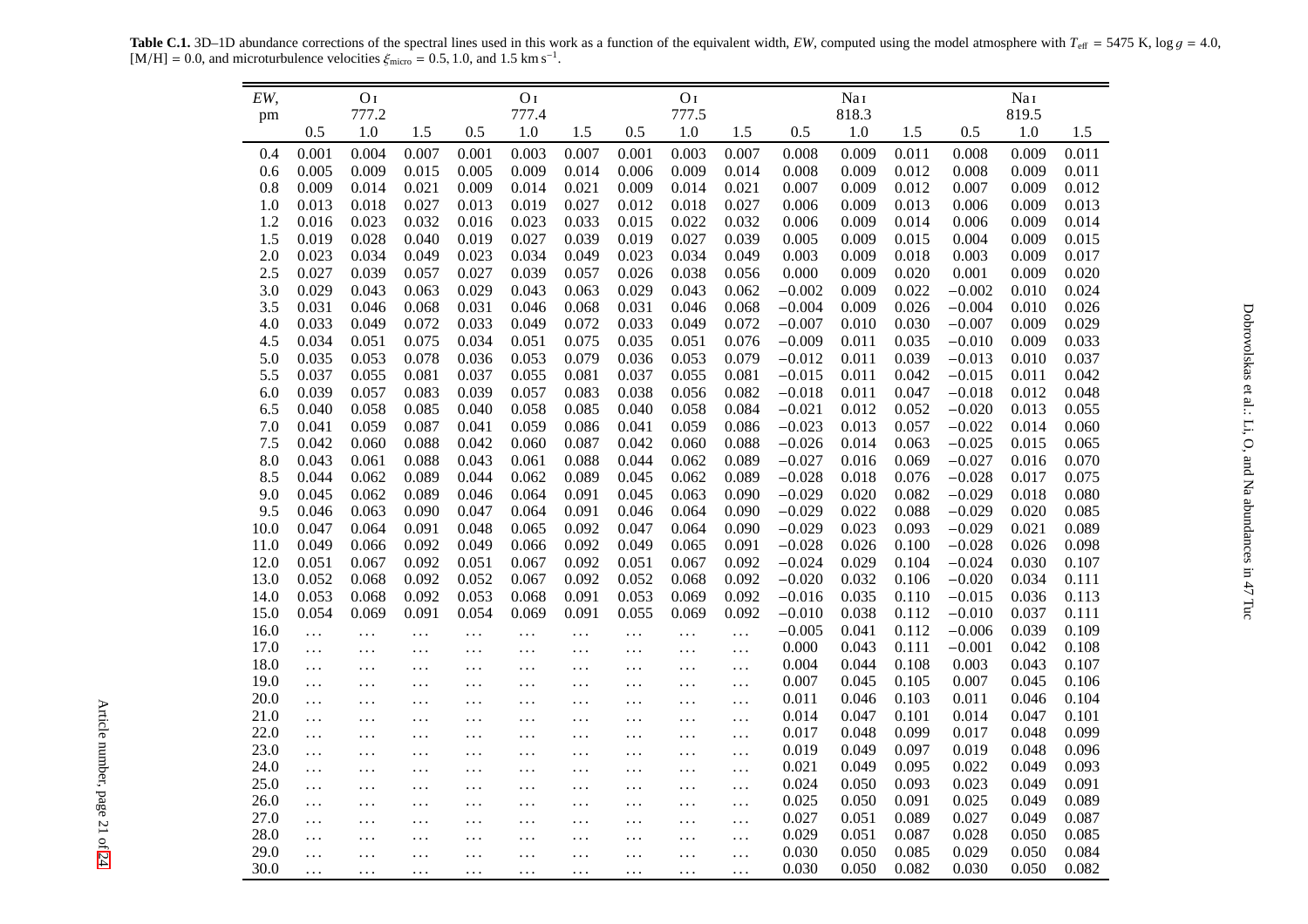**Table C.1.** 3D–1D abundance corrections of the spectral lines used in this work as a function of the equivalent width, *EW*, computed using the model atmosphere with $T_{\rm eff}$ = 5475 K, $\log g$ = 4.0, [M/H] = 0.0, and microturbulence velocities $\xi_{\rm micro}$ = 0.5, 1.0, and 1.5 km s$^{-1}$.

| *EW*, | O I | | | O I | | | O I | | | Na I | | | Na I | | |
|---|---|---|---|---|---|---|---|---|---|---|---|---|---|---|---|
| pm | 777.2 | | | 777.4 | | | 777.5 | | | 818.3 | | | 819.5 | | |
| | 0.5 | 1.0 | 1.5 | 0.5 | 1.0 | 1.5 | 0.5 | 1.0 | 1.5 | 0.5 | 1.0 | 1.5 | 0.5 | 1.0 | 1.5 |
| 0.4 | 0.001 | 0.004 | 0.007 | 0.001 | 0.003 | 0.007 | 0.001 | 0.003 | 0.007 | 0.008 | 0.009 | 0.011 | 0.008 | 0.009 | 0.011 |
| 0.6 | 0.005 | 0.009 | 0.015 | 0.005 | 0.009 | 0.014 | 0.006 | 0.009 | 0.014 | 0.008 | 0.009 | 0.012 | 0.008 | 0.009 | 0.011 |
| 0.8 | 0.009 | 0.014 | 0.021 | 0.009 | 0.014 | 0.021 | 0.009 | 0.014 | 0.021 | 0.007 | 0.009 | 0.012 | 0.007 | 0.009 | 0.012 |
| 1.0 | 0.013 | 0.018 | 0.027 | 0.013 | 0.019 | 0.027 | 0.012 | 0.018 | 0.027 | 0.006 | 0.009 | 0.013 | 0.006 | 0.009 | 0.013 |
| 1.2 | 0.016 | 0.023 | 0.032 | 0.016 | 0.023 | 0.033 | 0.015 | 0.022 | 0.032 | 0.006 | 0.009 | 0.014 | 0.006 | 0.009 | 0.014 |
| 1.5 | 0.019 | 0.028 | 0.040 | 0.019 | 0.027 | 0.039 | 0.019 | 0.027 | 0.039 | 0.005 | 0.009 | 0.015 | 0.004 | 0.009 | 0.015 |
| 2.0 | 0.023 | 0.034 | 0.049 | 0.023 | 0.034 | 0.049 | 0.023 | 0.034 | 0.049 | 0.003 | 0.009 | 0.018 | 0.003 | 0.009 | 0.017 |
| 2.5 | 0.027 | 0.039 | 0.057 | 0.027 | 0.039 | 0.057 | 0.026 | 0.038 | 0.056 | 0.000 | 0.009 | 0.020 | 0.001 | 0.009 | 0.020 |
| 3.0 | 0.029 | 0.043 | 0.063 | 0.029 | 0.043 | 0.063 | 0.029 | 0.043 | 0.062 | −0.002 | 0.009 | 0.022 | −0.002 | 0.010 | 0.024 |
| 3.5 | 0.031 | 0.046 | 0.068 | 0.031 | 0.046 | 0.068 | 0.031 | 0.046 | 0.068 | −0.004 | 0.009 | 0.026 | −0.004 | 0.010 | 0.026 |
| 4.0 | 0.033 | 0.049 | 0.072 | 0.033 | 0.049 | 0.072 | 0.033 | 0.049 | 0.072 | −0.007 | 0.010 | 0.030 | −0.007 | 0.009 | 0.029 |
| 4.5 | 0.034 | 0.051 | 0.075 | 0.034 | 0.051 | 0.075 | 0.035 | 0.051 | 0.076 | −0.009 | 0.011 | 0.035 | −0.010 | 0.009 | 0.033 |
| 5.0 | 0.035 | 0.053 | 0.078 | 0.036 | 0.053 | 0.079 | 0.036 | 0.053 | 0.079 | −0.012 | 0.011 | 0.039 | −0.013 | 0.010 | 0.037 |
| 5.5 | 0.037 | 0.055 | 0.081 | 0.037 | 0.055 | 0.081 | 0.037 | 0.055 | 0.081 | −0.015 | 0.011 | 0.042 | −0.015 | 0.011 | 0.042 |
| 6.0 | 0.039 | 0.057 | 0.083 | 0.039 | 0.057 | 0.083 | 0.038 | 0.056 | 0.082 | −0.018 | 0.011 | 0.047 | −0.018 | 0.012 | 0.048 |
| 6.5 | 0.040 | 0.058 | 0.085 | 0.040 | 0.058 | 0.085 | 0.040 | 0.058 | 0.084 | −0.021 | 0.012 | 0.052 | −0.020 | 0.013 | 0.055 |
| 7.0 | 0.041 | 0.059 | 0.087 | 0.041 | 0.059 | 0.086 | 0.041 | 0.059 | 0.086 | −0.023 | 0.013 | 0.057 | −0.022 | 0.014 | 0.060 |
| 7.5 | 0.042 | 0.060 | 0.088 | 0.042 | 0.060 | 0.087 | 0.042 | 0.060 | 0.088 | −0.026 | 0.014 | 0.063 | −0.025 | 0.015 | 0.065 |
| 8.0 | 0.043 | 0.061 | 0.088 | 0.043 | 0.061 | 0.088 | 0.044 | 0.062 | 0.089 | −0.027 | 0.016 | 0.069 | −0.027 | 0.016 | 0.070 |
| 8.5 | 0.044 | 0.062 | 0.089 | 0.044 | 0.062 | 0.089 | 0.045 | 0.062 | 0.089 | −0.028 | 0.018 | 0.076 | −0.028 | 0.017 | 0.075 |
| 9.0 | 0.045 | 0.062 | 0.089 | 0.046 | 0.064 | 0.091 | 0.045 | 0.063 | 0.090 | −0.029 | 0.020 | 0.082 | −0.029 | 0.018 | 0.080 |
| 9.5 | 0.046 | 0.063 | 0.090 | 0.047 | 0.064 | 0.091 | 0.046 | 0.064 | 0.090 | −0.029 | 0.022 | 0.088 | −0.029 | 0.020 | 0.085 |
| 10.0 | 0.047 | 0.064 | 0.091 | 0.048 | 0.065 | 0.092 | 0.047 | 0.064 | 0.090 | −0.029 | 0.023 | 0.093 | −0.029 | 0.021 | 0.089 |
| 11.0 | 0.049 | 0.066 | 0.092 | 0.049 | 0.066 | 0.092 | 0.049 | 0.065 | 0.091 | −0.028 | 0.026 | 0.100 | −0.028 | 0.026 | 0.098 |
| 12.0 | 0.051 | 0.067 | 0.092 | 0.051 | 0.067 | 0.092 | 0.051 | 0.067 | 0.092 | −0.024 | 0.029 | 0.104 | −0.024 | 0.030 | 0.107 |
| 13.0 | 0.052 | 0.068 | 0.092 | 0.052 | 0.067 | 0.092 | 0.052 | 0.068 | 0.092 | −0.020 | 0.032 | 0.106 | −0.020 | 0.034 | 0.111 |
| 14.0 | 0.053 | 0.068 | 0.092 | 0.053 | 0.068 | 0.091 | 0.053 | 0.069 | 0.092 | −0.016 | 0.035 | 0.110 | −0.015 | 0.036 | 0.113 |
| 15.0 | 0.054 | 0.069 | 0.091 | 0.054 | 0.069 | 0.091 | 0.055 | 0.069 | 0.092 | −0.010 | 0.038 | 0.112 | −0.010 | 0.037 | 0.111 |
| 16.0 | ... | ... | ... | ... | ... | ... | ... | ... | ... | −0.005 | 0.041 | 0.112 | −0.006 | 0.039 | 0.109 |
| 17.0 | ... | ... | ... | ... | ... | ... | ... | ... | ... | 0.000 | 0.043 | 0.111 | −0.001 | 0.042 | 0.108 |
| 18.0 | ... | ... | ... | ... | ... | ... | ... | ... | ... | 0.004 | 0.044 | 0.108 | 0.003 | 0.043 | 0.107 |
| 19.0 | ... | ... | ... | ... | ... | ... | ... | ... | ... | 0.007 | 0.045 | 0.105 | 0.007 | 0.045 | 0.106 |
| 20.0 | ... | ... | ... | ... | ... | ... | ... | ... | ... | 0.011 | 0.046 | 0.103 | 0.011 | 0.046 | 0.104 |
| 21.0 | ... | ... | ... | ... | ... | ... | ... | ... | ... | 0.014 | 0.047 | 0.101 | 0.014 | 0.047 | 0.101 |
| 22.0 | ... | ... | ... | ... | ... | ... | ... | ... | ... | 0.017 | 0.048 | 0.099 | 0.017 | 0.048 | 0.099 |
| 23.0 | ... | ... | ... | ... | ... | ... | ... | ... | ... | 0.019 | 0.049 | 0.097 | 0.019 | 0.048 | 0.096 |
| 24.0 | ... | ... | ... | ... | ... | ... | ... | ... | ... | 0.021 | 0.049 | 0.095 | 0.022 | 0.049 | 0.093 |
| 25.0 | ... | ... | ... | ... | ... | ... | ... | ... | ... | 0.024 | 0.050 | 0.093 | 0.023 | 0.049 | 0.091 |
| 26.0 | ... | ... | ... | ... | ... | ... | ... | ... | ... | 0.025 | 0.050 | 0.091 | 0.025 | 0.049 | 0.089 |
| 27.0 | ... | ... | ... | ... | ... | ... | ... | ... | ... | 0.027 | 0.051 | 0.089 | 0.027 | 0.049 | 0.087 |
| 28.0 | ... | ... | ... | ... | ... | ... | ... | ... | ... | 0.029 | 0.051 | 0.087 | 0.028 | 0.050 | 0.085 |
| 29.0 | ... | ... | ... | ... | ... | ... | ... | ... | ... | 0.030 | 0.050 | 0.085 | 0.029 | 0.050 | 0.084 |
| 30.0 | ... | ... | ... | ... | ... | ... | ... | ... | ... | 0.030 | 0.050 | 0.082 | 0.030 | 0.050 | 0.082 |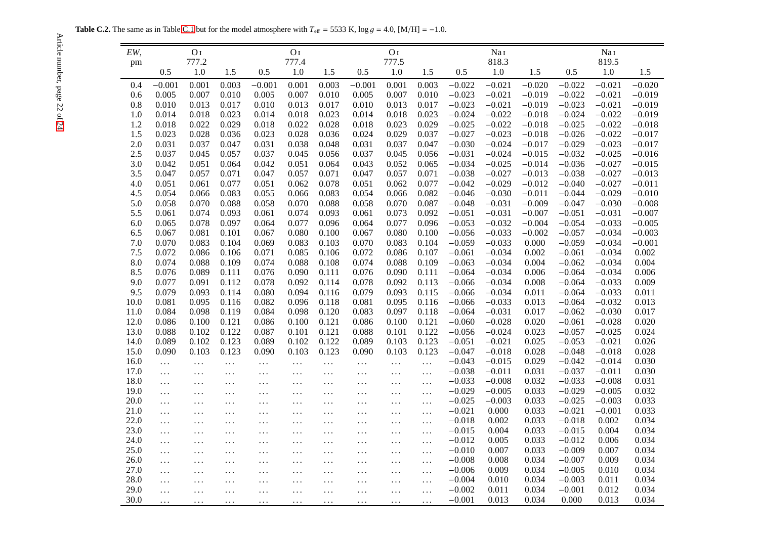**Table C.2.** The same as in Table C.1 but for the model atmosphere with $T_{\rm eff}$ = 5533 K, log $g$ = 4.0, [M/H] = −1.0.

| *EW*, pm | O I 777.2 | | | O I 777.4 | | | O I 777.5 | | | Na I 818.3 | | | Na I 819.5 | | |
|---|---|---|---|---|---|---|---|---|---|---|---|---|---|---|---|
| | 0.5 | 1.0 | 1.5 | 0.5 | 1.0 | 1.5 | 0.5 | 1.0 | 1.5 | 0.5 | 1.0 | 1.5 | 0.5 | 1.0 | 1.5 |
| 0.4 | −0.001 | 0.001 | 0.003 | −0.001 | 0.001 | 0.003 | −0.001 | 0.001 | 0.003 | −0.022 | −0.021 | −0.020 | −0.022 | −0.021 | −0.020 |
| 0.6 | 0.005 | 0.007 | 0.010 | 0.005 | 0.007 | 0.010 | 0.005 | 0.007 | 0.010 | −0.023 | −0.021 | −0.019 | −0.022 | −0.021 | −0.019 |
| 0.8 | 0.010 | 0.013 | 0.017 | 0.010 | 0.013 | 0.017 | 0.010 | 0.013 | 0.017 | −0.023 | −0.021 | −0.019 | −0.023 | −0.021 | −0.019 |
| 1.0 | 0.014 | 0.018 | 0.023 | 0.014 | 0.018 | 0.023 | 0.014 | 0.018 | 0.023 | −0.024 | −0.022 | −0.018 | −0.024 | −0.022 | −0.019 |
| 1.2 | 0.018 | 0.022 | 0.029 | 0.018 | 0.022 | 0.028 | 0.018 | 0.023 | 0.029 | −0.025 | −0.022 | −0.018 | −0.025 | −0.022 | −0.018 |
| 1.5 | 0.023 | 0.028 | 0.036 | 0.023 | 0.028 | 0.036 | 0.024 | 0.029 | 0.037 | −0.027 | −0.023 | −0.018 | −0.026 | −0.022 | −0.017 |
| 2.0 | 0.031 | 0.037 | 0.047 | 0.031 | 0.038 | 0.048 | 0.031 | 0.037 | 0.047 | −0.030 | −0.024 | −0.017 | −0.029 | −0.023 | −0.017 |
| 2.5 | 0.037 | 0.045 | 0.057 | 0.037 | 0.045 | 0.056 | 0.037 | 0.045 | 0.056 | −0.031 | −0.024 | −0.015 | −0.032 | −0.025 | −0.016 |
| 3.0 | 0.042 | 0.051 | 0.064 | 0.042 | 0.051 | 0.064 | 0.043 | 0.052 | 0.065 | −0.034 | −0.025 | −0.014 | −0.036 | −0.027 | −0.015 |
| 3.5 | 0.047 | 0.057 | 0.071 | 0.047 | 0.057 | 0.071 | 0.047 | 0.057 | 0.071 | −0.038 | −0.027 | −0.013 | −0.038 | −0.027 | −0.013 |
| 4.0 | 0.051 | 0.061 | 0.077 | 0.051 | 0.062 | 0.078 | 0.051 | 0.062 | 0.077 | −0.042 | −0.029 | −0.012 | −0.040 | −0.027 | −0.011 |
| 4.5 | 0.054 | 0.066 | 0.083 | 0.055 | 0.066 | 0.083 | 0.054 | 0.066 | 0.082 | −0.046 | −0.030 | −0.011 | −0.044 | −0.029 | −0.010 |
| 5.0 | 0.058 | 0.070 | 0.088 | 0.058 | 0.070 | 0.088 | 0.058 | 0.070 | 0.087 | −0.048 | −0.031 | −0.009 | −0.047 | −0.030 | −0.008 |
| 5.5 | 0.061 | 0.074 | 0.093 | 0.061 | 0.074 | 0.093 | 0.061 | 0.073 | 0.092 | −0.051 | −0.031 | −0.007 | −0.051 | −0.031 | −0.007 |
| 6.0 | 0.065 | 0.078 | 0.097 | 0.064 | 0.077 | 0.096 | 0.064 | 0.077 | 0.096 | −0.053 | −0.032 | −0.004 | −0.054 | −0.033 | −0.005 |
| 6.5 | 0.067 | 0.081 | 0.101 | 0.067 | 0.080 | 0.100 | 0.067 | 0.080 | 0.100 | −0.056 | −0.033 | −0.002 | −0.057 | −0.034 | −0.003 |
| 7.0 | 0.070 | 0.083 | 0.104 | 0.069 | 0.083 | 0.103 | 0.070 | 0.083 | 0.104 | −0.059 | −0.033 | 0.000 | −0.059 | −0.034 | −0.001 |
| 7.5 | 0.072 | 0.086 | 0.106 | 0.071 | 0.085 | 0.106 | 0.072 | 0.086 | 0.107 | −0.061 | −0.034 | 0.002 | −0.061 | −0.034 | 0.002 |
| 8.0 | 0.074 | 0.088 | 0.109 | 0.074 | 0.088 | 0.108 | 0.074 | 0.088 | 0.109 | −0.063 | −0.034 | 0.004 | −0.062 | −0.034 | 0.004 |
| 8.5 | 0.076 | 0.089 | 0.111 | 0.076 | 0.090 | 0.111 | 0.076 | 0.090 | 0.111 | −0.064 | −0.034 | 0.006 | −0.064 | −0.034 | 0.006 |
| 9.0 | 0.077 | 0.091 | 0.112 | 0.078 | 0.092 | 0.114 | 0.078 | 0.092 | 0.113 | −0.066 | −0.034 | 0.008 | −0.064 | −0.033 | 0.009 |
| 9.5 | 0.079 | 0.093 | 0.114 | 0.080 | 0.094 | 0.116 | 0.079 | 0.093 | 0.115 | −0.066 | −0.034 | 0.011 | −0.064 | −0.033 | 0.011 |
| 10.0 | 0.081 | 0.095 | 0.116 | 0.082 | 0.096 | 0.118 | 0.081 | 0.095 | 0.116 | −0.066 | −0.033 | 0.013 | −0.064 | −0.032 | 0.013 |
| 11.0 | 0.084 | 0.098 | 0.119 | 0.084 | 0.098 | 0.120 | 0.083 | 0.097 | 0.118 | −0.064 | −0.031 | 0.017 | −0.062 | −0.030 | 0.017 |
| 12.0 | 0.086 | 0.100 | 0.121 | 0.086 | 0.100 | 0.121 | 0.086 | 0.100 | 0.121 | −0.060 | −0.028 | 0.020 | −0.061 | −0.028 | 0.020 |
| 13.0 | 0.088 | 0.102 | 0.122 | 0.087 | 0.101 | 0.121 | 0.088 | 0.101 | 0.122 | −0.056 | −0.024 | 0.023 | −0.057 | −0.025 | 0.024 |
| 14.0 | 0.089 | 0.102 | 0.123 | 0.089 | 0.102 | 0.122 | 0.089 | 0.103 | 0.123 | −0.051 | −0.021 | 0.025 | −0.053 | −0.021 | 0.026 |
| 15.0 | 0.090 | 0.103 | 0.123 | 0.090 | 0.103 | 0.123 | 0.090 | 0.103 | 0.123 | −0.047 | −0.018 | 0.028 | −0.048 | −0.018 | 0.028 |
| 16.0 | ... | ... | ... | ... | ... | ... | ... | ... | ... | −0.043 | −0.015 | 0.029 | −0.042 | −0.014 | 0.030 |
| 17.0 | ... | ... | ... | ... | ... | ... | ... | ... | ... | −0.038 | −0.011 | 0.031 | −0.037 | −0.011 | 0.030 |
| 18.0 | ... | ... | ... | ... | ... | ... | ... | ... | ... | −0.033 | −0.008 | 0.032 | −0.033 | −0.008 | 0.031 |
| 19.0 | ... | ... | ... | ... | ... | ... | ... | ... | ... | −0.029 | −0.005 | 0.033 | −0.029 | −0.005 | 0.032 |
| 20.0 | ... | ... | ... | ... | ... | ... | ... | ... | ... | −0.025 | −0.003 | 0.033 | −0.025 | −0.003 | 0.033 |
| 21.0 | ... | ... | ... | ... | ... | ... | ... | ... | ... | −0.021 | 0.000 | 0.033 | −0.021 | −0.001 | 0.033 |
| 22.0 | ... | ... | ... | ... | ... | ... | ... | ... | ... | −0.018 | 0.002 | 0.033 | −0.018 | 0.002 | 0.034 |
| 23.0 | ... | ... | ... | ... | ... | ... | ... | ... | ... | −0.015 | 0.004 | 0.033 | −0.015 | 0.004 | 0.034 |
| 24.0 | ... | ... | ... | ... | ... | ... | ... | ... | ... | −0.012 | 0.005 | 0.033 | −0.012 | 0.006 | 0.034 |
| 25.0 | ... | ... | ... | ... | ... | ... | ... | ... | ... | −0.010 | 0.007 | 0.033 | −0.009 | 0.007 | 0.034 |
| 26.0 | ... | ... | ... | ... | ... | ... | ... | ... | ... | −0.008 | 0.008 | 0.034 | −0.007 | 0.009 | 0.034 |
| 27.0 | ... | ... | ... | ... | ... | ... | ... | ... | ... | −0.006 | 0.009 | 0.034 | −0.005 | 0.010 | 0.034 |
| 28.0 | ... | ... | ... | ... | ... | ... | ... | ... | ... | −0.004 | 0.010 | 0.034 | −0.003 | 0.011 | 0.034 |
| 29.0 | ... | ... | ... | ... | ... | ... | ... | ... | ... | −0.002 | 0.011 | 0.034 | −0.001 | 0.012 | 0.034 |
| 30.0 | ... | ... | ... | ... | ... | ... | ... | ... | ... | −0.001 | 0.013 | 0.034 | 0.000 | 0.013 | 0.034 |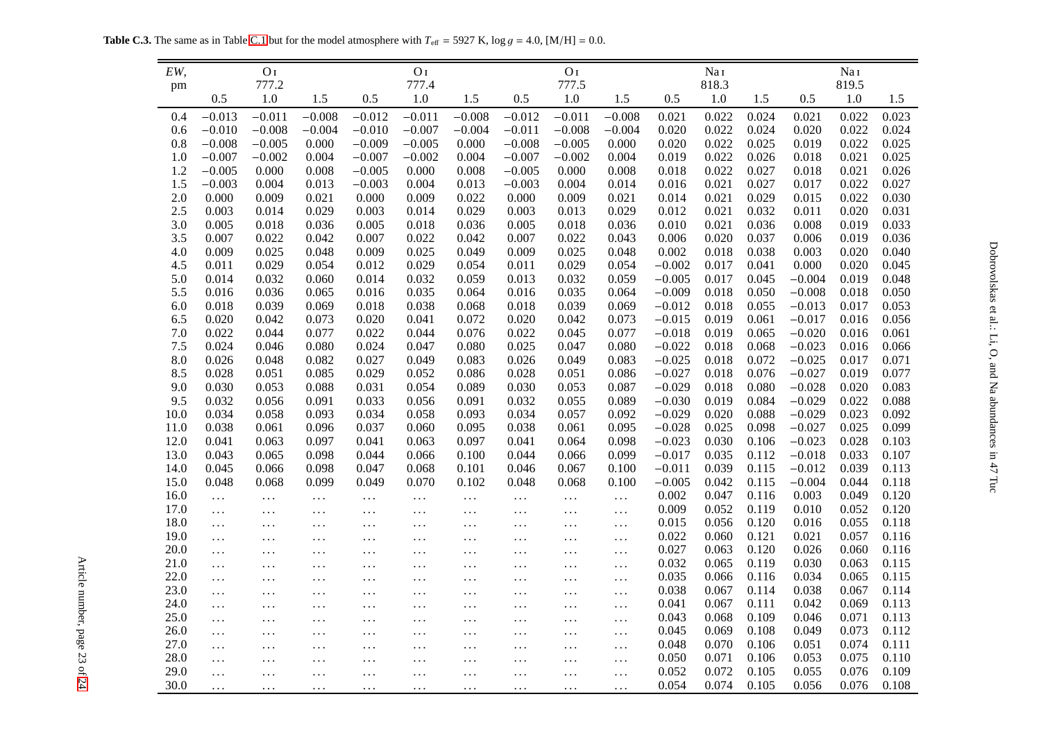**Table C.3.** The same as in Table C.1 but for the model atmosphere with $T_{\rm eff}$ = 5927 K, log $g$ = 4.0, [M/H] = 0.0.

| *EW*, pm | O I 777.2 | | | O I 777.4 | | | O I 777.5 | | | Na I 818.3 | | | Na I 819.5 | | |
|---|---|---|---|---|---|---|---|---|---|---|---|---|---|---|---|
| | 0.5 | 1.0 | 1.5 | 0.5 | 1.0 | 1.5 | 0.5 | 1.0 | 1.5 | 0.5 | 1.0 | 1.5 | 0.5 | 1.0 | 1.5 |
| 0.4 | −0.013 | −0.011 | −0.008 | −0.012 | −0.011 | −0.008 | −0.012 | −0.011 | −0.008 | 0.021 | 0.022 | 0.024 | 0.021 | 0.022 | 0.023 |
| 0.6 | −0.010 | −0.008 | −0.004 | −0.010 | −0.007 | −0.004 | −0.011 | −0.008 | −0.004 | 0.020 | 0.022 | 0.024 | 0.020 | 0.022 | 0.024 |
| 0.8 | −0.008 | −0.005 | 0.000 | −0.009 | −0.005 | 0.000 | −0.008 | −0.005 | 0.000 | 0.020 | 0.022 | 0.025 | 0.019 | 0.022 | 0.025 |
| 1.0 | −0.007 | −0.002 | 0.004 | −0.007 | −0.002 | 0.004 | −0.007 | −0.002 | 0.004 | 0.019 | 0.022 | 0.026 | 0.018 | 0.021 | 0.025 |
| 1.2 | −0.005 | 0.000 | 0.008 | −0.005 | 0.000 | 0.008 | −0.005 | 0.000 | 0.008 | 0.018 | 0.022 | 0.027 | 0.018 | 0.021 | 0.026 |
| 1.5 | −0.003 | 0.004 | 0.013 | −0.003 | 0.004 | 0.013 | −0.003 | 0.004 | 0.014 | 0.016 | 0.021 | 0.027 | 0.017 | 0.022 | 0.027 |
| 2.0 | 0.000 | 0.009 | 0.021 | 0.000 | 0.009 | 0.022 | 0.000 | 0.009 | 0.021 | 0.014 | 0.021 | 0.029 | 0.015 | 0.022 | 0.030 |
| 2.5 | 0.003 | 0.014 | 0.029 | 0.003 | 0.014 | 0.029 | 0.003 | 0.013 | 0.029 | 0.012 | 0.021 | 0.032 | 0.011 | 0.020 | 0.031 |
| 3.0 | 0.005 | 0.018 | 0.036 | 0.005 | 0.018 | 0.036 | 0.005 | 0.018 | 0.036 | 0.010 | 0.021 | 0.036 | 0.008 | 0.019 | 0.033 |
| 3.5 | 0.007 | 0.022 | 0.042 | 0.007 | 0.022 | 0.042 | 0.007 | 0.022 | 0.043 | 0.006 | 0.020 | 0.037 | 0.006 | 0.019 | 0.036 |
| 4.0 | 0.009 | 0.025 | 0.048 | 0.009 | 0.025 | 0.049 | 0.009 | 0.025 | 0.048 | 0.002 | 0.018 | 0.038 | 0.003 | 0.020 | 0.040 |
| 4.5 | 0.011 | 0.029 | 0.054 | 0.012 | 0.029 | 0.054 | 0.011 | 0.029 | 0.054 | −0.002 | 0.017 | 0.041 | 0.000 | 0.020 | 0.045 |
| 5.0 | 0.014 | 0.032 | 0.060 | 0.014 | 0.032 | 0.059 | 0.013 | 0.032 | 0.059 | −0.005 | 0.017 | 0.045 | −0.004 | 0.019 | 0.048 |
| 5.5 | 0.016 | 0.036 | 0.065 | 0.016 | 0.035 | 0.064 | 0.016 | 0.035 | 0.064 | −0.009 | 0.018 | 0.050 | −0.008 | 0.018 | 0.050 |
| 6.0 | 0.018 | 0.039 | 0.069 | 0.018 | 0.038 | 0.068 | 0.018 | 0.039 | 0.069 | −0.012 | 0.018 | 0.055 | −0.013 | 0.017 | 0.053 |
| 6.5 | 0.020 | 0.042 | 0.073 | 0.020 | 0.041 | 0.072 | 0.020 | 0.042 | 0.073 | −0.015 | 0.019 | 0.061 | −0.017 | 0.016 | 0.056 |
| 7.0 | 0.022 | 0.044 | 0.077 | 0.022 | 0.044 | 0.076 | 0.022 | 0.045 | 0.077 | −0.018 | 0.019 | 0.065 | −0.020 | 0.016 | 0.061 |
| 7.5 | 0.024 | 0.046 | 0.080 | 0.024 | 0.047 | 0.080 | 0.025 | 0.047 | 0.080 | −0.022 | 0.018 | 0.068 | −0.023 | 0.016 | 0.066 |
| 8.0 | 0.026 | 0.048 | 0.082 | 0.027 | 0.049 | 0.083 | 0.026 | 0.049 | 0.083 | −0.025 | 0.018 | 0.072 | −0.025 | 0.017 | 0.071 |
| 8.5 | 0.028 | 0.051 | 0.085 | 0.029 | 0.052 | 0.086 | 0.028 | 0.051 | 0.086 | −0.027 | 0.018 | 0.076 | −0.027 | 0.019 | 0.077 |
| 9.0 | 0.030 | 0.053 | 0.088 | 0.031 | 0.054 | 0.089 | 0.030 | 0.053 | 0.087 | −0.029 | 0.018 | 0.080 | −0.028 | 0.020 | 0.083 |
| 9.5 | 0.032 | 0.056 | 0.091 | 0.033 | 0.056 | 0.091 | 0.032 | 0.055 | 0.089 | −0.030 | 0.019 | 0.084 | −0.029 | 0.022 | 0.088 |
| 10.0 | 0.034 | 0.058 | 0.093 | 0.034 | 0.058 | 0.093 | 0.034 | 0.057 | 0.092 | −0.029 | 0.020 | 0.088 | −0.029 | 0.023 | 0.092 |
| 11.0 | 0.038 | 0.061 | 0.096 | 0.037 | 0.060 | 0.095 | 0.038 | 0.061 | 0.095 | −0.028 | 0.025 | 0.098 | −0.027 | 0.025 | 0.099 |
| 12.0 | 0.041 | 0.063 | 0.097 | 0.041 | 0.063 | 0.097 | 0.041 | 0.064 | 0.098 | −0.023 | 0.030 | 0.106 | −0.023 | 0.028 | 0.103 |
| 13.0 | 0.043 | 0.065 | 0.098 | 0.044 | 0.066 | 0.100 | 0.044 | 0.066 | 0.099 | −0.017 | 0.035 | 0.112 | −0.018 | 0.033 | 0.107 |
| 14.0 | 0.045 | 0.066 | 0.098 | 0.047 | 0.068 | 0.101 | 0.046 | 0.067 | 0.100 | −0.011 | 0.039 | 0.115 | −0.012 | 0.039 | 0.113 |
| 15.0 | 0.048 | 0.068 | 0.099 | 0.049 | 0.070 | 0.102 | 0.048 | 0.068 | 0.100 | −0.005 | 0.042 | 0.115 | −0.004 | 0.044 | 0.118 |
| 16.0 | ... | ... | ... | ... | ... | ... | ... | ... | ... | 0.002 | 0.047 | 0.116 | 0.003 | 0.049 | 0.120 |
| 17.0 | ... | ... | ... | ... | ... | ... | ... | ... | ... | 0.009 | 0.052 | 0.119 | 0.010 | 0.052 | 0.120 |
| 18.0 | ... | ... | ... | ... | ... | ... | ... | ... | ... | 0.015 | 0.056 | 0.120 | 0.016 | 0.055 | 0.118 |
| 19.0 | ... | ... | ... | ... | ... | ... | ... | ... | ... | 0.022 | 0.060 | 0.121 | 0.021 | 0.057 | 0.116 |
| 20.0 | ... | ... | ... | ... | ... | ... | ... | ... | ... | 0.027 | 0.063 | 0.120 | 0.026 | 0.060 | 0.116 |
| 21.0 | ... | ... | ... | ... | ... | ... | ... | ... | ... | 0.032 | 0.065 | 0.119 | 0.030 | 0.063 | 0.115 |
| 22.0 | ... | ... | ... | ... | ... | ... | ... | ... | ... | 0.035 | 0.066 | 0.116 | 0.034 | 0.065 | 0.115 |
| 23.0 | ... | ... | ... | ... | ... | ... | ... | ... | ... | 0.038 | 0.067 | 0.114 | 0.038 | 0.067 | 0.114 |
| 24.0 | ... | ... | ... | ... | ... | ... | ... | ... | ... | 0.041 | 0.067 | 0.111 | 0.042 | 0.069 | 0.113 |
| 25.0 | ... | ... | ... | ... | ... | ... | ... | ... | ... | 0.043 | 0.068 | 0.109 | 0.046 | 0.071 | 0.113 |
| 26.0 | ... | ... | ... | ... | ... | ... | ... | ... | ... | 0.045 | 0.069 | 0.108 | 0.049 | 0.073 | 0.112 |
| 27.0 | ... | ... | ... | ... | ... | ... | ... | ... | ... | 0.048 | 0.070 | 0.106 | 0.051 | 0.074 | 0.111 |
| 28.0 | ... | ... | ... | ... | ... | ... | ... | ... | ... | 0.050 | 0.071 | 0.106 | 0.053 | 0.075 | 0.110 |
| 29.0 | ... | ... | ... | ... | ... | ... | ... | ... | ... | 0.052 | 0.072 | 0.105 | 0.055 | 0.076 | 0.109 |
| 30.0 | ... | ... | ... | ... | ... | ... | ... | ... | ... | 0.054 | 0.074 | 0.105 | 0.056 | 0.076 | 0.108 |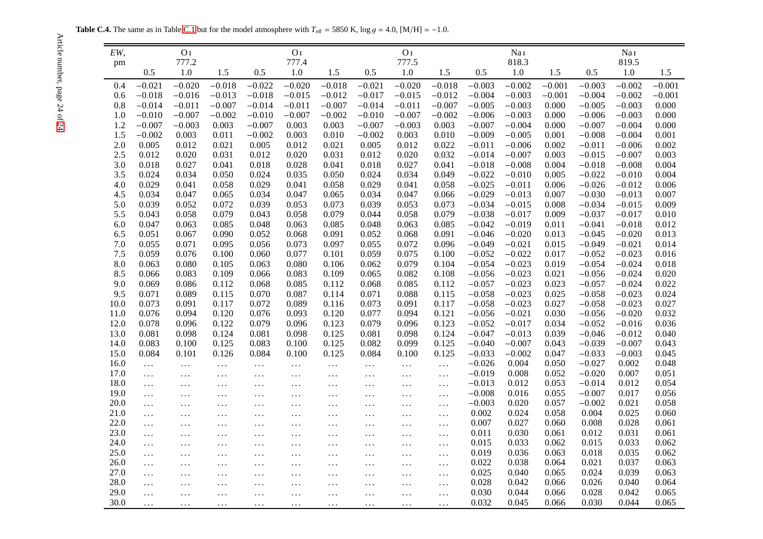**Table C.4.** The same as in Table C.1 but for the model atmosphere with $T_{\rm eff}$ = 5850 K, $\log g$ = 4.0, [M/H] = −1.0.

| *EW*, pm | O I 777.2 | | | O I 777.4 | | | O I 777.5 | | | Na I 818.3 | | | Na I 819.5 | | |
|---|---|---|---|---|---|---|---|---|---|---|---|---|---|---|---|
| | 0.5 | 1.0 | 1.5 | 0.5 | 1.0 | 1.5 | 0.5 | 1.0 | 1.5 | 0.5 | 1.0 | 1.5 | 0.5 | 1.0 | 1.5 |
| 0.4 | −0.021 | −0.020 | −0.018 | −0.022 | −0.020 | −0.018 | −0.021 | −0.020 | −0.018 | −0.003 | −0.002 | −0.001 | −0.003 | −0.002 | −0.001 |
| 0.6 | −0.018 | −0.016 | −0.013 | −0.018 | −0.015 | −0.012 | −0.017 | −0.015 | −0.012 | −0.004 | −0.003 | −0.001 | −0.004 | −0.002 | −0.001 |
| 0.8 | −0.014 | −0.011 | −0.007 | −0.014 | −0.011 | −0.007 | −0.014 | −0.011 | −0.007 | −0.005 | −0.003 | 0.000 | −0.005 | −0.003 | 0.000 |
| 1.0 | −0.010 | −0.007 | −0.002 | −0.010 | −0.007 | −0.002 | −0.010 | −0.007 | −0.002 | −0.006 | −0.003 | 0.000 | −0.006 | −0.003 | 0.000 |
| 1.2 | −0.007 | −0.003 | 0.003 | −0.007 | 0.003 | 0.003 | −0.007 | −0.003 | 0.003 | −0.007 | −0.004 | 0.000 | −0.007 | −0.004 | 0.000 |
| 1.5 | −0.002 | 0.003 | 0.011 | −0.002 | 0.003 | 0.010 | −0.002 | 0.003 | 0.010 | −0.009 | −0.005 | 0.001 | −0.008 | −0.004 | 0.001 |
| 2.0 | 0.005 | 0.012 | 0.021 | 0.005 | 0.012 | 0.021 | 0.005 | 0.012 | 0.022 | −0.011 | −0.006 | 0.002 | −0.011 | −0.006 | 0.002 |
| 2.5 | 0.012 | 0.020 | 0.031 | 0.012 | 0.020 | 0.031 | 0.012 | 0.020 | 0.032 | −0.014 | −0.007 | 0.003 | −0.015 | −0.007 | 0.003 |
| 3.0 | 0.018 | 0.027 | 0.041 | 0.018 | 0.028 | 0.041 | 0.018 | 0.027 | 0.041 | −0.018 | −0.008 | 0.004 | −0.018 | −0.008 | 0.004 |
| 3.5 | 0.024 | 0.034 | 0.050 | 0.024 | 0.035 | 0.050 | 0.024 | 0.034 | 0.049 | −0.022 | −0.010 | 0.005 | −0.022 | −0.010 | 0.004 |
| 4.0 | 0.029 | 0.041 | 0.058 | 0.029 | 0.041 | 0.058 | 0.029 | 0.041 | 0.058 | −0.025 | −0.011 | 0.006 | −0.026 | −0.012 | 0.006 |
| 4.5 | 0.034 | 0.047 | 0.065 | 0.034 | 0.047 | 0.065 | 0.034 | 0.047 | 0.066 | −0.029 | −0.013 | 0.007 | −0.030 | −0.013 | 0.007 |
| 5.0 | 0.039 | 0.052 | 0.072 | 0.039 | 0.053 | 0.073 | 0.039 | 0.053 | 0.073 | −0.034 | −0.015 | 0.008 | −0.034 | −0.015 | 0.009 |
| 5.5 | 0.043 | 0.058 | 0.079 | 0.043 | 0.058 | 0.079 | 0.044 | 0.058 | 0.079 | −0.038 | −0.017 | 0.009 | −0.037 | −0.017 | 0.010 |
| 6.0 | 0.047 | 0.063 | 0.085 | 0.048 | 0.063 | 0.085 | 0.048 | 0.063 | 0.085 | −0.042 | −0.019 | 0.011 | −0.041 | −0.018 | 0.012 |
| 6.5 | 0.051 | 0.067 | 0.090 | 0.052 | 0.068 | 0.091 | 0.052 | 0.068 | 0.091 | −0.046 | −0.020 | 0.013 | −0.045 | −0.020 | 0.013 |
| 7.0 | 0.055 | 0.071 | 0.095 | 0.056 | 0.073 | 0.097 | 0.055 | 0.072 | 0.096 | −0.049 | −0.021 | 0.015 | −0.049 | −0.021 | 0.014 |
| 7.5 | 0.059 | 0.076 | 0.100 | 0.060 | 0.077 | 0.101 | 0.059 | 0.075 | 0.100 | −0.052 | −0.022 | 0.017 | −0.052 | −0.023 | 0.016 |
| 8.0 | 0.063 | 0.080 | 0.105 | 0.063 | 0.080 | 0.106 | 0.062 | 0.079 | 0.104 | −0.054 | −0.023 | 0.019 | −0.054 | −0.024 | 0.018 |
| 8.5 | 0.066 | 0.083 | 0.109 | 0.066 | 0.083 | 0.109 | 0.065 | 0.082 | 0.108 | −0.056 | −0.023 | 0.021 | −0.056 | −0.024 | 0.020 |
| 9.0 | 0.069 | 0.086 | 0.112 | 0.068 | 0.085 | 0.112 | 0.068 | 0.085 | 0.112 | −0.057 | −0.023 | 0.023 | −0.057 | −0.024 | 0.022 |
| 9.5 | 0.071 | 0.089 | 0.115 | 0.070 | 0.087 | 0.114 | 0.071 | 0.088 | 0.115 | −0.058 | −0.023 | 0.025 | −0.058 | −0.023 | 0.024 |
| 10.0 | 0.073 | 0.091 | 0.117 | 0.072 | 0.089 | 0.116 | 0.073 | 0.091 | 0.117 | −0.058 | −0.023 | 0.027 | −0.058 | −0.023 | 0.027 |
| 11.0 | 0.076 | 0.094 | 0.120 | 0.076 | 0.093 | 0.120 | 0.077 | 0.094 | 0.121 | −0.056 | −0.021 | 0.030 | −0.056 | −0.020 | 0.032 |
| 12.0 | 0.078 | 0.096 | 0.122 | 0.079 | 0.096 | 0.123 | 0.079 | 0.096 | 0.123 | −0.052 | −0.017 | 0.034 | −0.052 | −0.016 | 0.036 |
| 13.0 | 0.081 | 0.098 | 0.124 | 0.081 | 0.098 | 0.125 | 0.081 | 0.098 | 0.124 | −0.047 | −0.013 | 0.039 | −0.046 | −0.012 | 0.040 |
| 14.0 | 0.083 | 0.100 | 0.125 | 0.083 | 0.100 | 0.125 | 0.082 | 0.099 | 0.125 | −0.040 | −0.007 | 0.043 | −0.039 | −0.007 | 0.043 |
| 15.0 | 0.084 | 0.101 | 0.126 | 0.084 | 0.100 | 0.125 | 0.084 | 0.100 | 0.125 | −0.033 | −0.002 | 0.047 | −0.033 | −0.003 | 0.045 |
| 16.0 | ... | ... | ... | ... | ... | ... | ... | ... | ... | −0.026 | 0.004 | 0.050 | −0.027 | 0.002 | 0.048 |
| 17.0 | ... | ... | ... | ... | ... | ... | ... | ... | ... | −0.019 | 0.008 | 0.052 | −0.020 | 0.007 | 0.051 |
| 18.0 | ... | ... | ... | ... | ... | ... | ... | ... | ... | −0.013 | 0.012 | 0.053 | −0.014 | 0.012 | 0.054 |
| 19.0 | ... | ... | ... | ... | ... | ... | ... | ... | ... | −0.008 | 0.016 | 0.055 | −0.007 | 0.017 | 0.056 |
| 20.0 | ... | ... | ... | ... | ... | ... | ... | ... | ... | −0.003 | 0.020 | 0.057 | −0.002 | 0.021 | 0.058 |
| 21.0 | ... | ... | ... | ... | ... | ... | ... | ... | ... | 0.002 | 0.024 | 0.058 | 0.004 | 0.025 | 0.060 |
| 22.0 | ... | ... | ... | ... | ... | ... | ... | ... | ... | 0.007 | 0.027 | 0.060 | 0.008 | 0.028 | 0.061 |
| 23.0 | ... | ... | ... | ... | ... | ... | ... | ... | ... | 0.011 | 0.030 | 0.061 | 0.012 | 0.031 | 0.061 |
| 24.0 | ... | ... | ... | ... | ... | ... | ... | ... | ... | 0.015 | 0.033 | 0.062 | 0.015 | 0.033 | 0.062 |
| 25.0 | ... | ... | ... | ... | ... | ... | ... | ... | ... | 0.019 | 0.036 | 0.063 | 0.018 | 0.035 | 0.062 |
| 26.0 | ... | ... | ... | ... | ... | ... | ... | ... | ... | 0.022 | 0.038 | 0.064 | 0.021 | 0.037 | 0.063 |
| 27.0 | ... | ... | ... | ... | ... | ... | ... | ... | ... | 0.025 | 0.040 | 0.065 | 0.024 | 0.039 | 0.063 |
| 28.0 | ... | ... | ... | ... | ... | ... | ... | ... | ... | 0.028 | 0.042 | 0.066 | 0.026 | 0.040 | 0.064 |
| 29.0 | ... | ... | ... | ... | ... | ... | ... | ... | ... | 0.030 | 0.044 | 0.066 | 0.028 | 0.042 | 0.065 |
| 30.0 | ... | ... | ... | ... | ... | ... | ... | ... | ... | 0.032 | 0.045 | 0.066 | 0.030 | 0.044 | 0.065 |